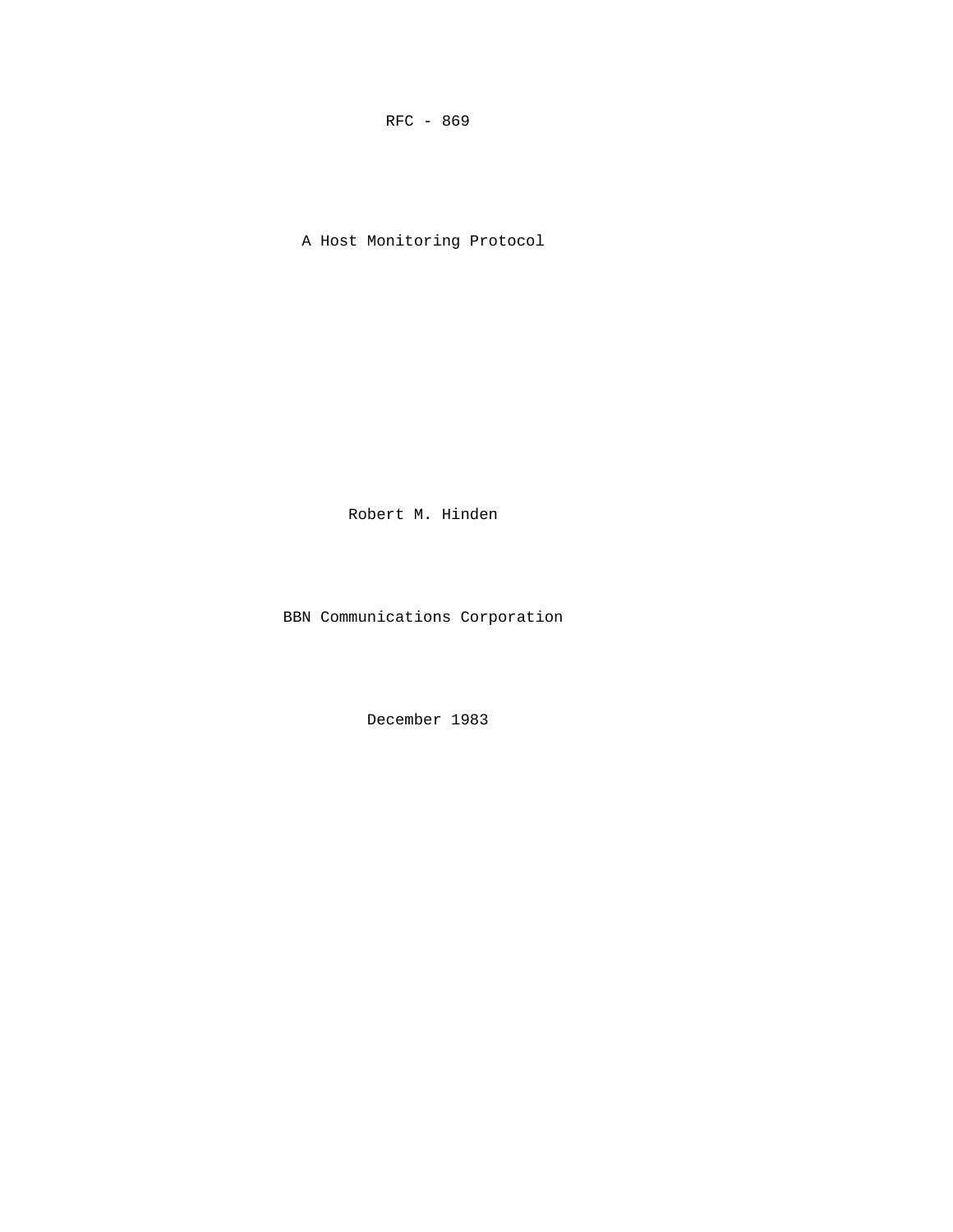RFC - 869

# A Host Monitoring Protocol

Robert M. Hinden

BBN Communications Corporation

December 1983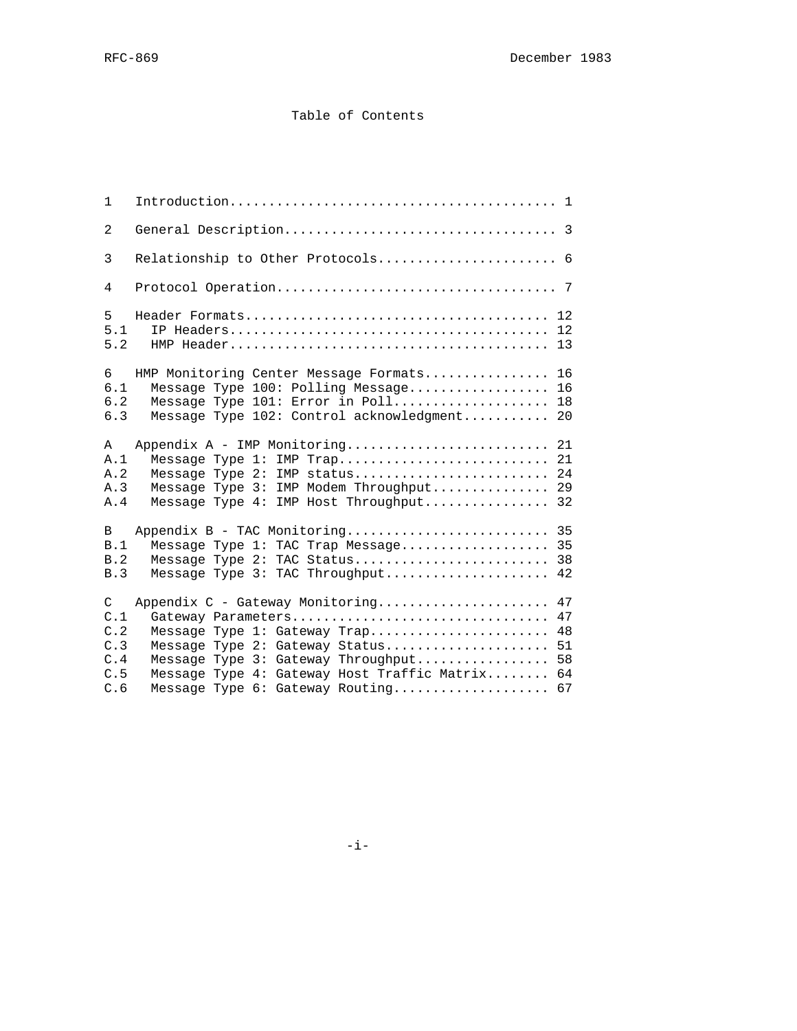# Table of Contents

| | | |
|---|---|---|
| 1 | Introduction | 1 |
| 2 | General Description | 3 |
| 3 | Relationship to Other Protocols | 6 |
| 4 | Protocol Operation | 7 |
| 5 | Header Formats | 12 |
| 5.1 | IP Headers | 12 |
| 5.2 | HMP Header | 13 |
| 6 | HMP Monitoring Center Message Formats | 16 |
| 6.1 | Message Type 100: Polling Message | 16 |
| 6.2 | Message Type 101: Error in Poll | 18 |
| 6.3 | Message Type 102: Control acknowledgment | 20 |
| A | Appendix A - IMP Monitoring | 21 |
| A.1 | Message Type 1: IMP Trap | 21 |
| A.2 | Message Type 2: IMP status | 24 |
| A.3 | Message Type 3: IMP Modem Throughput | 29 |
| A.4 | Message Type 4: IMP Host Throughput | 32 |
| B | Appendix B - TAC Monitoring | 35 |
| B.1 | Message Type 1: TAC Trap Message | 35 |
| B.2 | Message Type 2: TAC Status | 38 |
| B.3 | Message Type 3: TAC Throughput | 42 |
| C | Appendix C - Gateway Monitoring | 47 |
| C.1 | Gateway Parameters | 47 |
| C.2 | Message Type 1: Gateway Trap | 48 |
| C.3 | Message Type 2: Gateway Status | 51 |
| C.4 | Message Type 3: Gateway Throughput | 58 |
| C.5 | Message Type 4: Gateway Host Traffic Matrix | 64 |
| C.6 | Message Type 6: Gateway Routing | 67 |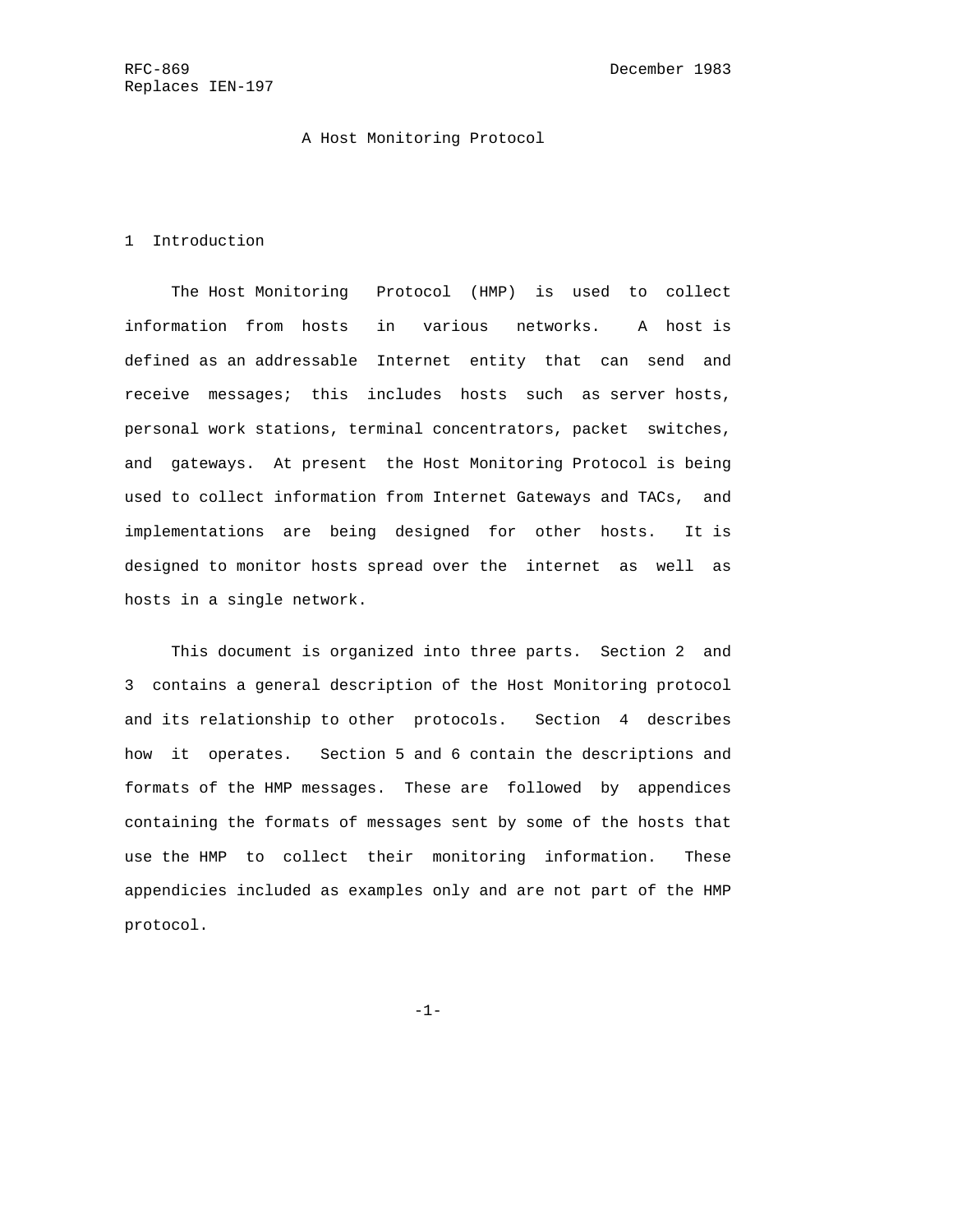RFC-869
Replaces IEN-197

December 1983

# A Host Monitoring Protocol

## 1 Introduction

The Host Monitoring Protocol (HMP) is used to collect information from hosts in various networks. A host is defined as an addressable Internet entity that can send and receive messages; this includes hosts such as server hosts, personal work stations, terminal concentrators, packet switches, and gateways. At present the Host Monitoring Protocol is being used to collect information from Internet Gateways and TACs, and implementations are being designed for other hosts. It is designed to monitor hosts spread over the internet as well as hosts in a single network.

This document is organized into three parts. Section 2 and 3 contains a general description of the Host Monitoring protocol and its relationship to other protocols. Section 4 describes how it operates. Section 5 and 6 contain the descriptions and formats of the HMP messages. These are followed by appendices containing the formats of messages sent by some of the hosts that use the HMP to collect their monitoring information. These appendicies included as examples only and are not part of the HMP protocol.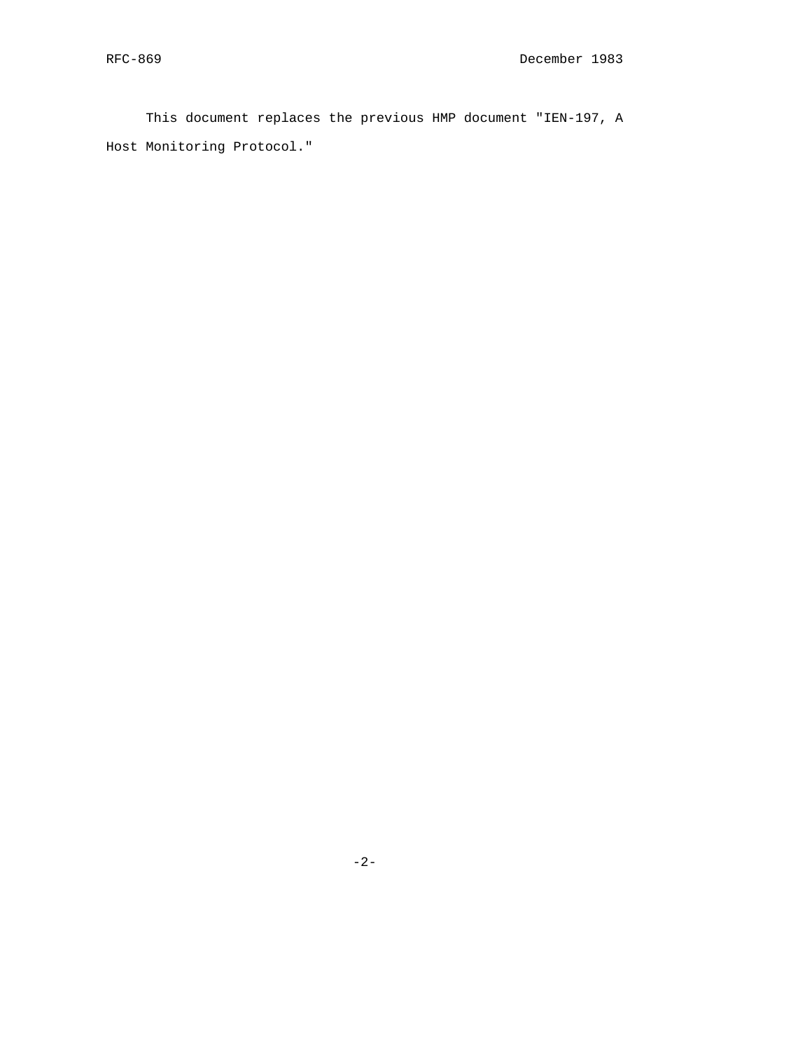This document replaces the previous HMP document "IEN-197, A Host Monitoring Protocol."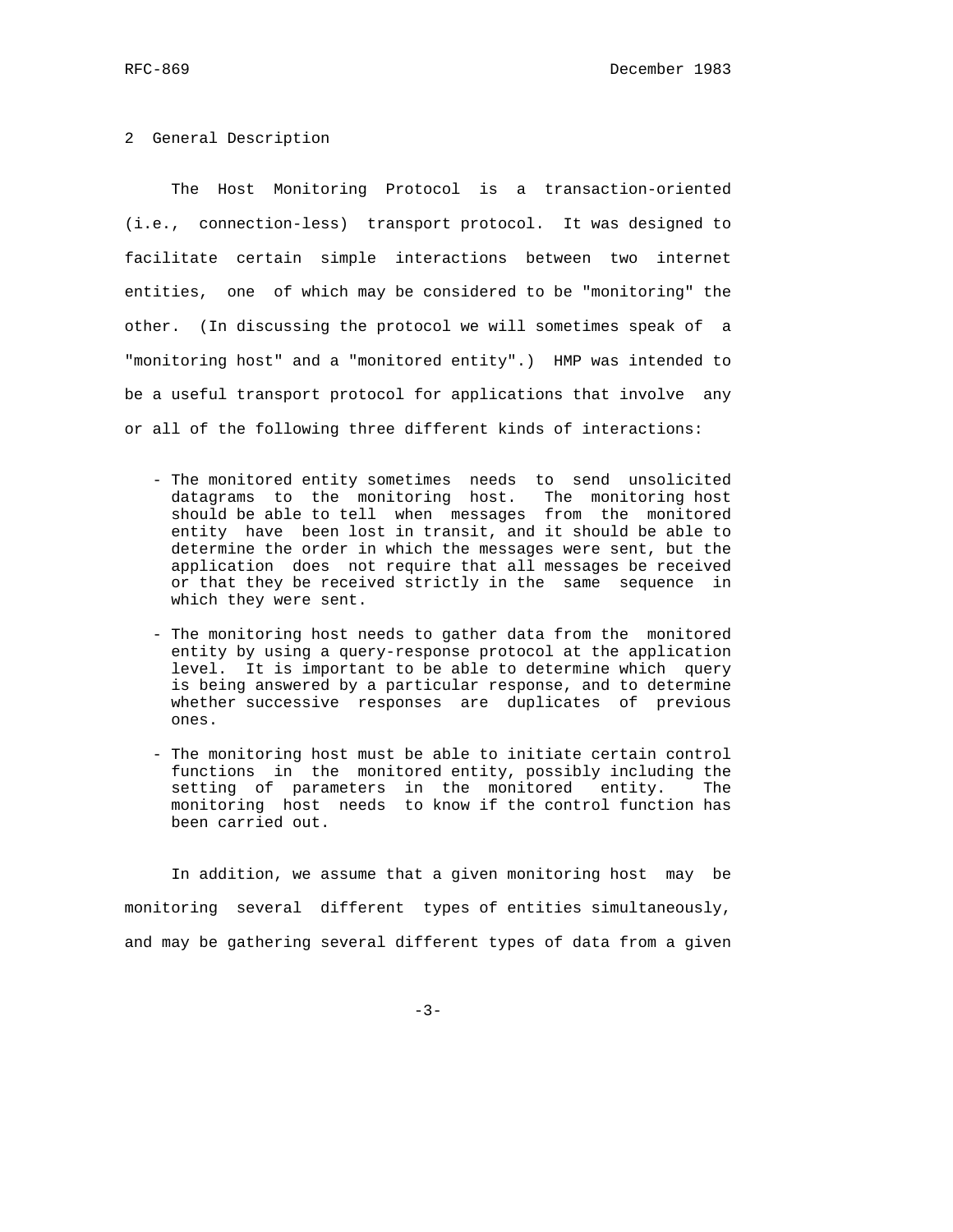## 2 General Description

The Host Monitoring Protocol is a transaction-oriented (i.e., connection-less) transport protocol. It was designed to facilitate certain simple interactions between two internet entities, one of which may be considered to be "monitoring" the other. (In discussing the protocol we will sometimes speak of a "monitoring host" and a "monitored entity".) HMP was intended to be a useful transport protocol for applications that involve any or all of the following three different kinds of interactions:

- The monitored entity sometimes needs to send unsolicited datagrams to the monitoring host. The monitoring host should be able to tell when messages from the monitored entity have been lost in transit, and it should be able to determine the order in which the messages were sent, but the application does not require that all messages be received or that they be received strictly in the same sequence in which they were sent.

- The monitoring host needs to gather data from the monitored entity by using a query-response protocol at the application level. It is important to be able to determine which query is being answered by a particular response, and to determine whether successive responses are duplicates of previous ones.

- The monitoring host must be able to initiate certain control functions in the monitored entity, possibly including the setting of parameters in the monitored entity. The monitoring host needs to know if the control function has been carried out.

In addition, we assume that a given monitoring host may be monitoring several different types of entities simultaneously, and may be gathering several different types of data from a given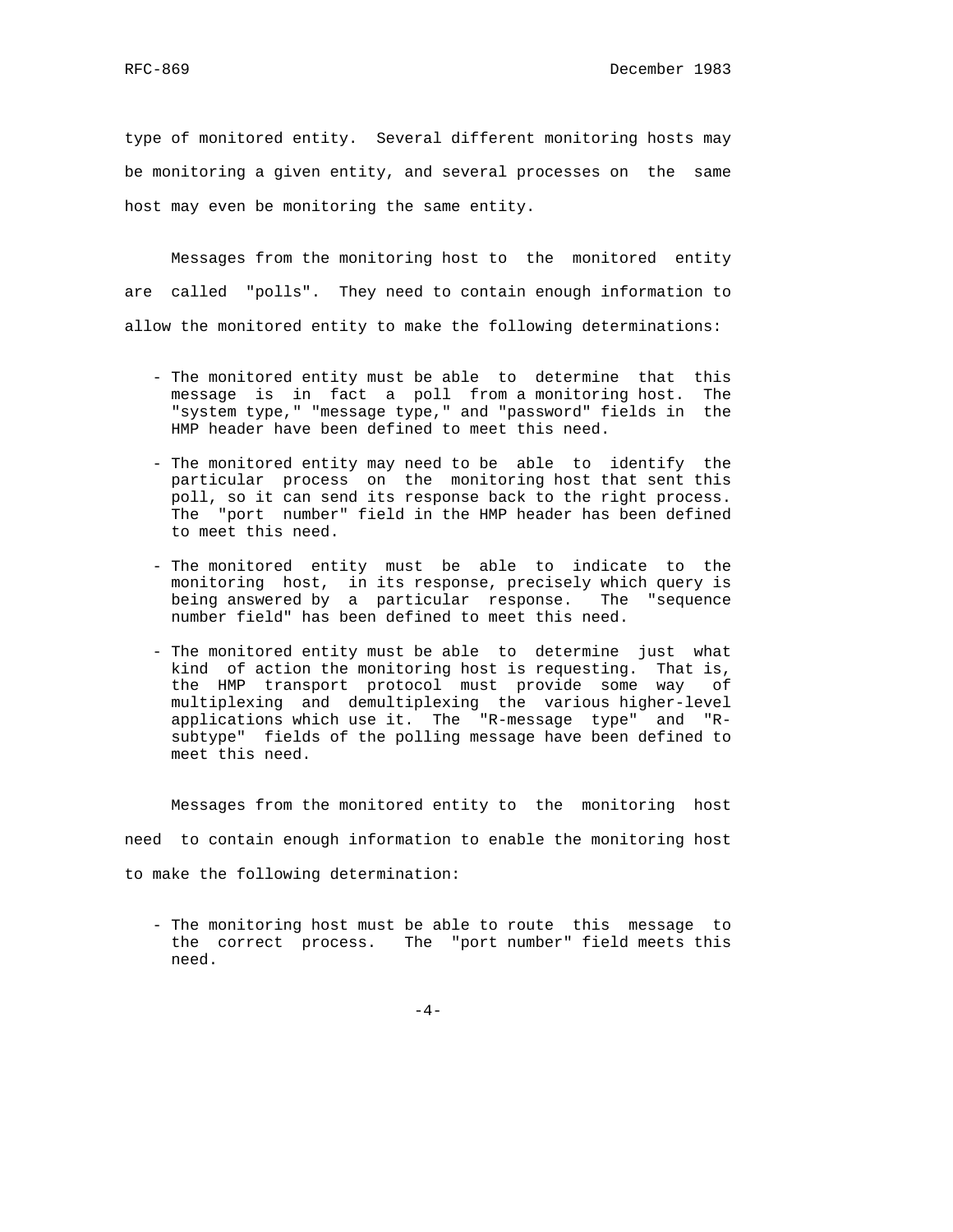type of monitored entity. Several different monitoring hosts may be monitoring a given entity, and several processes on the same host may even be monitoring the same entity.

Messages from the monitoring host to the monitored entity are called "polls". They need to contain enough information to allow the monitored entity to make the following determinations:

- The monitored entity must be able to determine that this message is in fact a poll from a monitoring host. The "system type," "message type," and "password" fields in the HMP header have been defined to meet this need.

- The monitored entity may need to be able to identify the particular process on the monitoring host that sent this poll, so it can send its response back to the right process. The "port number" field in the HMP header has been defined to meet this need.

- The monitored entity must be able to indicate to the monitoring host, in its response, precisely which query is being answered by a particular response. The "sequence number field" has been defined to meet this need.

- The monitored entity must be able to determine just what kind of action the monitoring host is requesting. That is, the HMP transport protocol must provide some way of multiplexing and demultiplexing the various higher-level applications which use it. The "R-message type" and "R-subtype" fields of the polling message have been defined to meet this need.

Messages from the monitored entity to the monitoring host need to contain enough information to enable the monitoring host to make the following determination:

- The monitoring host must be able to route this message to the correct process. The "port number" field meets this need.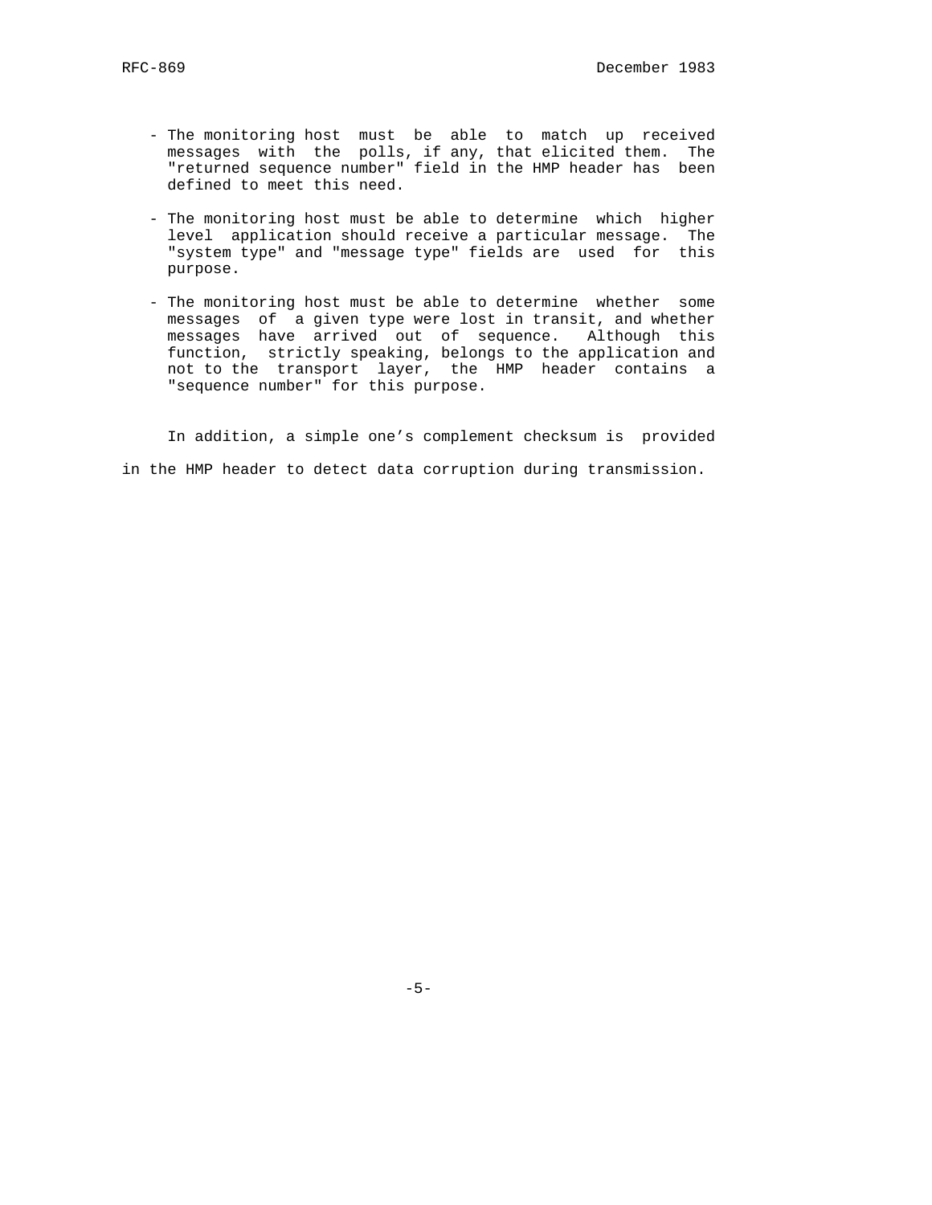- The monitoring host must be able to match up received messages with the polls, if any, that elicited them. The "returned sequence number" field in the HMP header has been defined to meet this need.

- The monitoring host must be able to determine which higher level application should receive a particular message. The "system type" and "message type" fields are used for this purpose.

- The monitoring host must be able to determine whether some messages of a given type were lost in transit, and whether messages have arrived out of sequence. Although this function, strictly speaking, belongs to the application and not to the transport layer, the HMP header contains a "sequence number" for this purpose.

In addition, a simple one's complement checksum is provided in the HMP header to detect data corruption during transmission.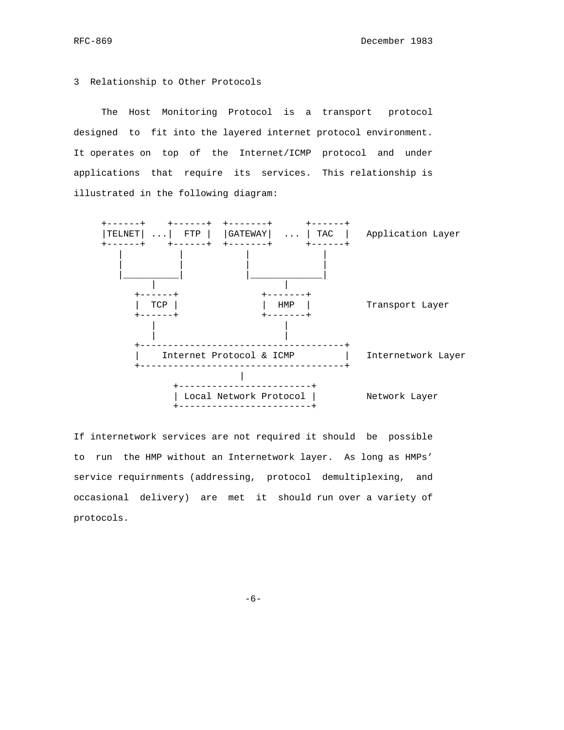## 3 Relationship to Other Protocols

The Host Monitoring Protocol is a transport protocol designed to fit into the layered internet protocol environment. It operates on top of the Internet/ICMP protocol and under applications that require its services. This relationship is illustrated in the following diagram:

```
+------+    +------+  +-------+      +------+
|TELNET| ...|  FTP |  |GATEWAY|  ... | TAC  |   Application Layer
+------+    +------+  +-------+      +------+
   |          |           |             |
   |          |           |             |
   |__________|           |_____________|
        |                        |
     +------+              +-------+
     |  TCP |              |  HMP  |          Transport Layer
     +------+              +-------+
        |                        |
        |                        |
     +-------------------------------------+
     |    Internet Protocol & ICMP         |   Internetwork Layer
     +-------------------------------------+
                     |
            +------------------------+
            | Local Network Protocol |         Network Layer
            +------------------------+
```

If internetwork services are not required it should be possible to run the HMP without an Internetwork layer. As long as HMPs' service requirnments (addressing, protocol demultiplexing, and occasional delivery) are met it should run over a variety of protocols.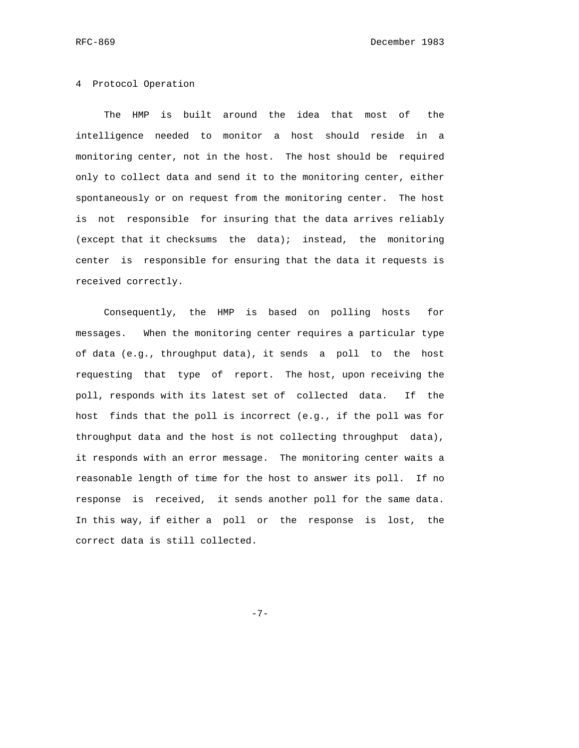# 4 Protocol Operation

The HMP is built around the idea that most of the intelligence needed to monitor a host should reside in a monitoring center, not in the host. The host should be required only to collect data and send it to the monitoring center, either spontaneously or on request from the monitoring center. The host is not responsible for insuring that the data arrives reliably (except that it checksums the data); instead, the monitoring center is responsible for ensuring that the data it requests is received correctly.

Consequently, the HMP is based on polling hosts for messages. When the monitoring center requires a particular type of data (e.g., throughput data), it sends a poll to the host requesting that type of report. The host, upon receiving the poll, responds with its latest set of collected data. If the host finds that the poll is incorrect (e.g., if the poll was for throughput data and the host is not collecting throughput data), it responds with an error message. The monitoring center waits a reasonable length of time for the host to answer its poll. If no response is received, it sends another poll for the same data. In this way, if either a poll or the response is lost, the correct data is still collected.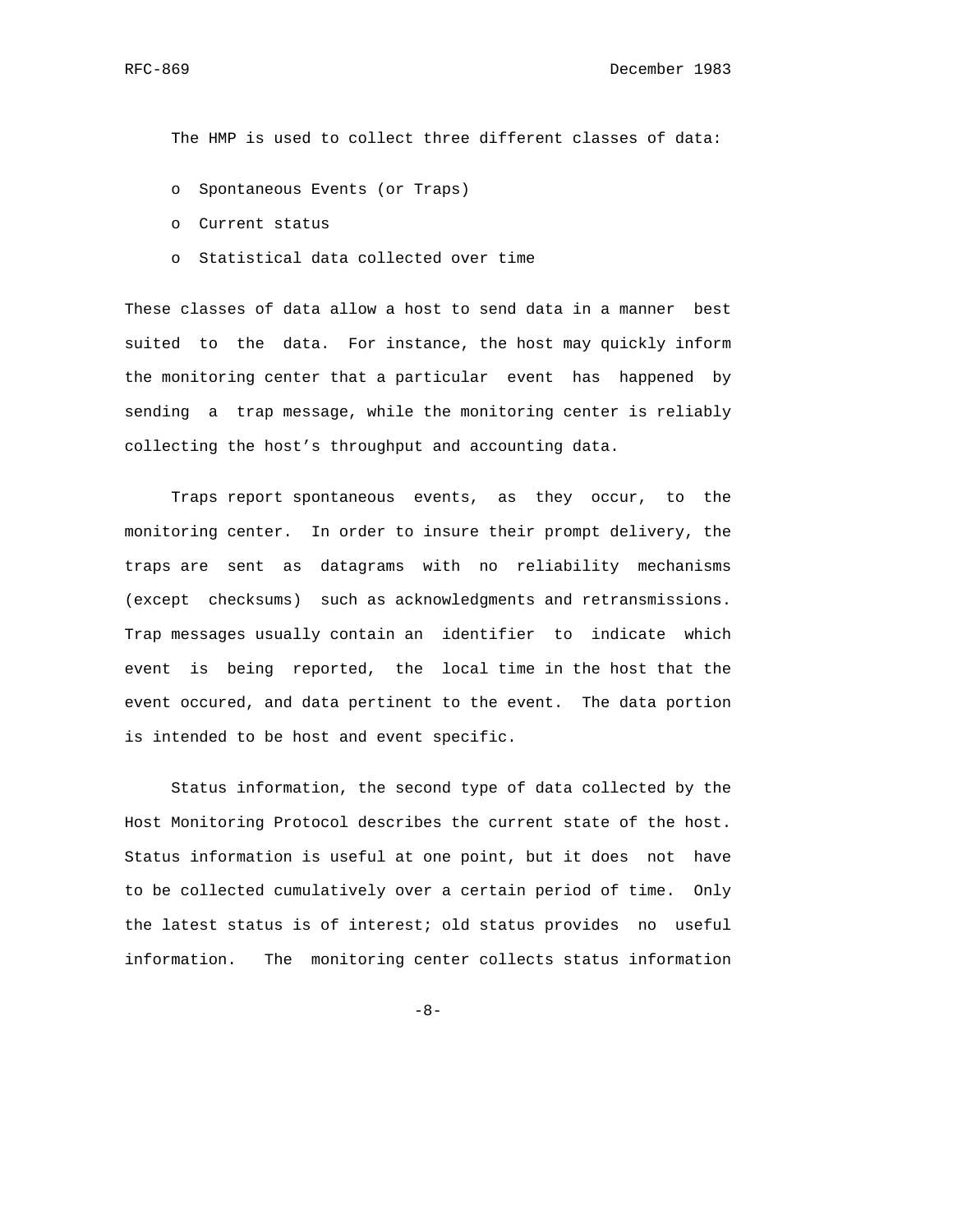The HMP is used to collect three different classes of data:

- Spontaneous Events (or Traps)
- Current status
- Statistical data collected over time

These classes of data allow a host to send data in a manner best suited to the data. For instance, the host may quickly inform the monitoring center that a particular event has happened by sending a trap message, while the monitoring center is reliably collecting the host's throughput and accounting data.

Traps report spontaneous events, as they occur, to the monitoring center. In order to insure their prompt delivery, the traps are sent as datagrams with no reliability mechanisms (except checksums) such as acknowledgments and retransmissions. Trap messages usually contain an identifier to indicate which event is being reported, the local time in the host that the event occured, and data pertinent to the event. The data portion is intended to be host and event specific.

Status information, the second type of data collected by the Host Monitoring Protocol describes the current state of the host. Status information is useful at one point, but it does not have to be collected cumulatively over a certain period of time. Only the latest status is of interest; old status provides no useful information. The monitoring center collects status information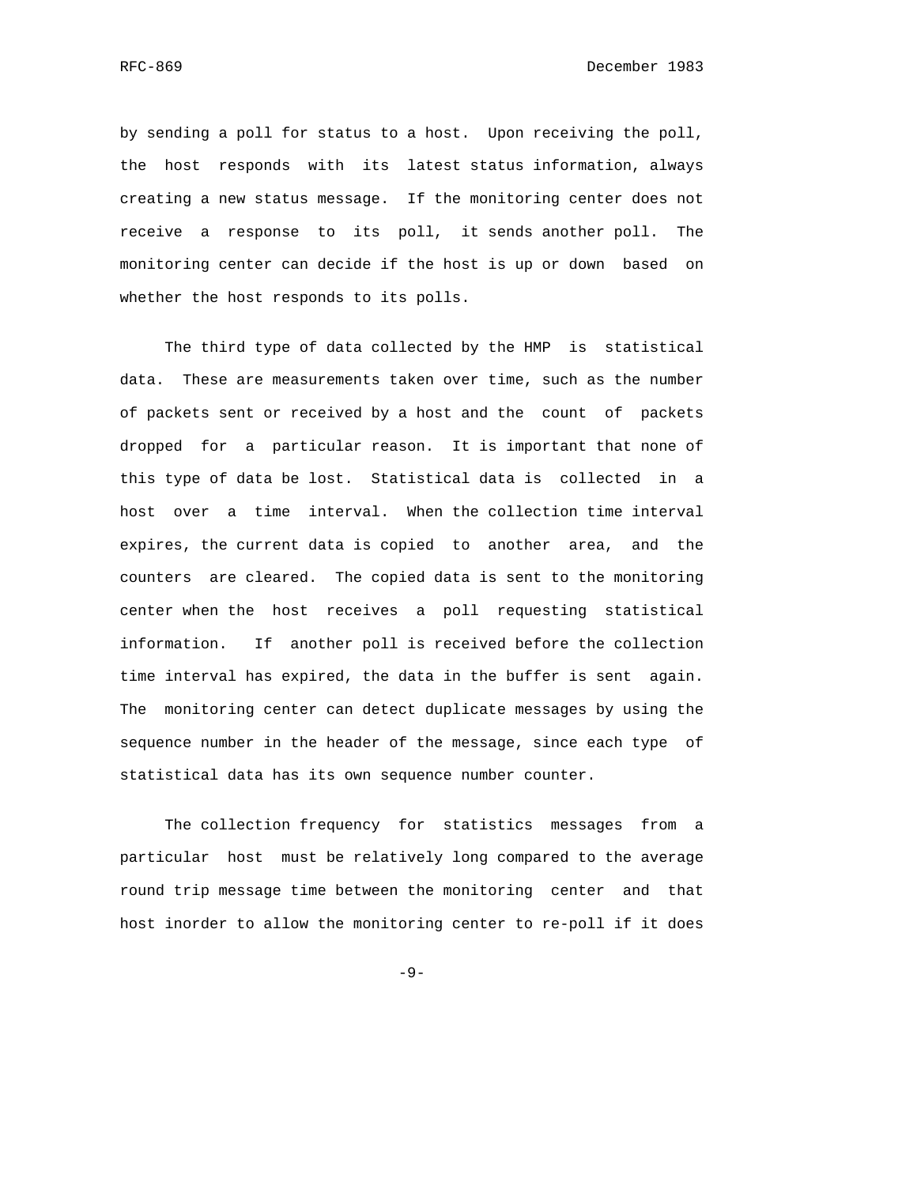by sending a poll for status to a host. Upon receiving the poll, the host responds with its latest status information, always creating a new status message. If the monitoring center does not receive a response to its poll, it sends another poll. The monitoring center can decide if the host is up or down based on whether the host responds to its polls.

The third type of data collected by the HMP is statistical data. These are measurements taken over time, such as the number of packets sent or received by a host and the count of packets dropped for a particular reason. It is important that none of this type of data be lost. Statistical data is collected in a host over a time interval. When the collection time interval expires, the current data is copied to another area, and the counters are cleared. The copied data is sent to the monitoring center when the host receives a poll requesting statistical information. If another poll is received before the collection time interval has expired, the data in the buffer is sent again. The monitoring center can detect duplicate messages by using the sequence number in the header of the message, since each type of statistical data has its own sequence number counter.

The collection frequency for statistics messages from a particular host must be relatively long compared to the average round trip message time between the monitoring center and that host inorder to allow the monitoring center to re-poll if it does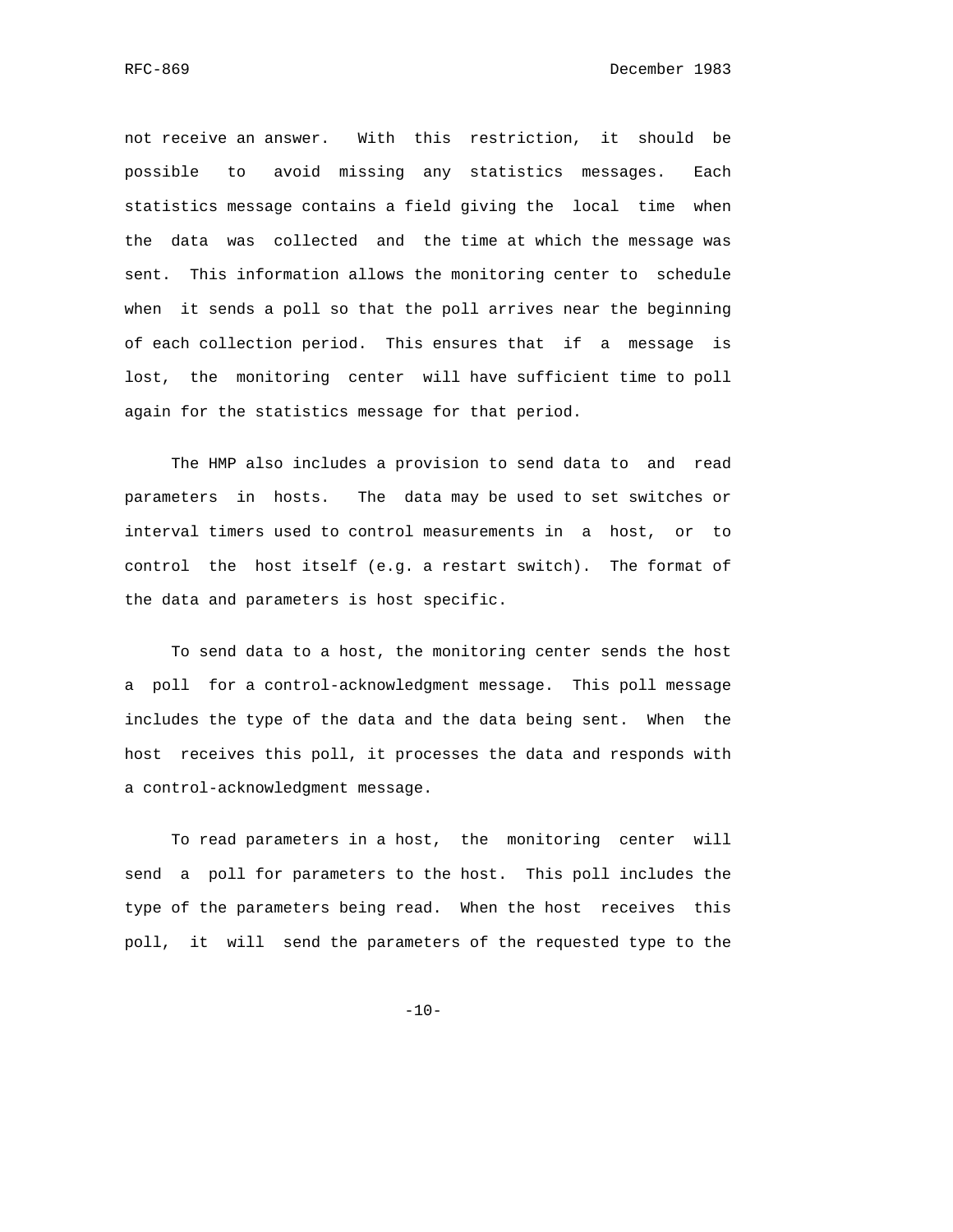not receive an answer. With this restriction, it should be possible to avoid missing any statistics messages. Each statistics message contains a field giving the local time when the data was collected and the time at which the message was sent. This information allows the monitoring center to schedule when it sends a poll so that the poll arrives near the beginning of each collection period. This ensures that if a message is lost, the monitoring center will have sufficient time to poll again for the statistics message for that period.

The HMP also includes a provision to send data to and read parameters in hosts. The data may be used to set switches or interval timers used to control measurements in a host, or to control the host itself (e.g. a restart switch). The format of the data and parameters is host specific.

To send data to a host, the monitoring center sends the host a poll for a control-acknowledgment message. This poll message includes the type of the data and the data being sent. When the host receives this poll, it processes the data and responds with a control-acknowledgment message.

To read parameters in a host, the monitoring center will send a poll for parameters to the host. This poll includes the type of the parameters being read. When the host receives this poll, it will send the parameters of the requested type to the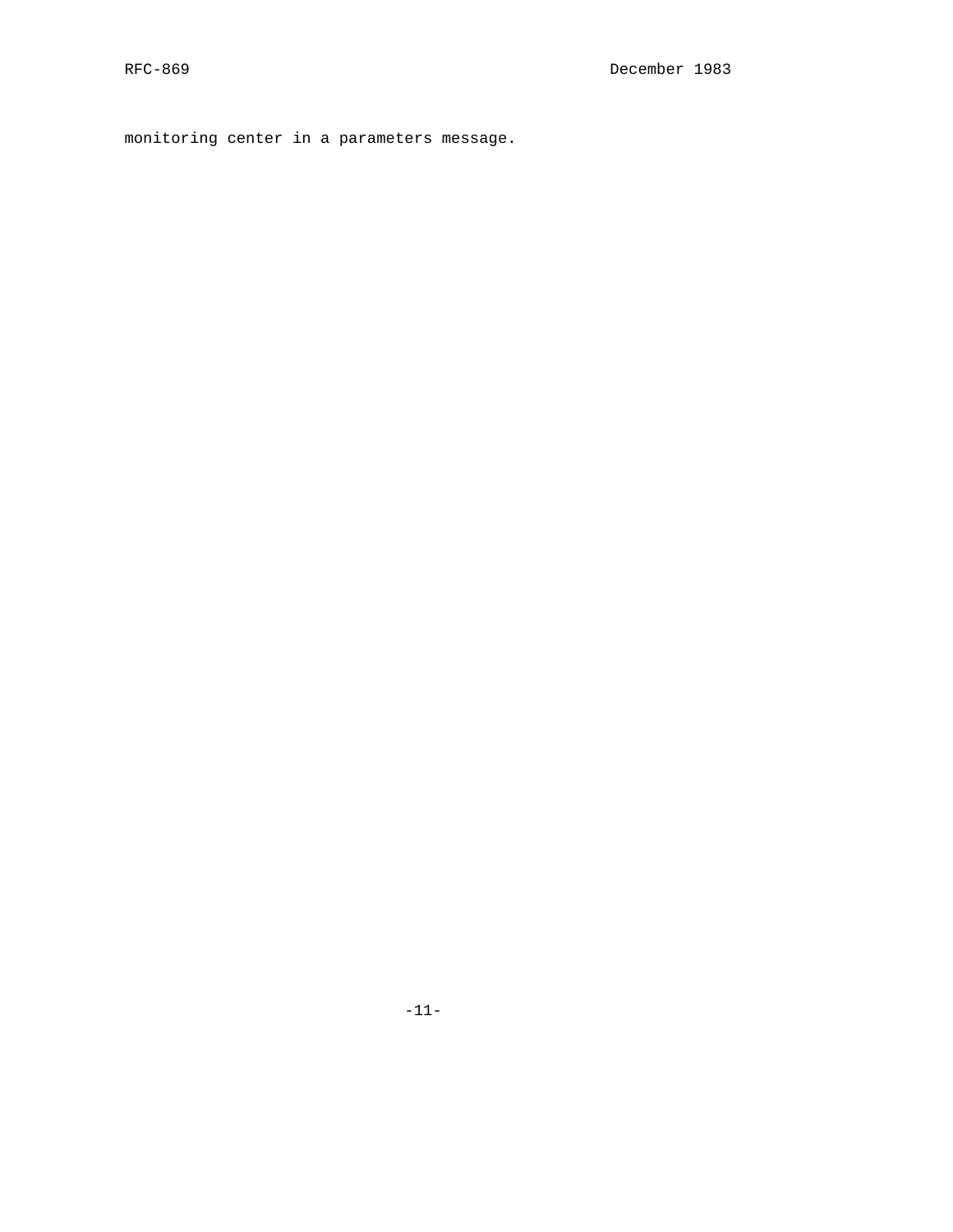monitoring center in a parameters message.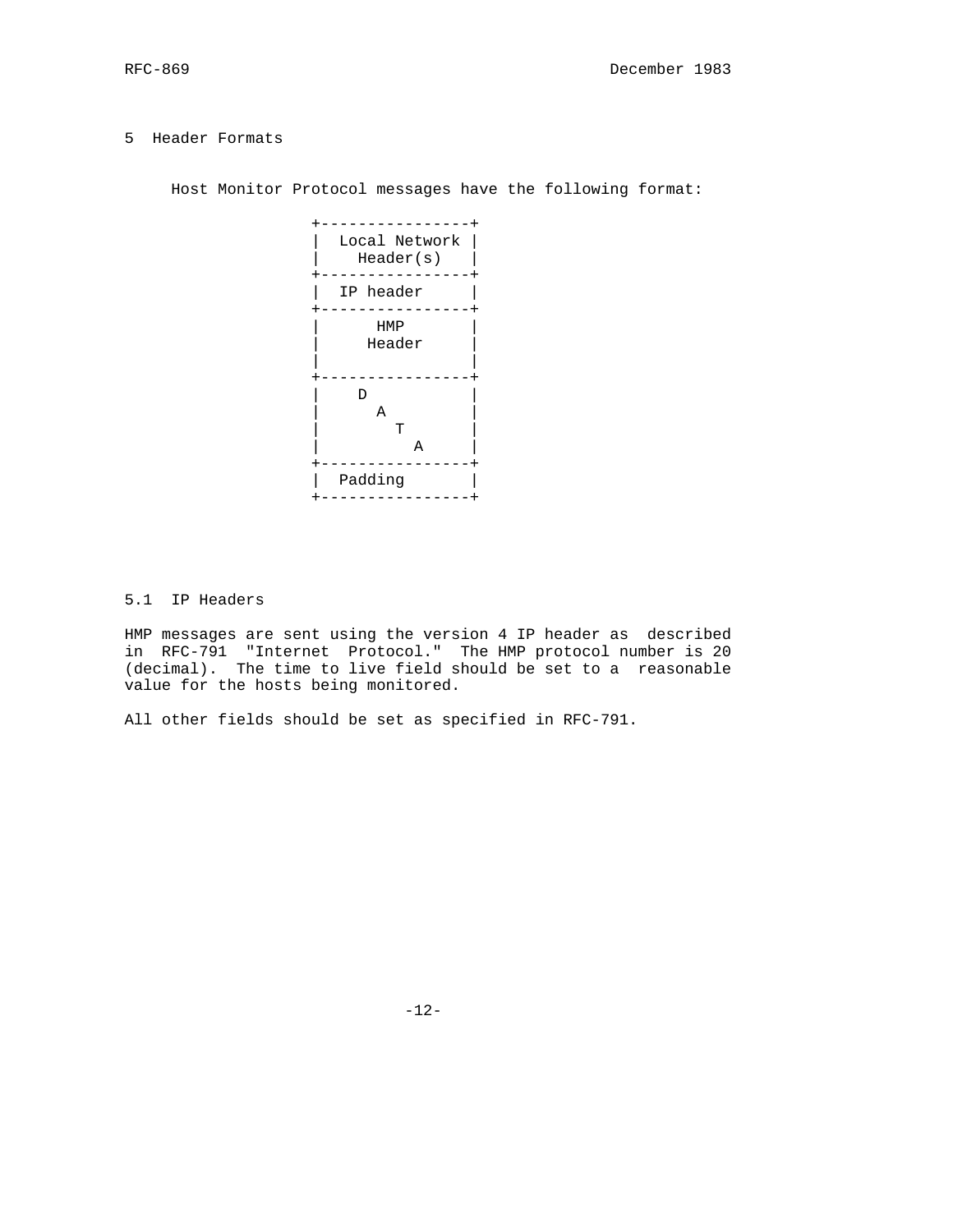# 5 Header Formats

Host Monitor Protocol messages have the following format:

```
+----------------+
|  Local Network |
|    Header(s)   |
+----------------+
|  IP header     |
+----------------+
|      HMP       |
|     Header     |
|                |
+----------------+
|    D           |
|      A         |
|        T       |
|          A     |
+----------------+
|  Padding       |
+----------------+
```

## 5.1 IP Headers

HMP messages are sent using the version 4 IP header as described in RFC-791 "Internet Protocol." The HMP protocol number is 20 (decimal). The time to live field should be set to a reasonable value for the hosts being monitored.

All other fields should be set as specified in RFC-791.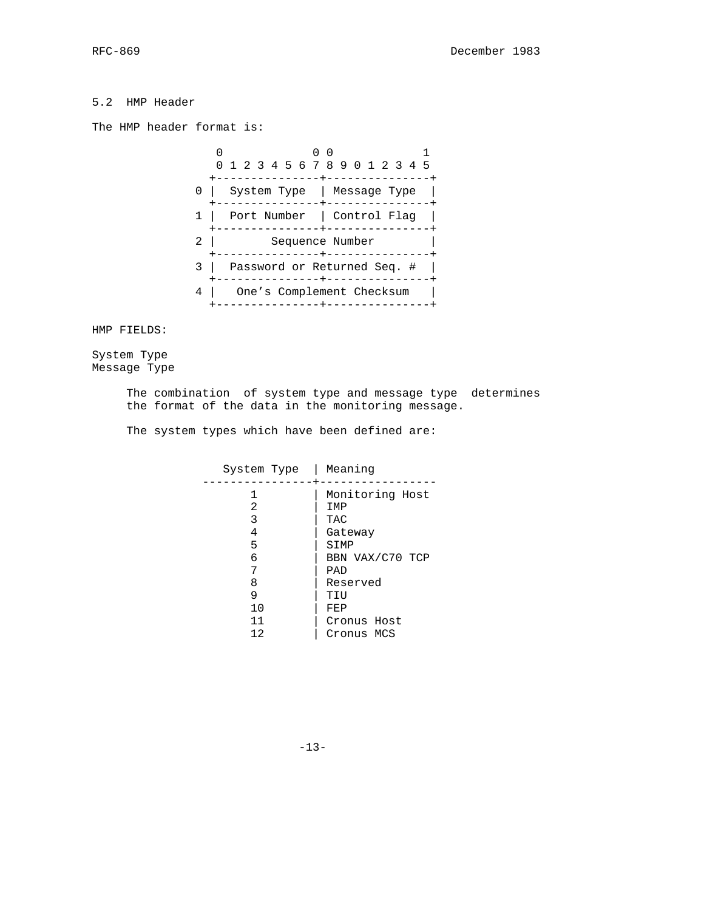## 5.2 HMP Header

The HMP header format is:

```
     0             0 0             1
     0 1 2 3 4 5 6 7 8 9 0 1 2 3 4 5
    +---------------+---------------+
  0 |  System Type  | Message Type  |
    +---------------+---------------+
  1 |  Port Number  | Control Flag  |
    +---------------+---------------+
  2 |        Sequence Number        |
    +---------------+---------------+
  3 |  Password or Returned Seq. #  |
    +---------------+---------------+
  4 |   One's Complement Checksum   |
    +---------------+---------------+
```

HMP FIELDS:

System Type
Message Type

The combination of system type and message type determines the format of the data in the monitoring message.

The system types which have been defined are:

| System Type | Meaning |
|---|---|
| 1 | Monitoring Host |
| 2 | IMP |
| 3 | TAC |
| 4 | Gateway |
| 5 | SIMP |
| 6 | BBN VAX/C70 TCP |
| 7 | PAD |
| 8 | Reserved |
| 9 | TIU |
| 10 | FEP |
| 11 | Cronus Host |
| 12 | Cronus MCS |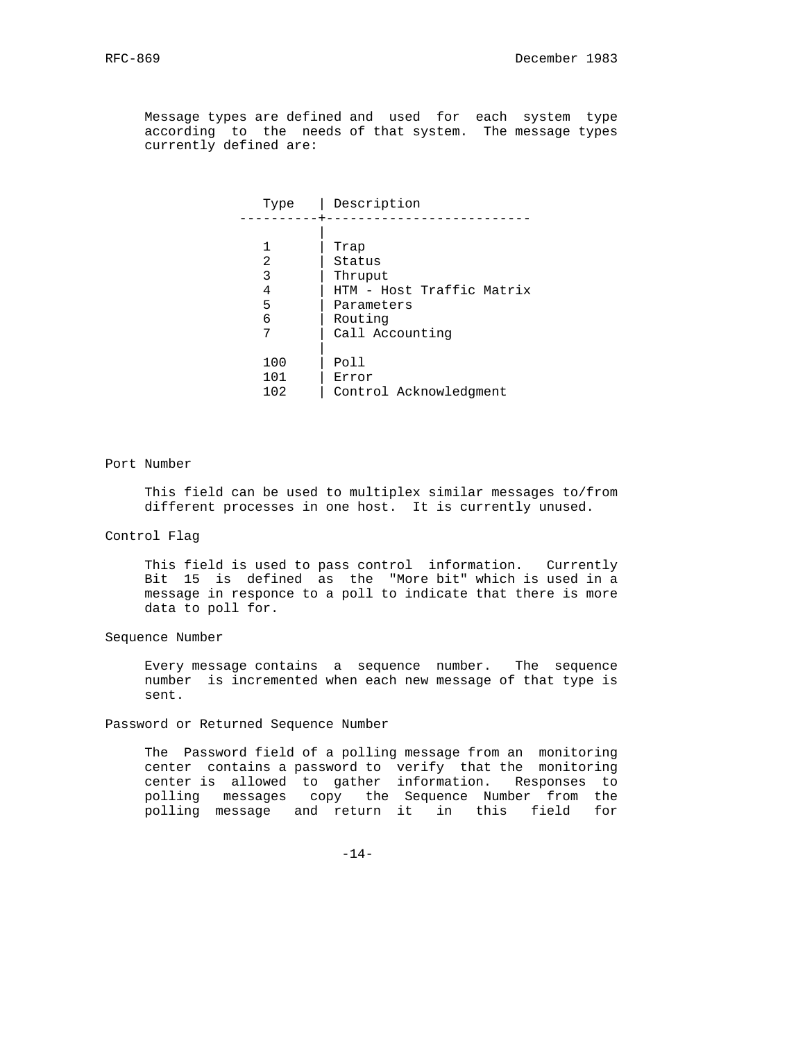Message types are defined and used for each system type according to the needs of that system. The message types currently defined are:

| Type | Description |
|---|---|
| 1 | Trap |
| 2 | Status |
| 3 | Thruput |
| 4 | HTM - Host Traffic Matrix |
| 5 | Parameters |
| 6 | Routing |
| 7 | Call Accounting |
| 100 | Poll |
| 101 | Error |
| 102 | Control Acknowledgment |

Port Number

This field can be used to multiplex similar messages to/from different processes in one host. It is currently unused.

Control Flag

This field is used to pass control information. Currently Bit 15 is defined as the "More bit" which is used in a message in responce to a poll to indicate that there is more data to poll for.

Sequence Number

Every message contains a sequence number. The sequence number is incremented when each new message of that type is sent.

Password or Returned Sequence Number

The Password field of a polling message from an monitoring center contains a password to verify that the monitoring center is allowed to gather information. Responses to polling messages copy the Sequence Number from the polling message and return it in this field for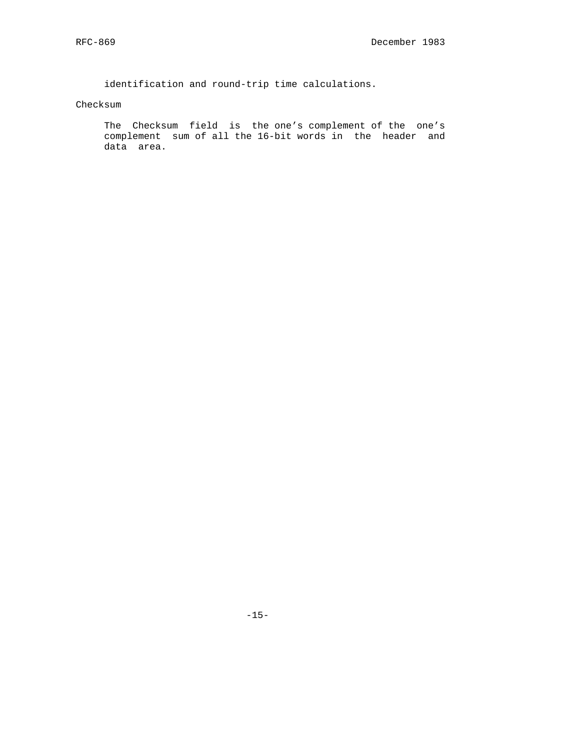identification and round-trip time calculations.

Checksum

The Checksum field is the one's complement of the one's complement sum of all the 16-bit words in the header and data area.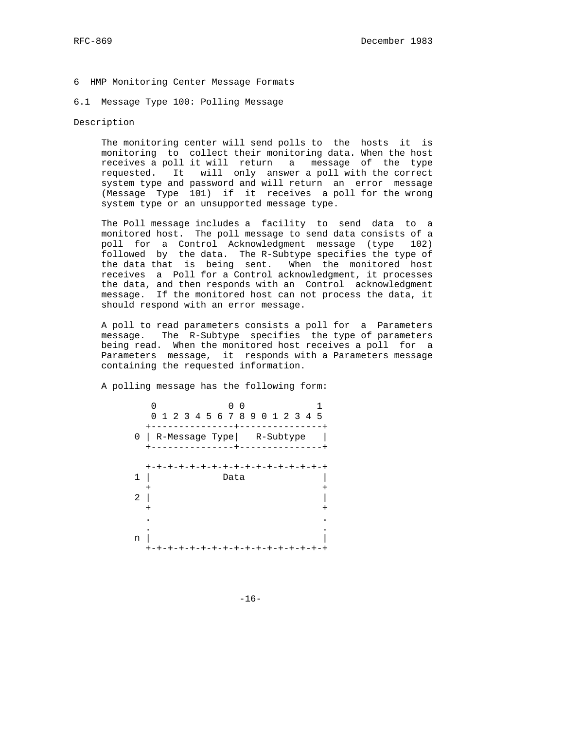# 6 HMP Monitoring Center Message Formats

## 6.1 Message Type 100: Polling Message

### Description

The monitoring center will send polls to the hosts it is monitoring to collect their monitoring data. When the host receives a poll it will return a message of the type requested. It will only answer a poll with the correct system type and password and will return an error message (Message Type 101) if it receives a poll for the wrong system type or an unsupported message type.

The Poll message includes a facility to send data to a monitored host. The poll message to send data consists of a poll for a Control Acknowledgment message (type 102) followed by the data. The R-Subtype specifies the type of the data that is being sent. When the monitored host receives a Poll for a Control acknowledgment, it processes the data, and then responds with an Control acknowledgment message. If the monitored host can not process the data, it should respond with an error message.

A poll to read parameters consists a poll for a Parameters message. The R-Subtype specifies the type of parameters being read. When the monitored host receives a poll for a Parameters message, it responds with a Parameters message containing the requested information.

A polling message has the following form:

```
     0             0 0             1
     0 1 2 3 4 5 6 7 8 9 0 1 2 3 4 5
    +---------------+---------------+
  0 | R-Message Type|   R-Subtype   |
    +---------------+---------------+

    +-+-+-+-+-+-+-+-+-+-+-+-+-+-+-+-+
  1 |             Data              |
    +                               +
  2 |                               |
    +                               +
    .                               .
    .                               .
  n |                               |
    +-+-+-+-+-+-+-+-+-+-+-+-+-+-+-+-+
```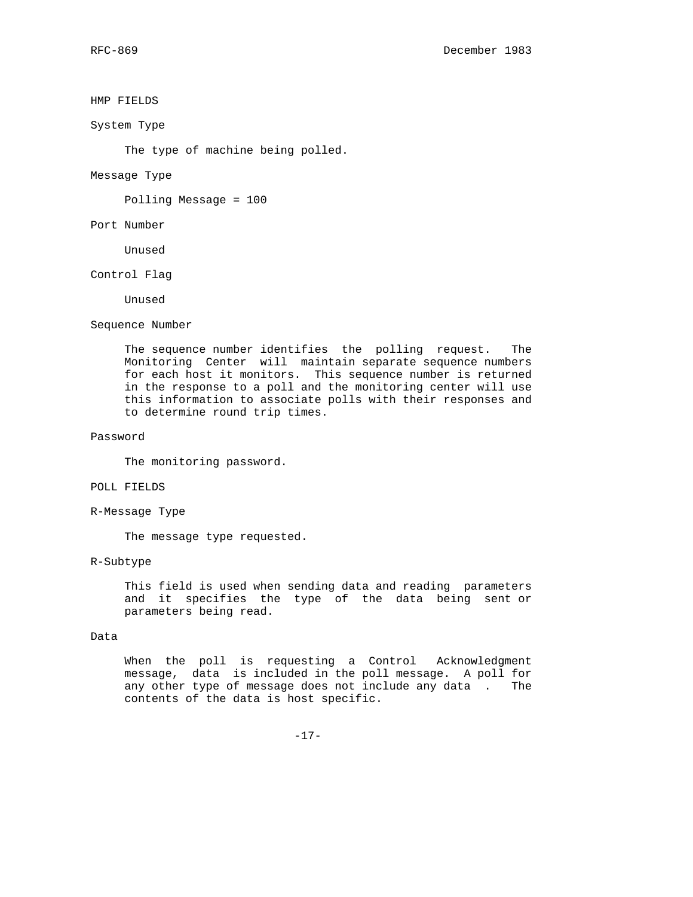## HMP FIELDS

### System Type

The type of machine being polled.

### Message Type

Polling Message = 100

### Port Number

Unused

### Control Flag

Unused

### Sequence Number

The sequence number identifies the polling request. The Monitoring Center will maintain separate sequence numbers for each host it monitors. This sequence number is returned in the response to a poll and the monitoring center will use this information to associate polls with their responses and to determine round trip times.

### Password

The monitoring password.

## POLL FIELDS

### R-Message Type

The message type requested.

### R-Subtype

This field is used when sending data and reading parameters and it specifies the type of the data being sent or parameters being read.

### Data

When the poll is requesting a Control Acknowledgment message, data is included in the poll message. A poll for any other type of message does not include any data . The contents of the data is host specific.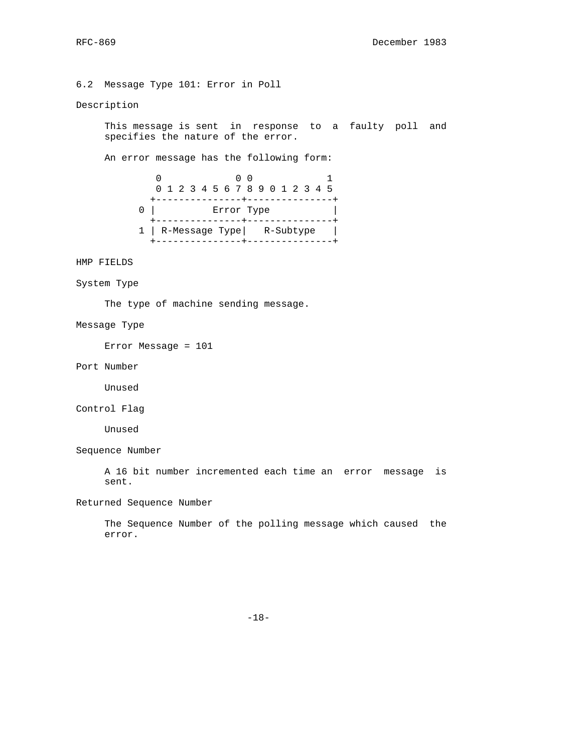## 6.2 Message Type 101: Error in Poll

Description

This message is sent in response to a faulty poll and specifies the nature of the error.

An error message has the following form:

```
            0               0 0             1
            0 1 2 3 4 5 6 7 8 9 0 1 2 3 4 5
          +---------------+---------------+
        0 |          Error Type           |
          +---------------+---------------+
        1 | R-Message Type|   R-Subtype   |
          +---------------+---------------+
```

HMP FIELDS

System Type

The type of machine sending message.

Message Type

Error Message = 101

Port Number

Unused

Control Flag

Unused

Sequence Number

A 16 bit number incremented each time an error message is sent.

Returned Sequence Number

The Sequence Number of the polling message which caused the error.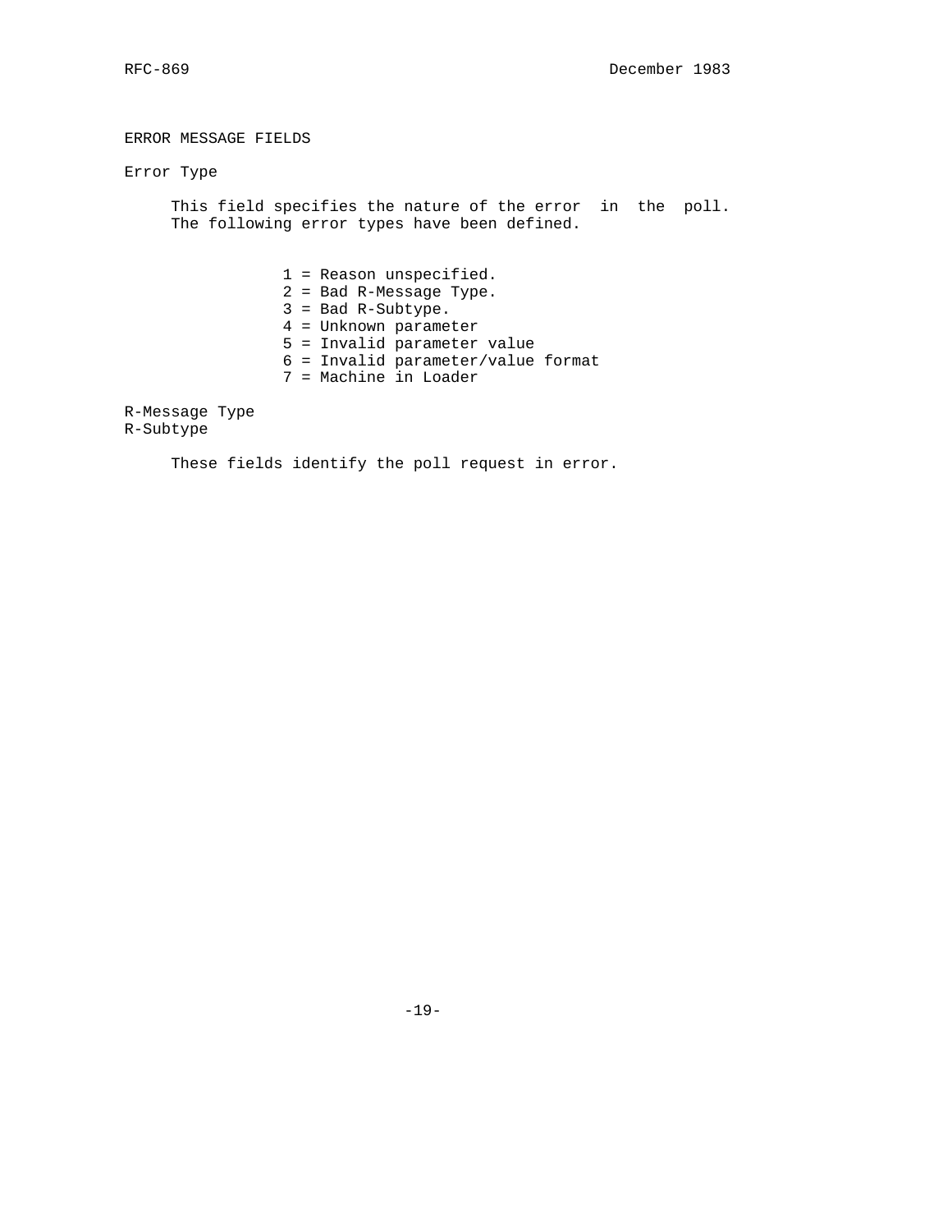## ERROR MESSAGE FIELDS

### Error Type

This field specifies the nature of the error in the poll. The following error types have been defined.

- 1 = Reason unspecified.
- 2 = Bad R-Message Type.
- 3 = Bad R-Subtype.
- 4 = Unknown parameter
- 5 = Invalid parameter value
- 6 = Invalid parameter/value format
- 7 = Machine in Loader

### R-Message Type
### R-Subtype

These fields identify the poll request in error.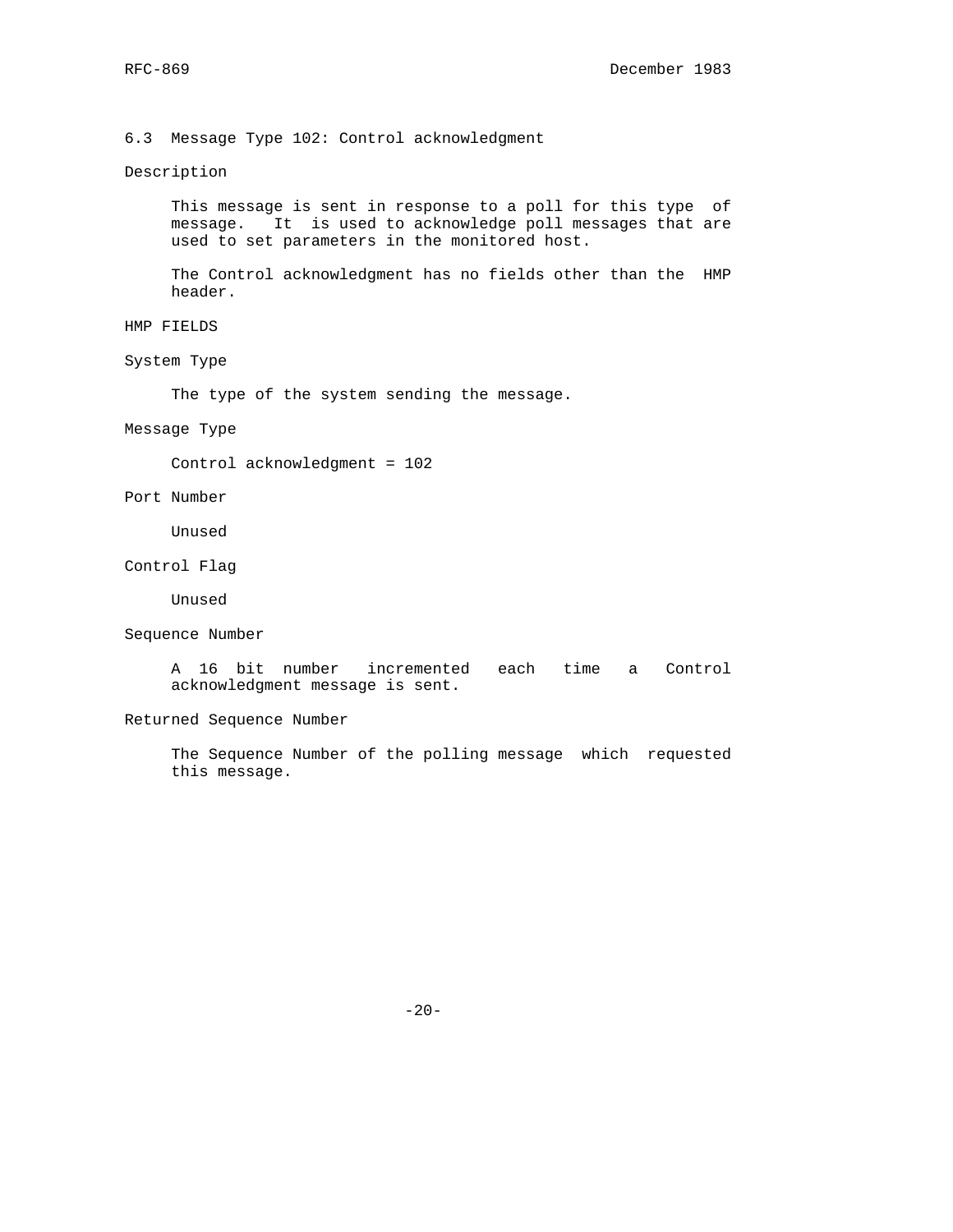## 6.3 Message Type 102: Control acknowledgment

Description

This message is sent in response to a poll for this type of message. It is used to acknowledge poll messages that are used to set parameters in the monitored host.

The Control acknowledgment has no fields other than the HMP header.

HMP FIELDS

System Type

The type of the system sending the message.

Message Type

Control acknowledgment = 102

Port Number

Unused

Control Flag

Unused

Sequence Number

A 16 bit number incremented each time a Control acknowledgment message is sent.

Returned Sequence Number

The Sequence Number of the polling message which requested this message.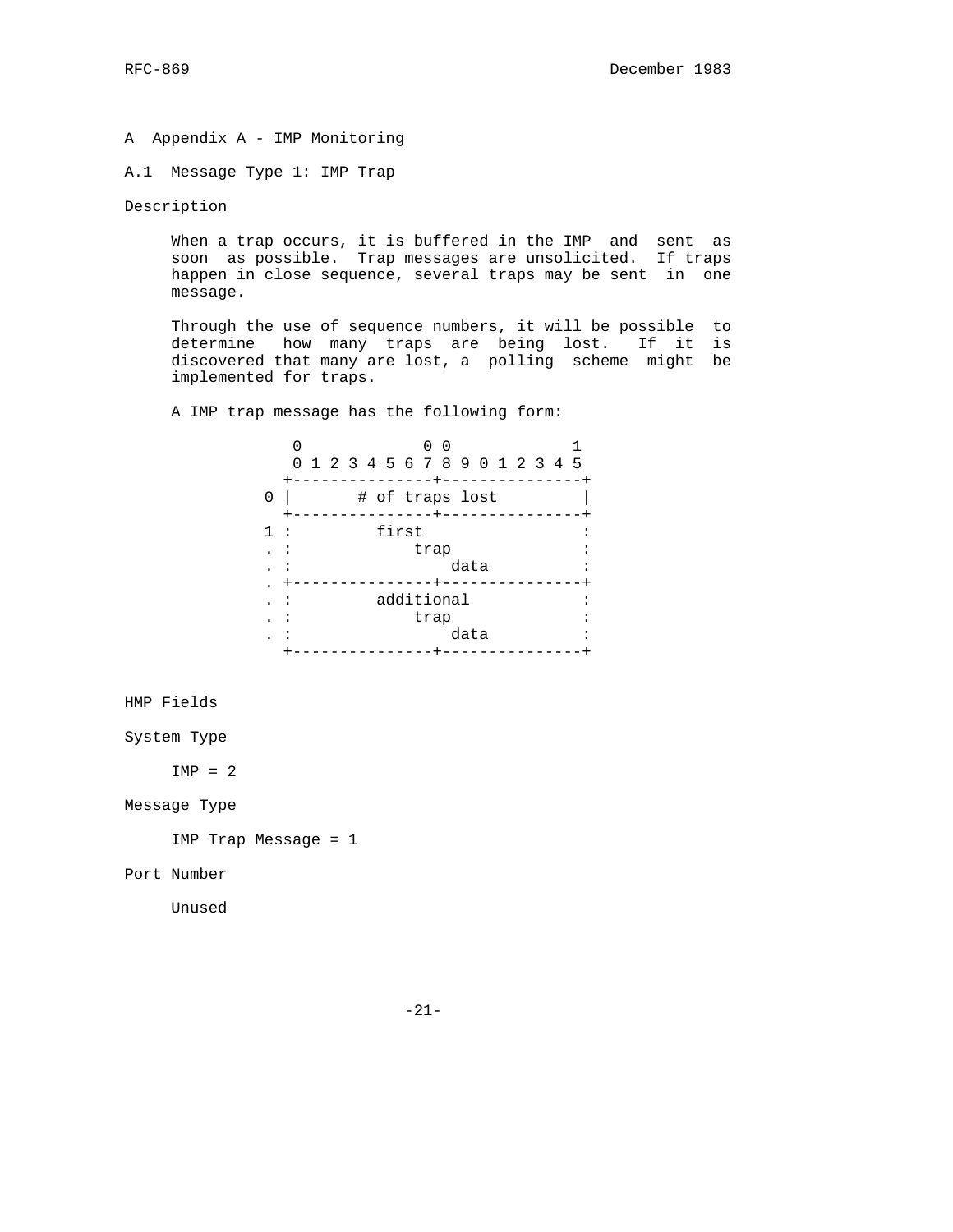# A Appendix A - IMP Monitoring

## A.1 Message Type 1: IMP Trap

Description

When a trap occurs, it is buffered in the IMP and sent as soon as possible. Trap messages are unsolicited. If traps happen in close sequence, several traps may be sent in one message.

Through the use of sequence numbers, it will be possible to determine how many traps are being lost. If it is discovered that many are lost, a polling scheme might be implemented for traps.

A IMP trap message has the following form:

```
                0             0 0             1
                0 1 2 3 4 5 6 7 8 9 0 1 2 3 4 5
               +---------------+---------------+
             0 |       # of traps lost         |
               +---------------+---------------+
             1 :         first                 :
             . :             trap              :
             . :                 data          :
             . +---------------+---------------+
             . :         additional            :
             . :             trap              :
             . :                 data          :
               +---------------+---------------+
```

HMP Fields

System Type

IMP = 2

Message Type

IMP Trap Message = 1

Port Number

Unused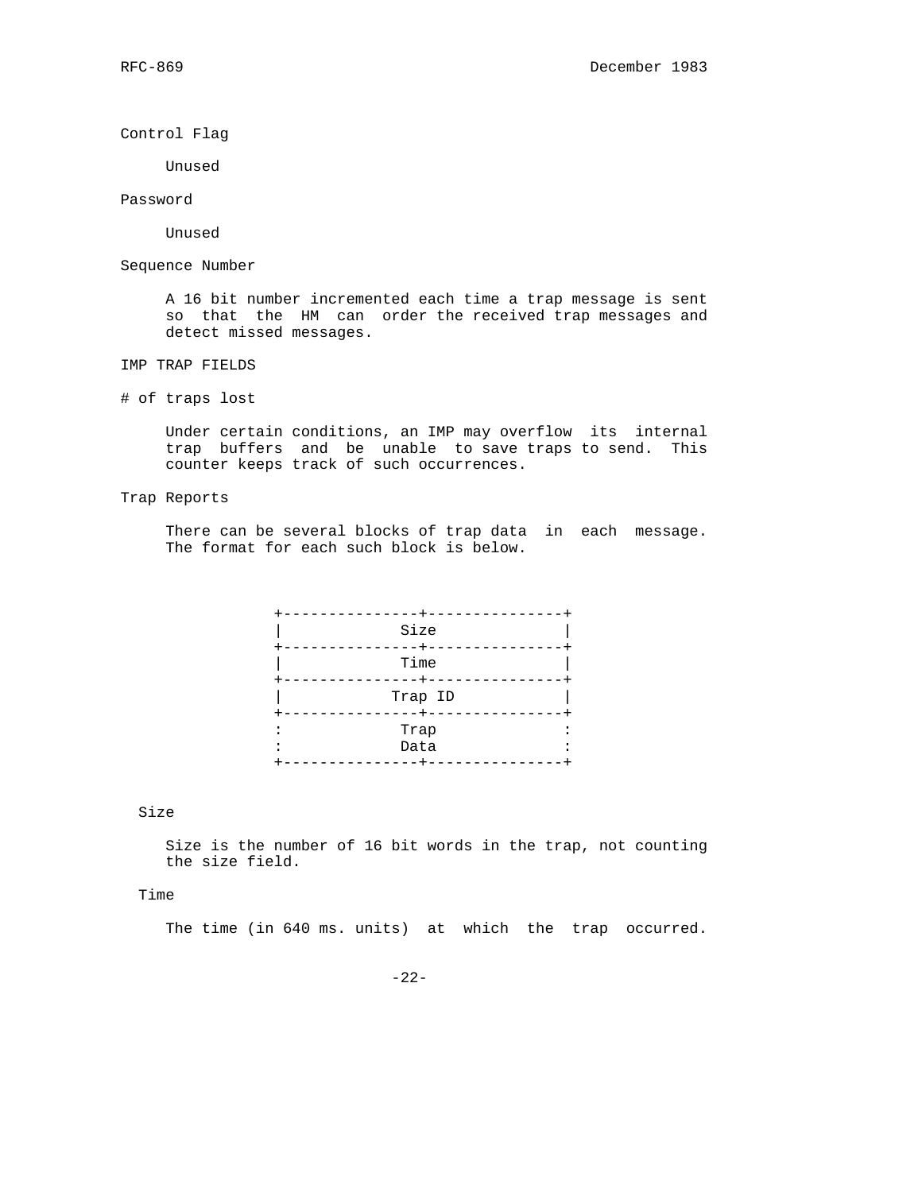Control Flag

Unused

Password

Unused

Sequence Number

A 16 bit number incremented each time a trap message is sent so that the HM can order the received trap messages and detect missed messages.

IMP TRAP FIELDS

# of traps lost

Under certain conditions, an IMP may overflow its internal trap buffers and be unable to save traps to send. This counter keeps track of such occurrences.

Trap Reports

There can be several blocks of trap data in each message. The format for each such block is below.

```
+---------------+---------------+
|             Size              |
+---------------+---------------+
|             Time              |
+---------------+---------------+
|           Trap ID             |
+---------------+---------------+
:             Trap              :
:             Data              :
+---------------+---------------+
```

Size

Size is the number of 16 bit words in the trap, not counting the size field.

Time

The time (in 640 ms. units) at which the trap occurred.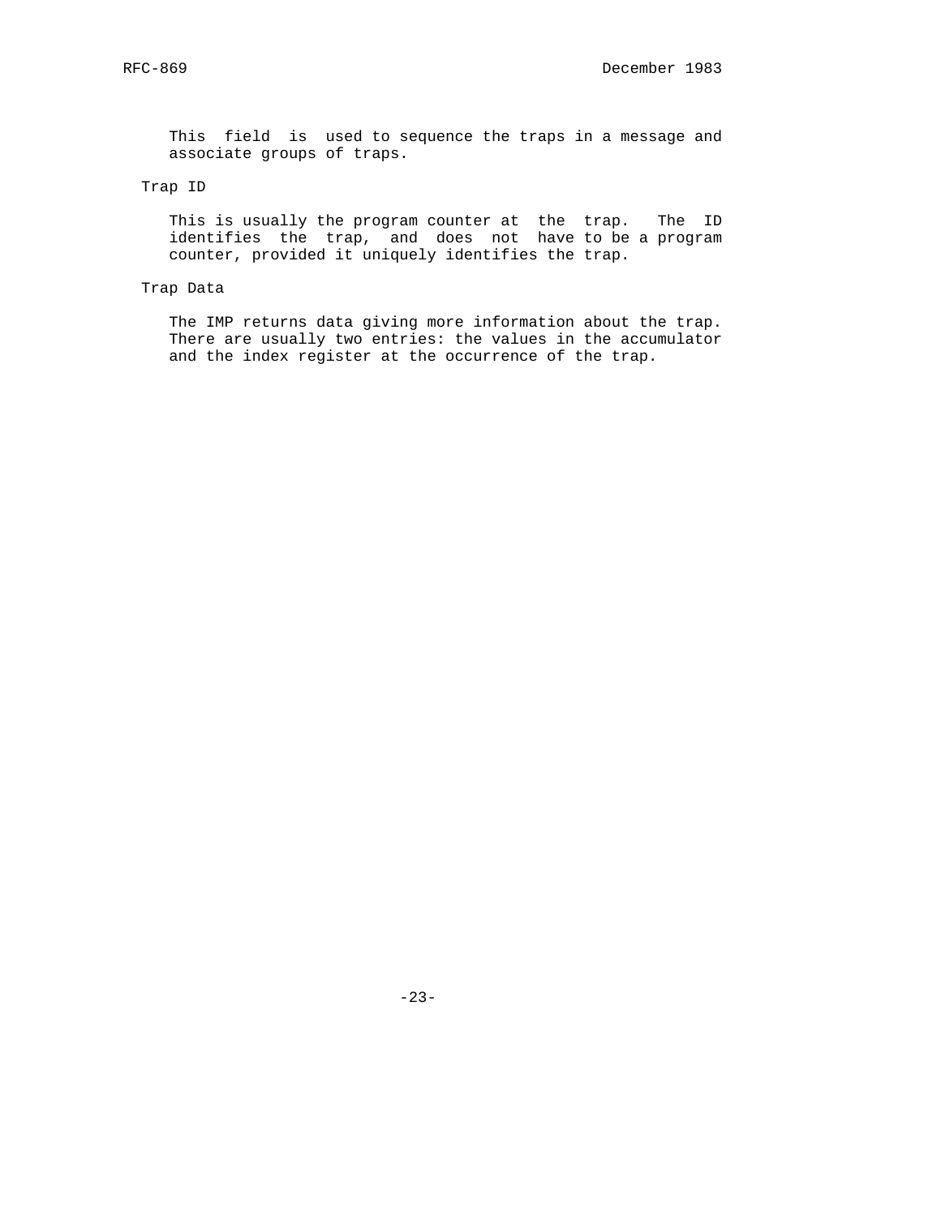This field is used to sequence the traps in a message and associate groups of traps.

Trap ID

This is usually the program counter at the trap. The ID identifies the trap, and does not have to be a program counter, provided it uniquely identifies the trap.

Trap Data

The IMP returns data giving more information about the trap. There are usually two entries: the values in the accumulator and the index register at the occurrence of the trap.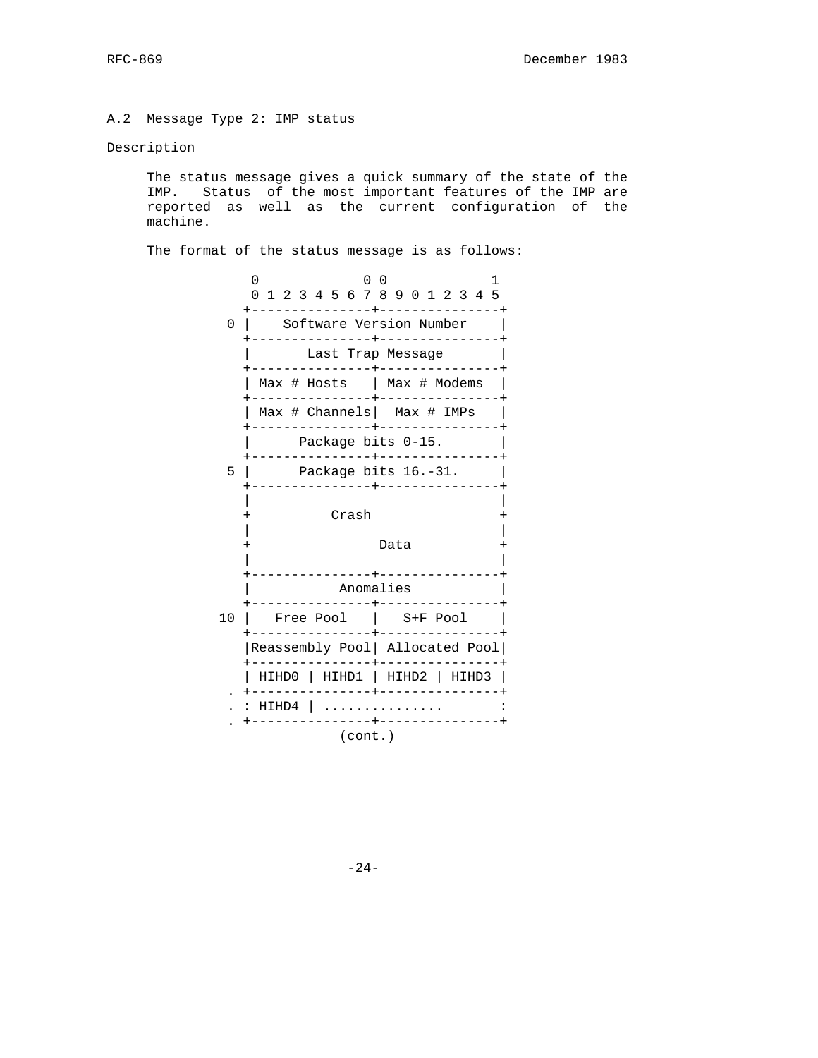## A.2 Message Type 2: IMP status

Description

The status message gives a quick summary of the state of the IMP. Status of the most important features of the IMP are reported as well as the current configuration of the machine.

The format of the status message is as follows:

```
      0             0 0             1
      0 1 2 3 4 5 6 7 8 9 0 1 2 3 4 5
     +---------------+---------------+
   0 |    Software Version Number    |
     +---------------+---------------+
     |       Last Trap Message       |
     +---------------+---------------+
     | Max # Hosts   | Max # Modems  |
     +---------------+---------------+
     | Max # Channels|  Max # IMPs   |
     +---------------+---------------+
     |      Package bits 0-15.       |
     +---------------+---------------+
   5 |      Package bits 16.-31.     |
     +---------------+---------------+
     |                               |
     +          Crash                +
     |                               |
     +                Data           +
     |                               |
     +---------------+---------------+
     |           Anomalies           |
     +---------------+---------------+
  10 |   Free Pool   |   S+F Pool    |
     +---------------+---------------+
     |Reassembly Pool| Allocated Pool|
     +---------------+---------------+
     | HIHD0 | HIHD1 | HIHD2 | HIHD3 |
   . +---------------+---------------+
   . : HIHD4 | ..............        :
   . +---------------+---------------+
                (cont.)
```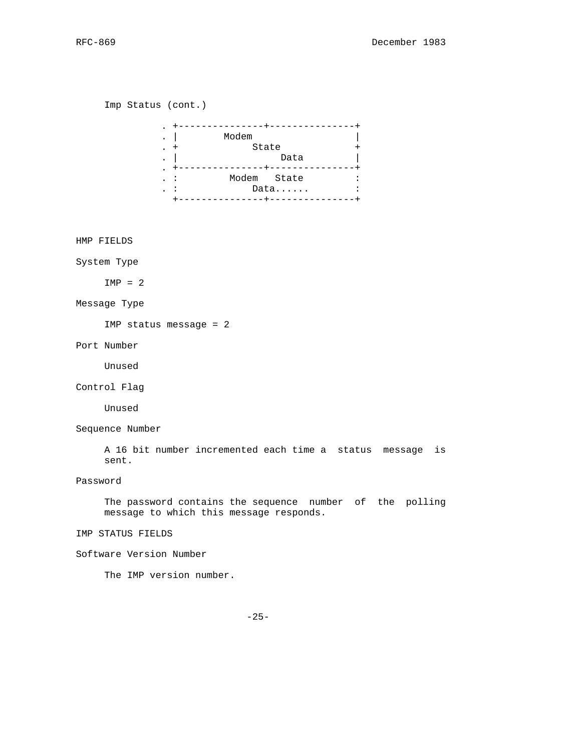Imp Status (cont.)

```
. +---------------+---------------+
. |        Modem                  |
. +             State             +
. |                  Data         |
. +---------------+---------------+
. :         Modem   State         :
. :             Data......        :
  +---------------+---------------+
```

HMP FIELDS

System Type

IMP = 2

Message Type

IMP status message = 2

Port Number

Unused

Control Flag

Unused

Sequence Number

A 16 bit number incremented each time a status message is sent.

Password

The password contains the sequence number of the polling message to which this message responds.

IMP STATUS FIELDS

Software Version Number

The IMP version number.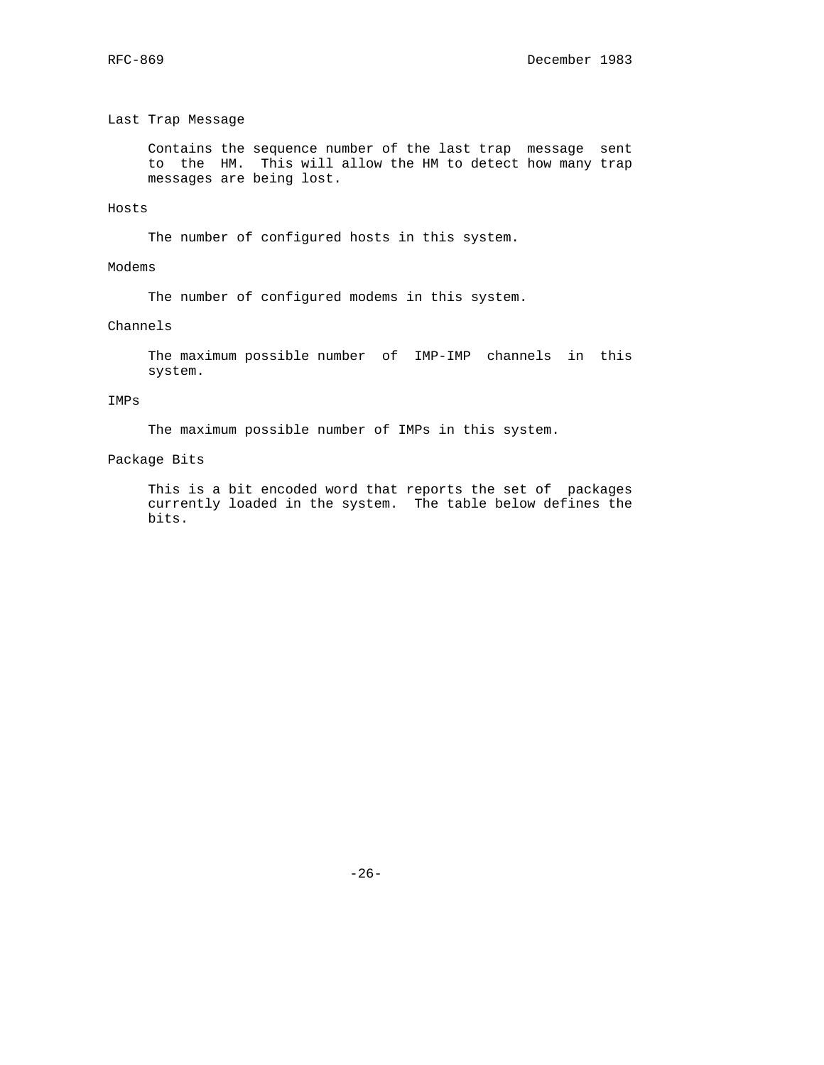Last Trap Message

Contains the sequence number of the last trap message sent to the HM. This will allow the HM to detect how many trap messages are being lost.

Hosts

The number of configured hosts in this system.

Modems

The number of configured modems in this system.

Channels

The maximum possible number of IMP-IMP channels in this system.

IMPs

The maximum possible number of IMPs in this system.

Package Bits

This is a bit encoded word that reports the set of packages currently loaded in the system. The table below defines the bits.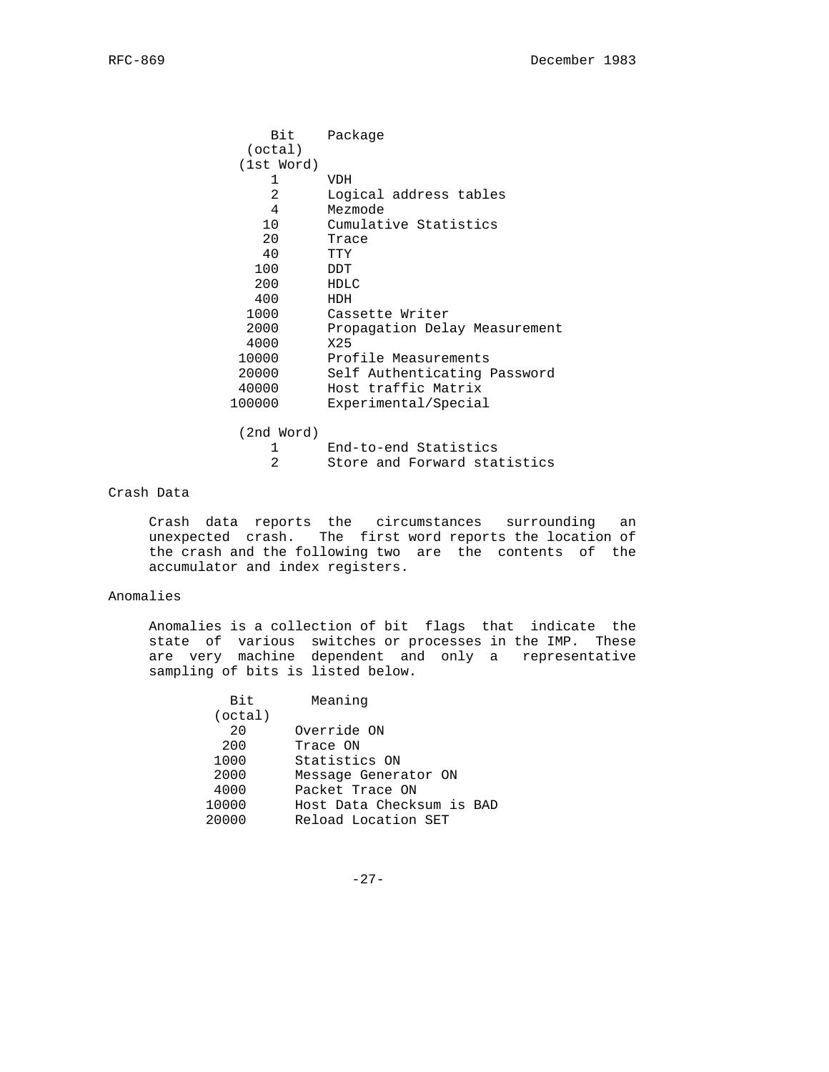| Bit (octal) (1st Word) | Package |
|---|---|
| 1 | VDH |
| 2 | Logical address tables |
| 4 | Mezmode |
| 10 | Cumulative Statistics |
| 20 | Trace |
| 40 | TTY |
| 100 | DDT |
| 200 | HDLC |
| 400 | HDH |
| 1000 | Cassette Writer |
| 2000 | Propagation Delay Measurement |
| 4000 | X25 |
| 10000 | Profile Measurements |
| 20000 | Self Authenticating Password |
| 40000 | Host traffic Matrix |
| 100000 | Experimental/Special |
| (2nd Word) | |
| 1 | End-to-end Statistics |
| 2 | Store and Forward statistics |

### Crash Data

Crash data reports the circumstances surrounding an unexpected crash. The first word reports the location of the crash and the following two are the contents of the accumulator and index registers.

### Anomalies

Anomalies is a collection of bit flags that indicate the state of various switches or processes in the IMP. These are very machine dependent and only a representative sampling of bits is listed below.

| Bit (octal) | Meaning |
|---|---|
| 20 | Override ON |
| 200 | Trace ON |
| 1000 | Statistics ON |
| 2000 | Message Generator ON |
| 4000 | Packet Trace ON |
| 10000 | Host Data Checksum is BAD |
| 20000 | Reload Location SET |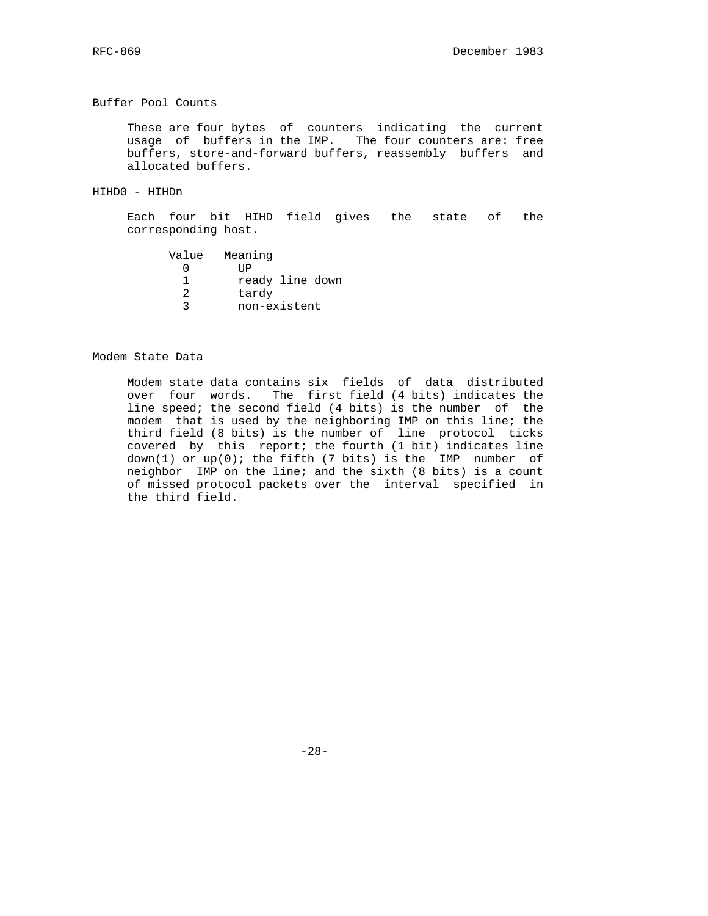Buffer Pool Counts

These are four bytes of counters indicating the current usage of buffers in the IMP. The four counters are: free buffers, store-and-forward buffers, reassembly buffers and allocated buffers.

HIHD0 - HIHDn

Each four bit HIHD field gives the state of the corresponding host.

| Value | Meaning |
|---|---|
| 0 | UP |
| 1 | ready line down |
| 2 | tardy |
| 3 | non-existent |

Modem State Data

Modem state data contains six fields of data distributed over four words. The first field (4 bits) indicates the line speed; the second field (4 bits) is the number of the modem that is used by the neighboring IMP on this line; the third field (8 bits) is the number of line protocol ticks covered by this report; the fourth (1 bit) indicates line down(1) or up(0); the fifth (7 bits) is the IMP number of neighbor IMP on the line; and the sixth (8 bits) is a count of missed protocol packets over the interval specified in the third field.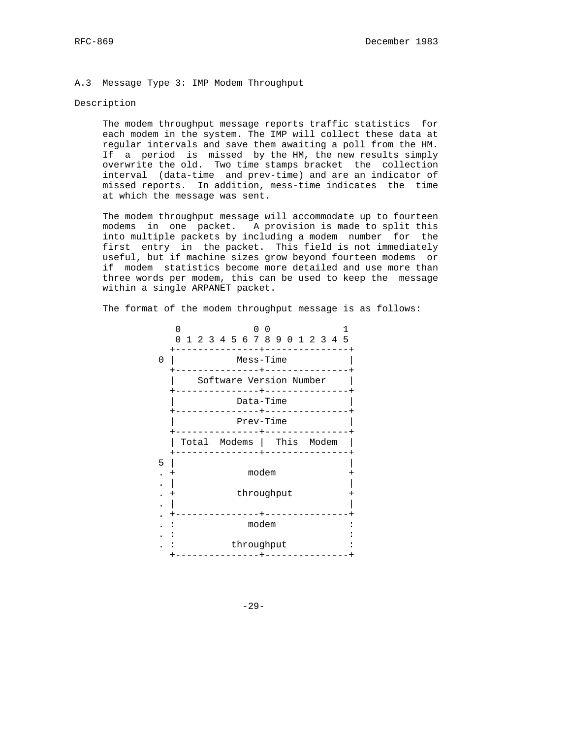## A.3 Message Type 3: IMP Modem Throughput

Description

The modem throughput message reports traffic statistics for each modem in the system. The IMP will collect these data at regular intervals and save them awaiting a poll from the HM. If a period is missed by the HM, the new results simply overwrite the old. Two time stamps bracket the collection interval (data-time and prev-time) and are an indicator of missed reports. In addition, mess-time indicates the time at which the message was sent.

The modem throughput message will accommodate up to fourteen modems in one packet. A provision is made to split this into multiple packets by including a modem number for the first entry in the packet. This field is not immediately useful, but if machine sizes grow beyond fourteen modems or if modem statistics become more detailed and use more than three words per modem, this can be used to keep the message within a single ARPANET packet.

The format of the modem throughput message is as follows:

```
      0             0 0             1
      0 1 2 3 4 5 6 7 8 9 0 1 2 3 4 5
     +---------------+---------------+
   0 |           Mess-Time           |
     +---------------+---------------+
     |    Software Version Number    |
     +---------------+---------------+
     |           Data-Time           |
     +---------------+---------------+
     |           Prev-Time           |
     +---------------+---------------+
     | Total  Modems |  This  Modem  |
     +---------------+---------------+
   5 |                               |
   . +             modem             +
   . |                               |
   . +           throughput          +
   . |                               |
   . +---------------+---------------+
   . :             modem             :
   . :                               :
   . :          throughput           :
     +---------------+---------------+
```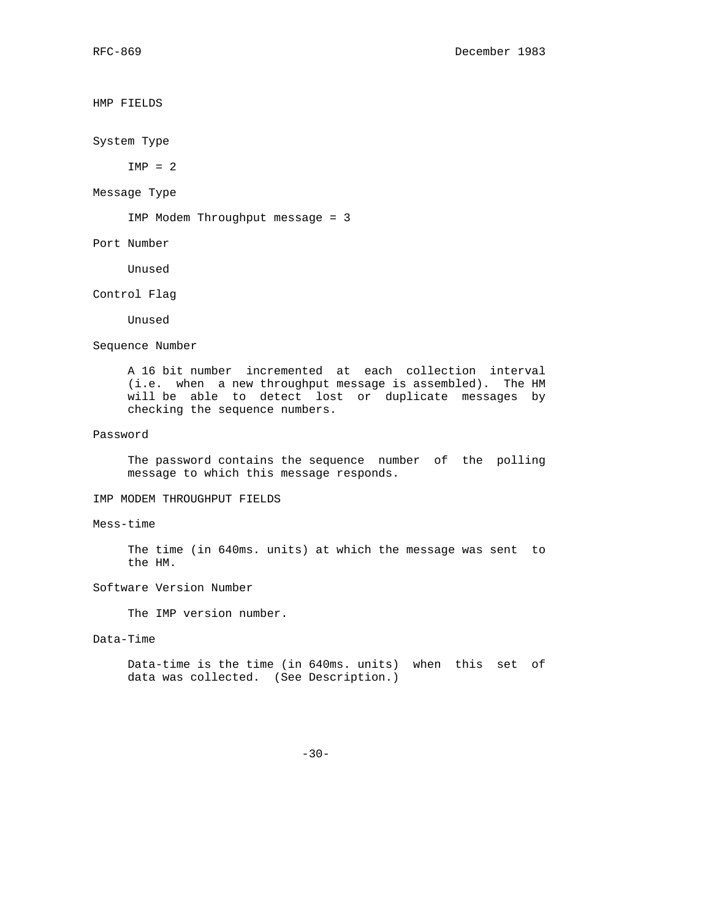## HMP FIELDS

### System Type

IMP = 2

### Message Type

IMP Modem Throughput message = 3

### Port Number

Unused

### Control Flag

Unused

### Sequence Number

A 16 bit number incremented at each collection interval (i.e. when a new throughput message is assembled). The HM will be able to detect lost or duplicate messages by checking the sequence numbers.

### Password

The password contains the sequence number of the polling message to which this message responds.

## IMP MODEM THROUGHPUT FIELDS

### Mess-time

The time (in 640ms. units) at which the message was sent to the HM.

### Software Version Number

The IMP version number.

### Data-Time

Data-time is the time (in 640ms. units) when this set of data was collected. (See Description.)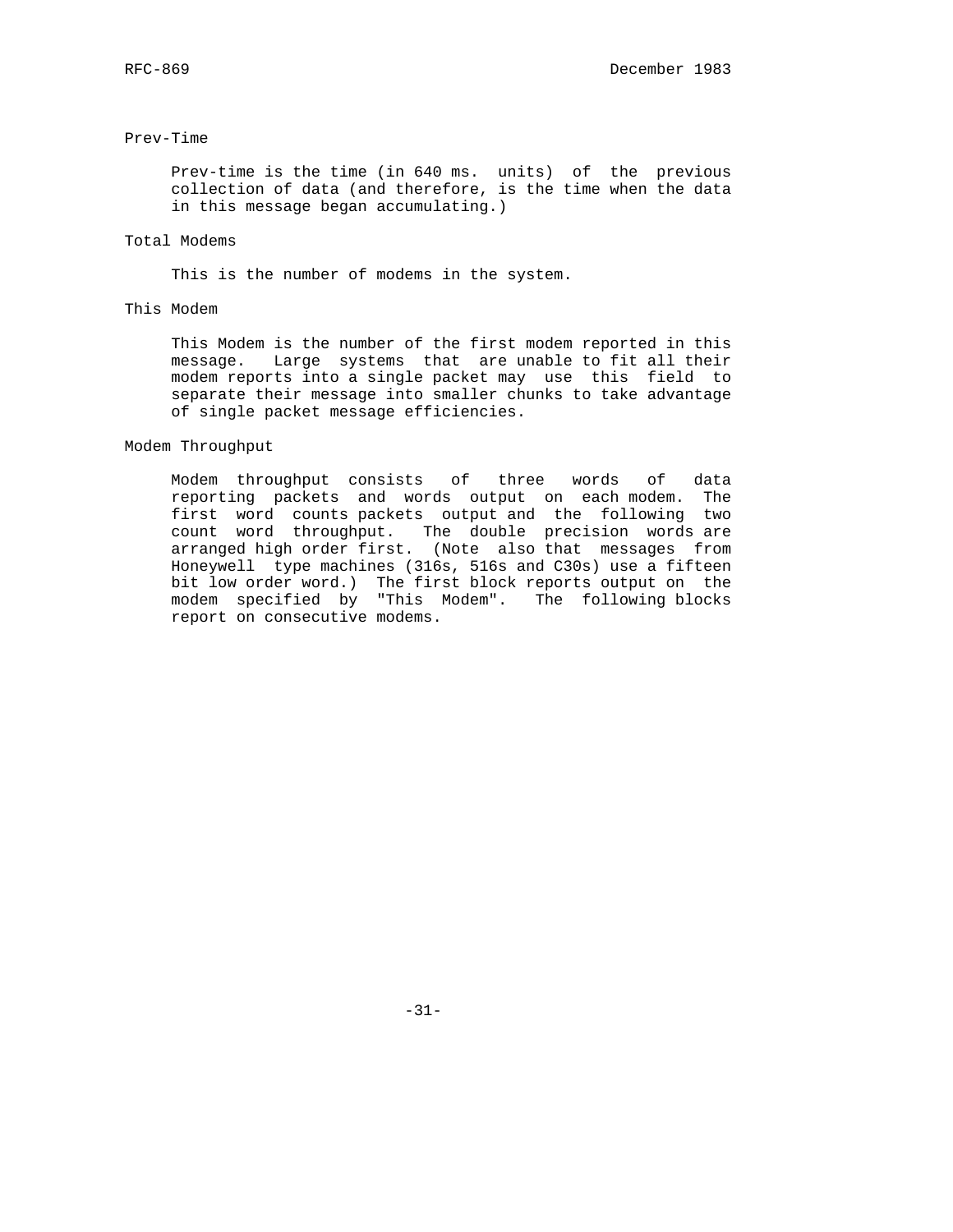Prev-Time

Prev-time is the time (in 640 ms. units) of the previous collection of data (and therefore, is the time when the data in this message began accumulating.)

Total Modems

This is the number of modems in the system.

This Modem

This Modem is the number of the first modem reported in this message. Large systems that are unable to fit all their modem reports into a single packet may use this field to separate their message into smaller chunks to take advantage of single packet message efficiencies.

Modem Throughput

Modem throughput consists of three words of data reporting packets and words output on each modem. The first word counts packets output and the following two count word throughput. The double precision words are arranged high order first. (Note also that messages from Honeywell type machines (316s, 516s and C30s) use a fifteen bit low order word.) The first block reports output on the modem specified by "This Modem". The following blocks report on consecutive modems.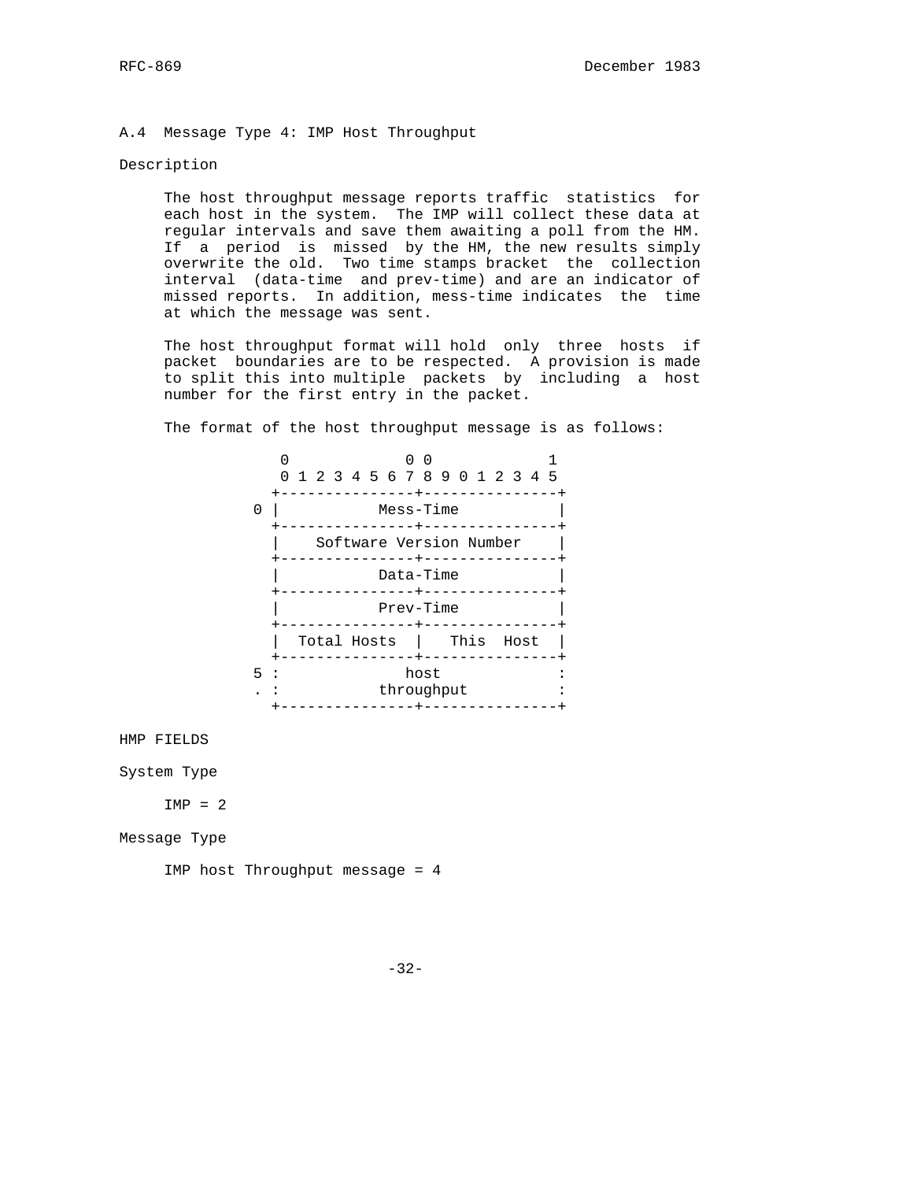## A.4 Message Type 4: IMP Host Throughput

Description

The host throughput message reports traffic statistics for each host in the system. The IMP will collect these data at regular intervals and save them awaiting a poll from the HM. If a period is missed by the HM, the new results simply overwrite the old. Two time stamps bracket the collection interval (data-time and prev-time) and are an indicator of missed reports. In addition, mess-time indicates the time at which the message was sent.

The host throughput format will hold only three hosts if packet boundaries are to be respected. A provision is made to split this into multiple packets by including a host number for the first entry in the packet.

The format of the host throughput message is as follows:

```
              0             0 0             1
              0 1 2 3 4 5 6 7 8 9 0 1 2 3 4 5
             +---------------+---------------+
           0 |           Mess-Time           |
             +---------------+---------------+
             |    Software Version Number    |
             +---------------+---------------+
             |           Data-Time           |
             +---------------+---------------+
             |           Prev-Time           |
             +---------------+---------------+
             |  Total Hosts  |   This  Host  |
             +---------------+---------------+
           5 :              host             :
           . :           throughput          :
             +---------------+---------------+
```

HMP FIELDS

System Type

IMP = 2

Message Type

IMP host Throughput message = 4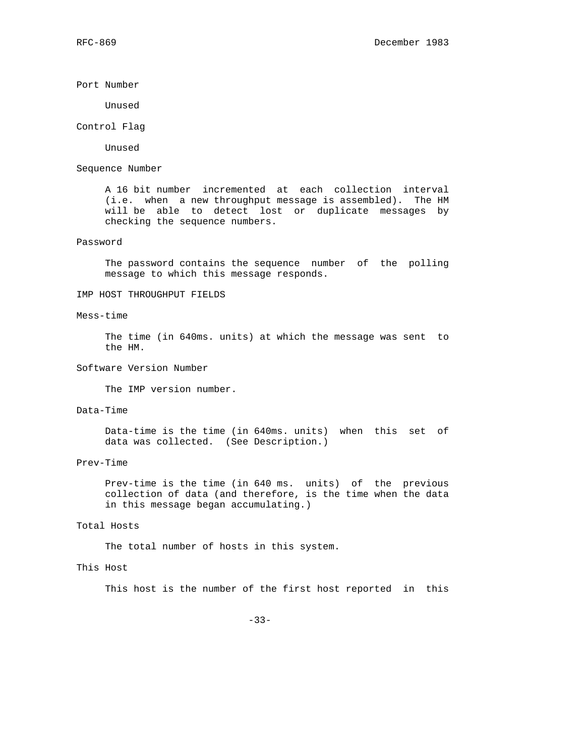Port Number

Unused

Control Flag

Unused

Sequence Number

A 16 bit number incremented at each collection interval (i.e. when a new throughput message is assembled). The HM will be able to detect lost or duplicate messages by checking the sequence numbers.

Password

The password contains the sequence number of the polling message to which this message responds.

IMP HOST THROUGHPUT FIELDS

Mess-time

The time (in 640ms. units) at which the message was sent to the HM.

Software Version Number

The IMP version number.

Data-Time

Data-time is the time (in 640ms. units) when this set of data was collected. (See Description.)

Prev-Time

Prev-time is the time (in 640 ms. units) of the previous collection of data (and therefore, is the time when the data in this message began accumulating.)

Total Hosts

The total number of hosts in this system.

This Host

This host is the number of the first host reported in this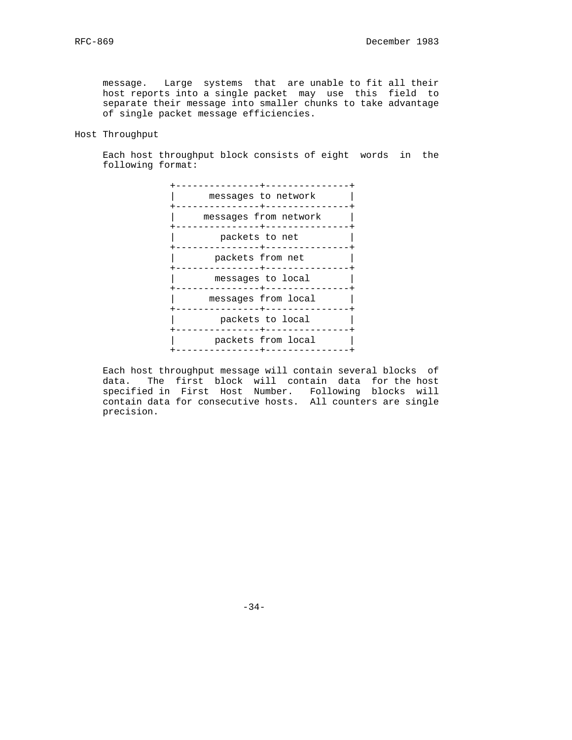message. Large systems that are unable to fit all their host reports into a single packet may use this field to separate their message into smaller chunks to take advantage of single packet message efficiencies.

## Host Throughput

Each host throughput block consists of eight words in the following format:

```
+---------------+---------------+
|      messages to network      |
+---------------+---------------+
|     messages from network     |
+---------------+---------------+
|         packets to net        |
+---------------+---------------+
|        packets from net       |
+---------------+---------------+
|       messages to local       |
+---------------+---------------+
|      messages from local      |
+---------------+---------------+
|        packets to local       |
+---------------+---------------+
|       packets from local      |
+---------------+---------------+
```

Each host throughput message will contain several blocks of data. The first block will contain data for the host specified in First Host Number. Following blocks will contain data for consecutive hosts. All counters are single precision.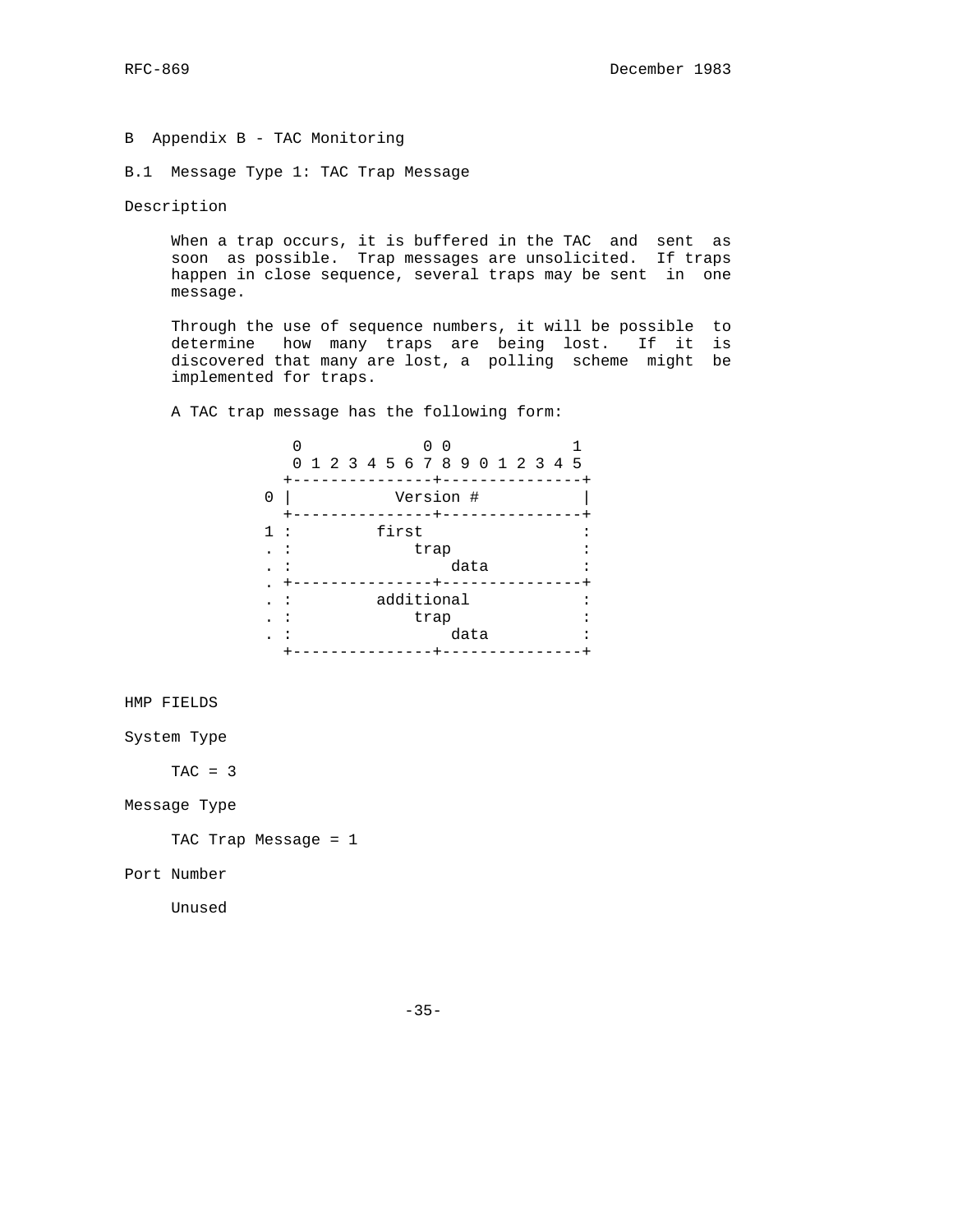# B Appendix B - TAC Monitoring

## B.1 Message Type 1: TAC Trap Message

Description

When a trap occurs, it is buffered in the TAC and sent as soon as possible. Trap messages are unsolicited. If traps happen in close sequence, several traps may be sent in one message.

Through the use of sequence numbers, it will be possible to determine how many traps are being lost. If it is discovered that many are lost, a polling scheme might be implemented for traps.

A TAC trap message has the following form:

```
       0             0 0             1
       0 1 2 3 4 5 6 7 8 9 0 1 2 3 4 5
      +---------------+---------------+
    0 |           Version #           |
      +---------------+---------------+
    1 :        first                  :
    . :            trap               :
    . :                data           :
    . +---------------+---------------+
    . :        additional             :
    . :            trap               :
    . :                data           :
      +---------------+---------------+
```

HMP FIELDS

System Type

TAC = 3

Message Type

TAC Trap Message = 1

Port Number

Unused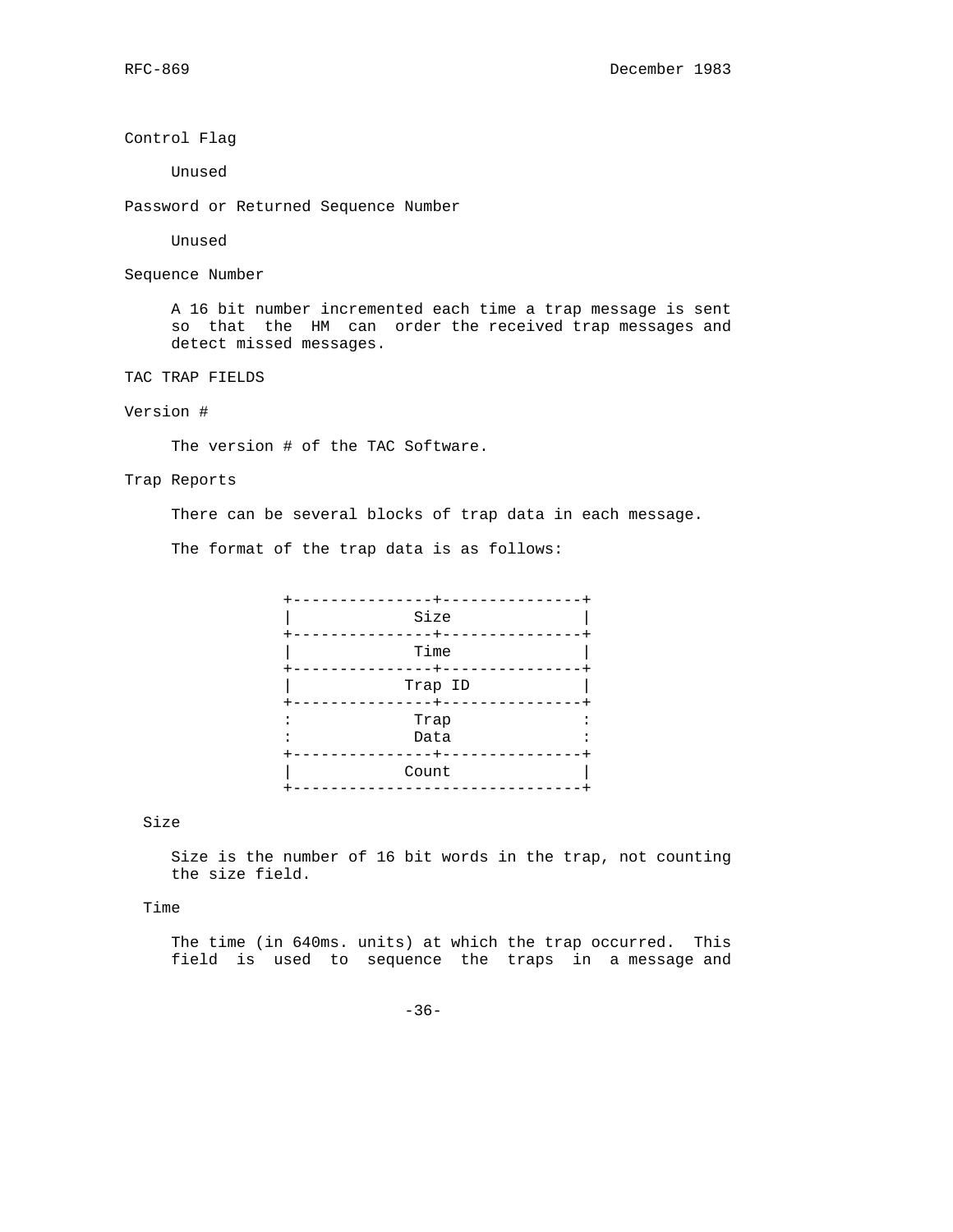Control Flag

Unused

Password or Returned Sequence Number

Unused

Sequence Number

A 16 bit number incremented each time a trap message is sent so that the HM can order the received trap messages and detect missed messages.

TAC TRAP FIELDS

Version #

The version # of the TAC Software.

Trap Reports

There can be several blocks of trap data in each message.

The format of the trap data is as follows:

```
+---------------+---------------+
|             Size              |
+---------------+---------------+
|             Time              |
+---------------+---------------+
|            Trap ID            |
+---------------+---------------+
:             Trap              :
:             Data              :
+---------------+---------------+
|            Count              |
+-------------------------------+
```

Size

Size is the number of 16 bit words in the trap, not counting the size field.

Time

The time (in 640ms. units) at which the trap occurred. This field is used to sequence the traps in a message and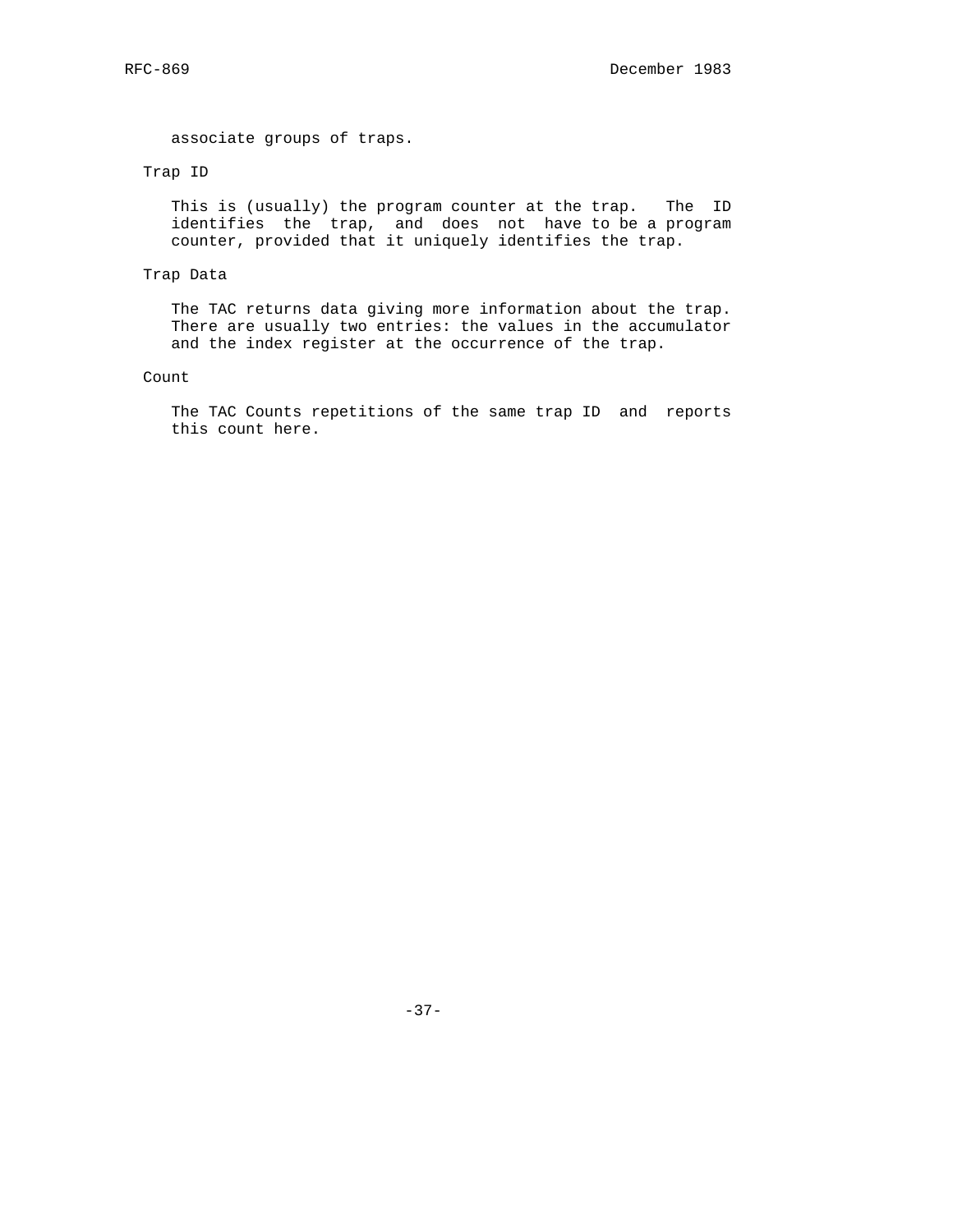associate groups of traps.

Trap ID

This is (usually) the program counter at the trap. The ID identifies the trap, and does not have to be a program counter, provided that it uniquely identifies the trap.

Trap Data

The TAC returns data giving more information about the trap. There are usually two entries: the values in the accumulator and the index register at the occurrence of the trap.

Count

The TAC Counts repetitions of the same trap ID and reports this count here.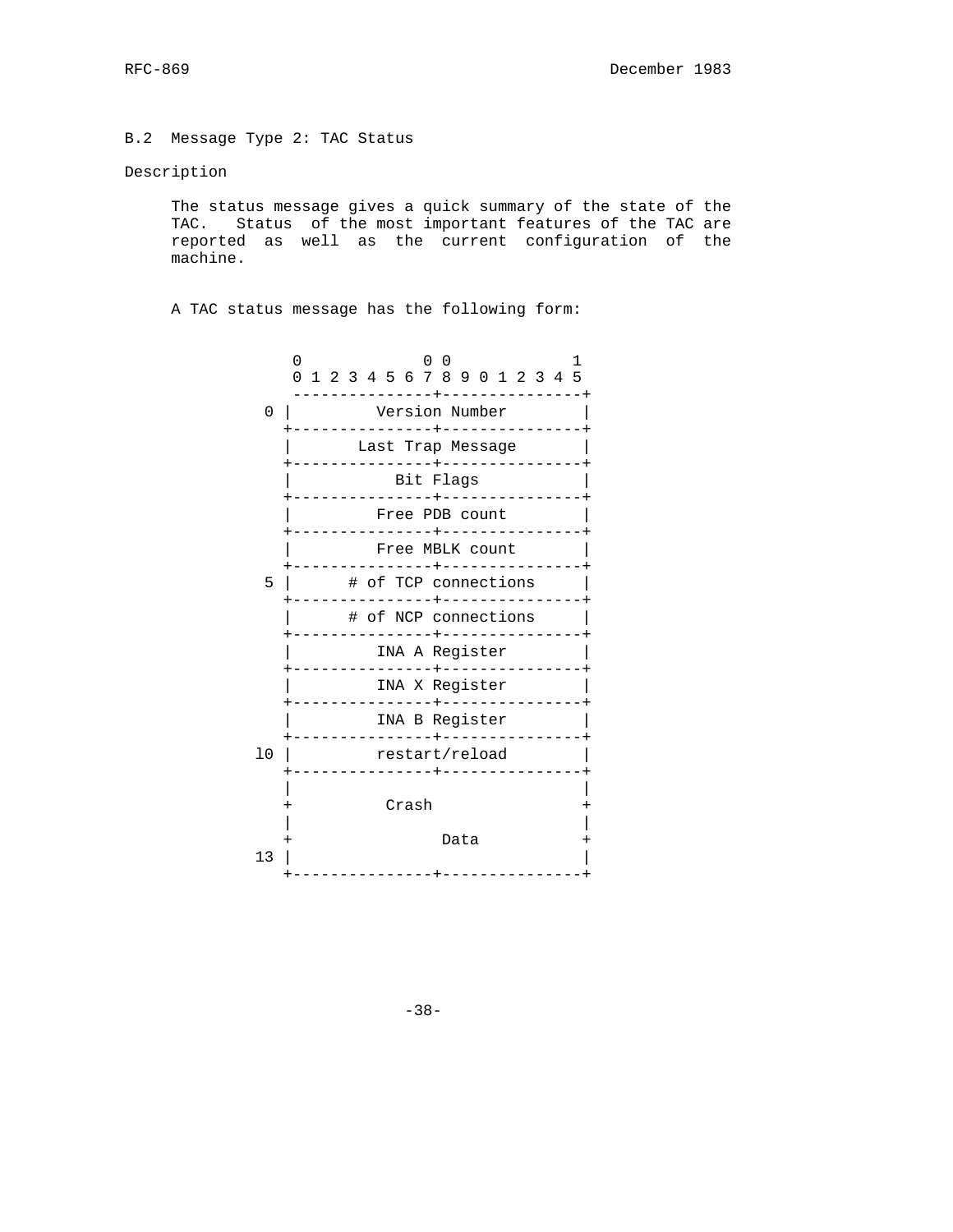## B.2 Message Type 2: TAC Status

Description

The status message gives a quick summary of the state of the TAC. Status of the most important features of the TAC are reported as well as the current configuration of the machine.

A TAC status message has the following form:

```
           0             0 0             1
           0 1 2 3 4 5 6 7 8 9 0 1 2 3 4 5
           ---------------+---------------+
       0 |        Version Number         |
         +---------------+---------------+
         |       Last Trap Message       |
         +---------------+---------------+
         |           Bit Flags           |
         +---------------+---------------+
         |        Free PDB count         |
         +---------------+---------------+
         |        Free MBLK count        |
         +---------------+---------------+
       5 |      # of TCP connections     |
         +---------------+---------------+
         |      # of NCP connections     |
         +---------------+---------------+
         |        INA A Register         |
         +---------------+---------------+
         |        INA X Register         |
         +---------------+---------------+
         |        INA B Register         |
         +---------------+---------------+
      l0 |        restart/reload         |
         +---------------+---------------+
         |                               |
         +         Crash                 +
         |                               |
         +               Data            +
      13 |                               |
         +---------------+---------------+
```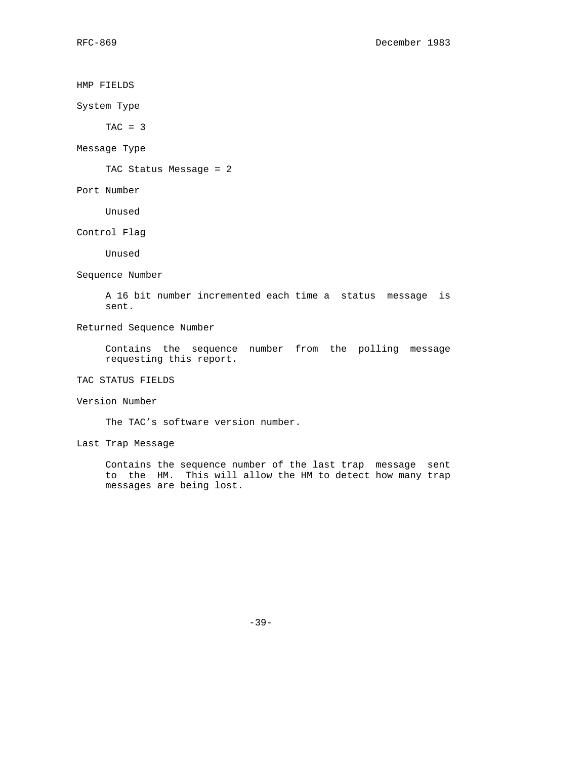HMP FIELDS

System Type

TAC = 3

Message Type

TAC Status Message = 2

Port Number

Unused

Control Flag

Unused

Sequence Number

A 16 bit number incremented each time a status message is sent.

Returned Sequence Number

Contains the sequence number from the polling message requesting this report.

TAC STATUS FIELDS

Version Number

The TAC's software version number.

Last Trap Message

Contains the sequence number of the last trap message sent to the HM. This will allow the HM to detect how many trap messages are being lost.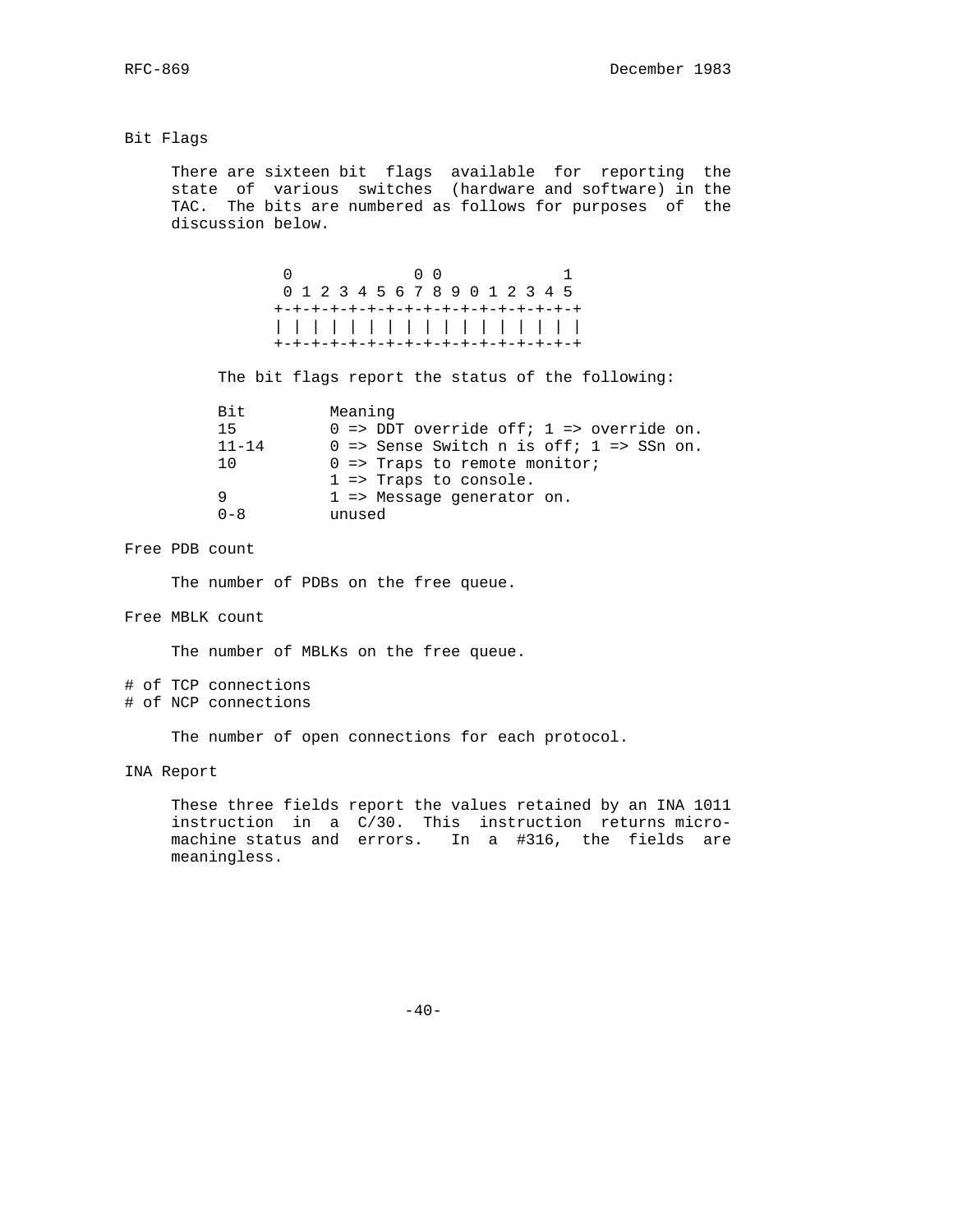## Bit Flags

There are sixteen bit flags available for reporting the state of various switches (hardware and software) in the TAC. The bits are numbered as follows for purposes of the discussion below.

```
 0             0 0             1
 0 1 2 3 4 5 6 7 8 9 0 1 2 3 4 5
+-+-+-+-+-+-+-+-+-+-+-+-+-+-+-+-+
| | | | | | | | | | | | | | | | |
+-+-+-+-+-+-+-+-+-+-+-+-+-+-+-+-+
```

The bit flags report the status of the following:

| Bit | Meaning |
|---|---|
| 15 | 0 => DDT override off; 1 => override on. |
| 11-14 | 0 => Sense Switch n is off; 1 => SSn on. |
| 10 | 0 => Traps to remote monitor; 1 => Traps to console. |
| 9 | 1 => Message generator on. |
| 0-8 | unused |

## Free PDB count

The number of PDBs on the free queue.

## Free MBLK count

The number of MBLKs on the free queue.

## # of TCP connections
## # of NCP connections

The number of open connections for each protocol.

## INA Report

These three fields report the values retained by an INA 1011 instruction in a C/30. This instruction returns micro-machine status and errors. In a #316, the fields are meaningless.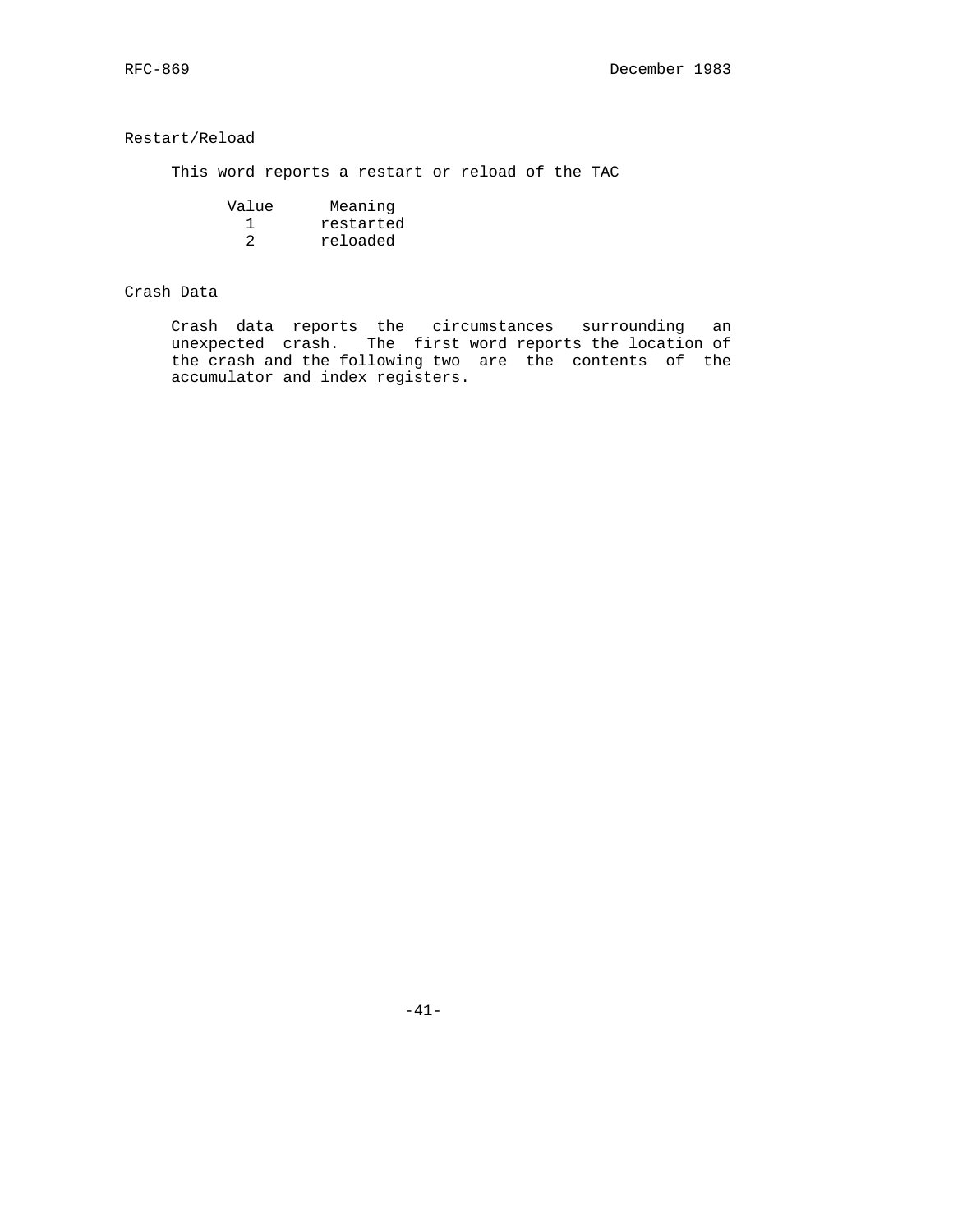### Restart/Reload

This word reports a restart or reload of the TAC

| Value | Meaning |
| --- | --- |
| 1 | restarted |
| 2 | reloaded |

### Crash Data

Crash data reports the circumstances surrounding an unexpected crash. The first word reports the location of the crash and the following two are the contents of the accumulator and index registers.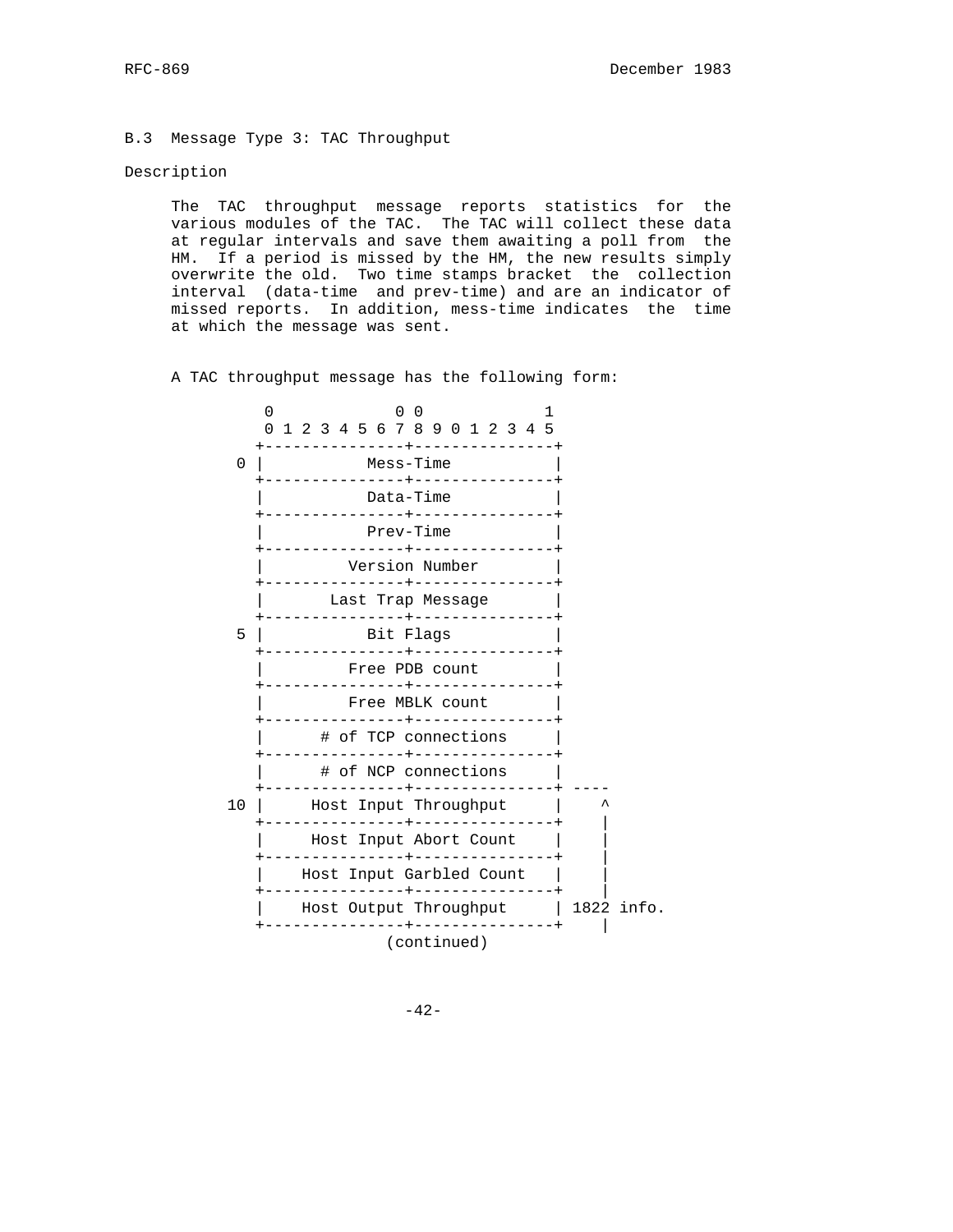## B.3 Message Type 3: TAC Throughput

Description

The TAC throughput message reports statistics for the various modules of the TAC. The TAC will collect these data at regular intervals and save them awaiting a poll from the HM. If a period is missed by the HM, the new results simply overwrite the old. Two time stamps bracket the collection interval (data-time and prev-time) and are an indicator of missed reports. In addition, mess-time indicates the time at which the message was sent.

A TAC throughput message has the following form:

```
          0             0 0             1
          0 1 2 3 4 5 6 7 8 9 0 1 2 3 4 5
         +---------------+---------------+
       0 |           Mess-Time           |
         +---------------+---------------+
         |           Data-Time           |
         +---------------+---------------+
         |           Prev-Time           |
         +---------------+---------------+
         |         Version Number        |
         +---------------+---------------+
         |       Last Trap Message       |
         +---------------+---------------+
       5 |           Bit Flags           |
         +---------------+---------------+
         |         Free PDB count        |
         +---------------+---------------+
         |        Free MBLK count        |
         +---------------+---------------+
         |      # of TCP connections     |
         +---------------+---------------+
         |      # of NCP connections     |
         +---------------+---------------+ ----
      10 |     Host Input Throughput     |    ^
         +---------------+---------------+    |
         |     Host Input Abort Count    |    |
         +---------------+---------------+    |
         |    Host Input Garbled Count   |    |
         +---------------+---------------+    |
         |    Host Output Throughput     | 1822 info.
         +---------------+---------------+    |
                       (continued)
```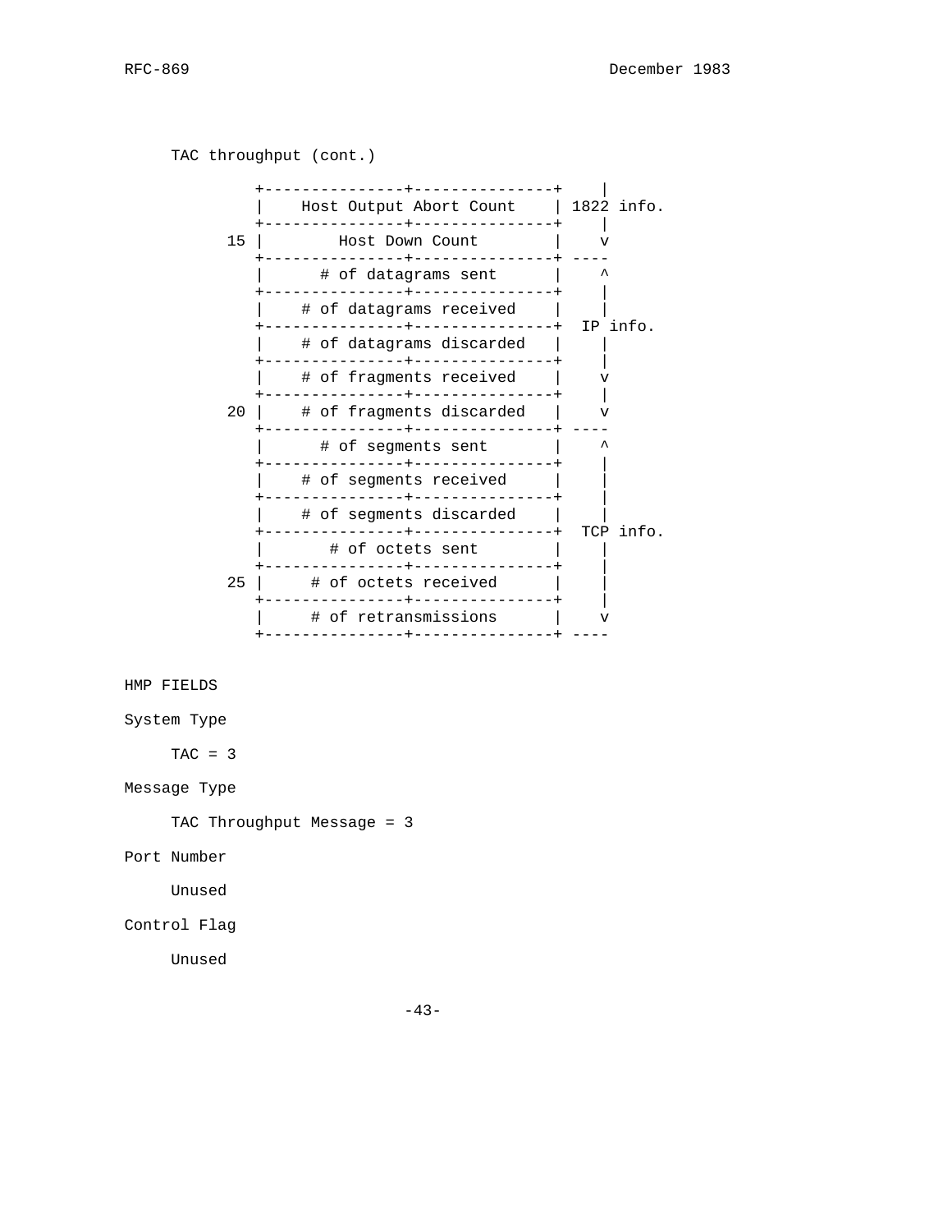TAC throughput (cont.)

```
           +---------------+---------------+     |
           |    Host Output Abort Count    | 1822 info.
           +---------------+---------------+     |
        15 |        Host Down Count        |     v
           +---------------+---------------+ ----
           |      # of datagrams sent      |     ^
           +---------------+---------------+     |
           |    # of datagrams received    |     |
           +---------------+---------------+  IP info.
           |    # of datagrams discarded   |     |
           +---------------+---------------+     |
           |    # of fragments received    |     v
           +---------------+---------------+     |
        20 |    # of fragments discarded   |     v
           +---------------+---------------+ ----
           |      # of segments sent       |     ^
           +---------------+---------------+     |
           |    # of segments received     |     |
           +---------------+---------------+     |
           |    # of segments discarded    |     |
           +---------------+---------------+  TCP info.
           |       # of octets sent        |     |
           +---------------+---------------+     |
        25 |     # of octets received      |     |
           +---------------+---------------+     |
           |     # of retransmissions      |     v
           +---------------+---------------+ ----
```

HMP FIELDS

System Type

TAC = 3

Message Type

TAC Throughput Message = 3

Port Number

Unused

Control Flag

Unused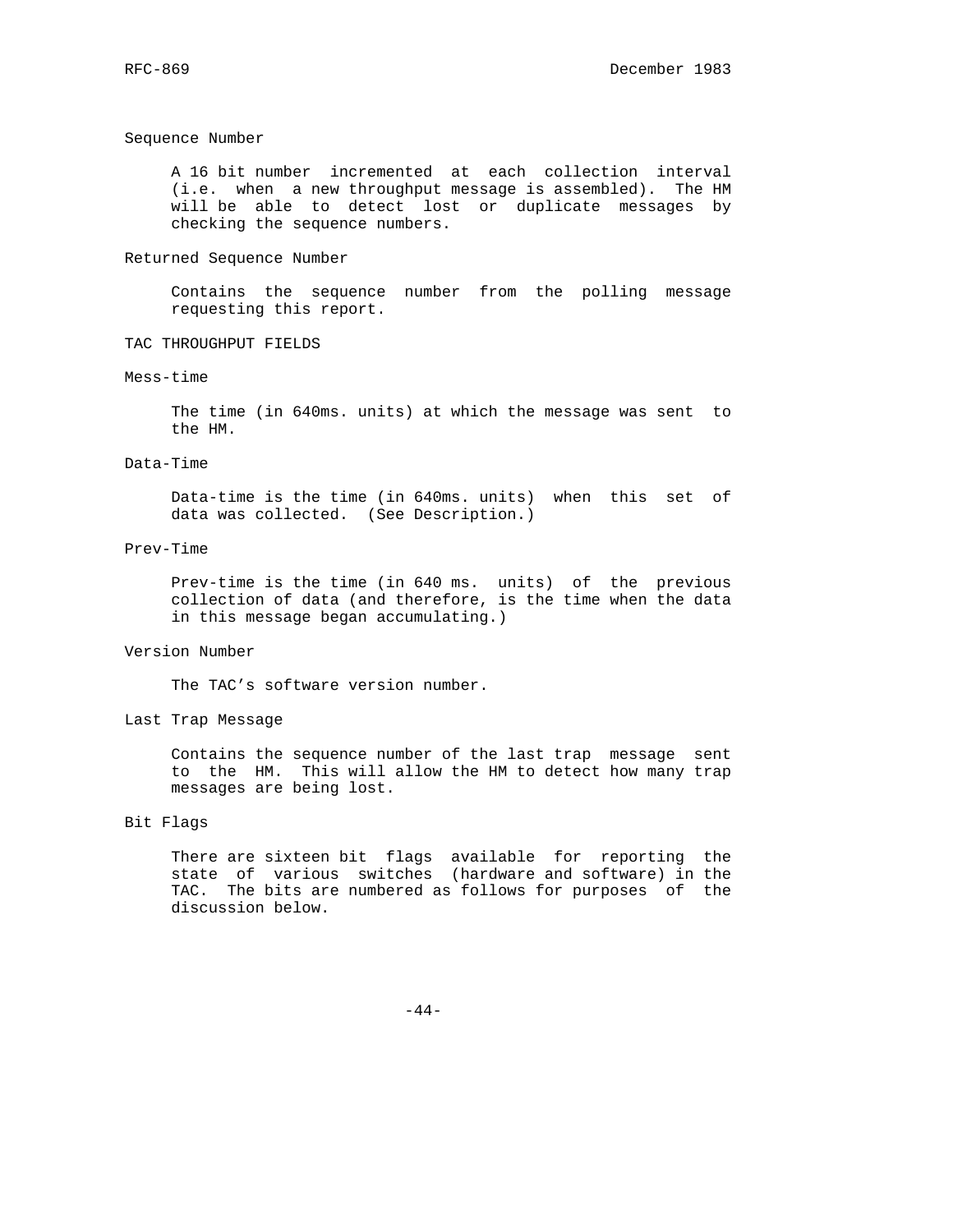Sequence Number

A 16 bit number incremented at each collection interval (i.e. when a new throughput message is assembled). The HM will be able to detect lost or duplicate messages by checking the sequence numbers.

Returned Sequence Number

Contains the sequence number from the polling message requesting this report.

TAC THROUGHPUT FIELDS

Mess-time

The time (in 640ms. units) at which the message was sent to the HM.

Data-Time

Data-time is the time (in 640ms. units) when this set of data was collected. (See Description.)

Prev-Time

Prev-time is the time (in 640 ms. units) of the previous collection of data (and therefore, is the time when the data in this message began accumulating.)

Version Number

The TAC's software version number.

Last Trap Message

Contains the sequence number of the last trap message sent to the HM. This will allow the HM to detect how many trap messages are being lost.

Bit Flags

There are sixteen bit flags available for reporting the state of various switches (hardware and software) in the TAC. The bits are numbered as follows for purposes of the discussion below.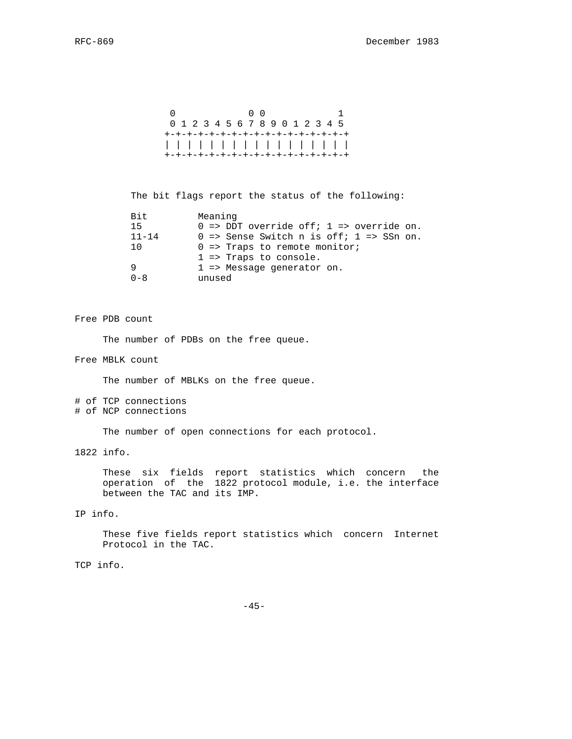```
 0             0 0             1
 0 1 2 3 4 5 6 7 8 9 0 1 2 3 4 5
+-+-+-+-+-+-+-+-+-+-+-+-+-+-+-+-+
| | | | | | | | | | | | | | | | |
+-+-+-+-+-+-+-+-+-+-+-+-+-+-+-+-+
```

The bit flags report the status of the following:

| Bit | Meaning |
| --- | --- |
| 15 | 0 => DDT override off; 1 => override on. |
| 11-14 | 0 => Sense Switch n is off; 1 => SSn on. |
| 10 | 0 => Traps to remote monitor; 1 => Traps to console. |
| 9 | 1 => Message generator on. |
| 0-8 | unused |

Free PDB count

The number of PDBs on the free queue.

Free MBLK count

The number of MBLKs on the free queue.

# of TCP connections
# of NCP connections

The number of open connections for each protocol.

1822 info.

These six fields report statistics which concern the operation of the 1822 protocol module, i.e. the interface between the TAC and its IMP.

IP info.

These five fields report statistics which concern Internet Protocol in the TAC.

TCP info.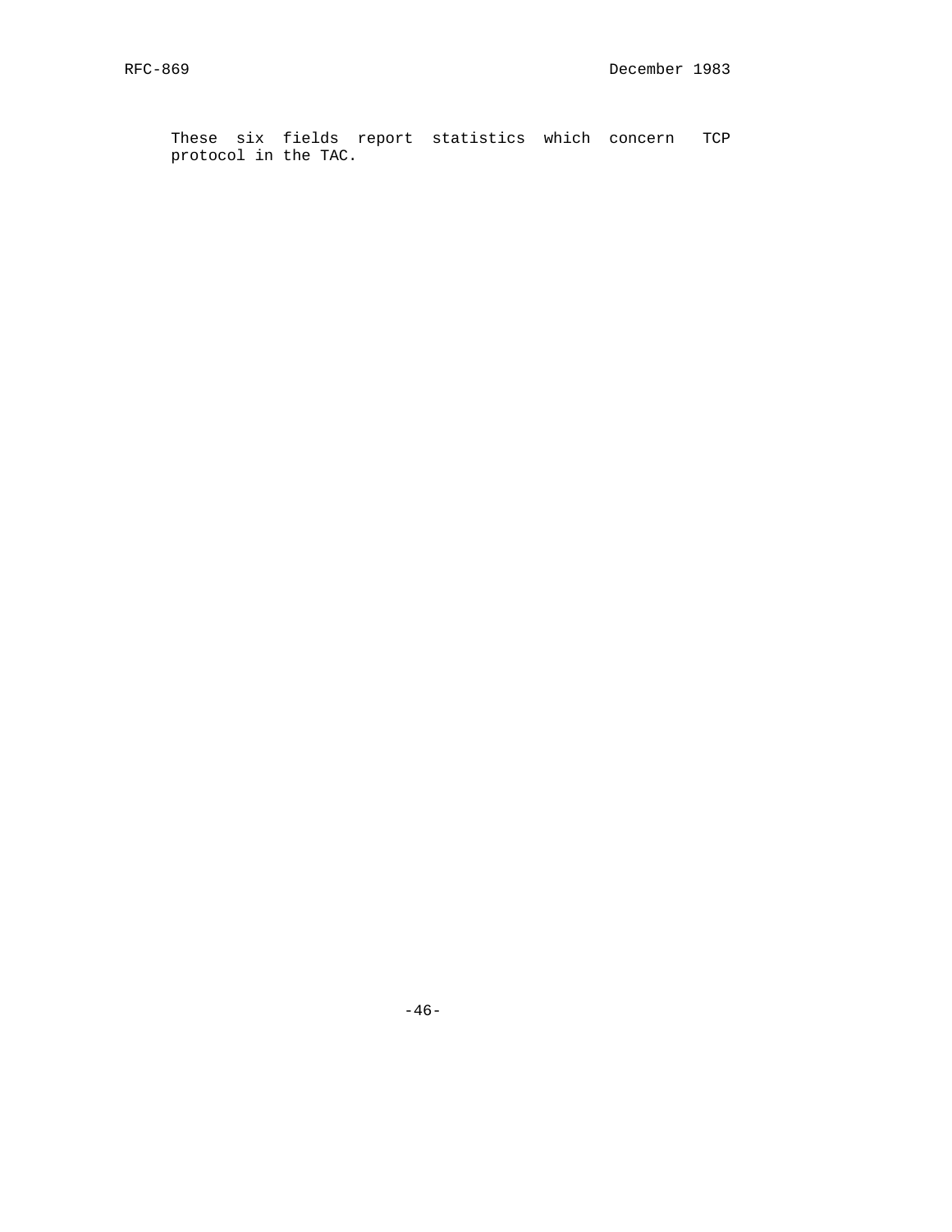These six fields report statistics which concern TCP protocol in the TAC.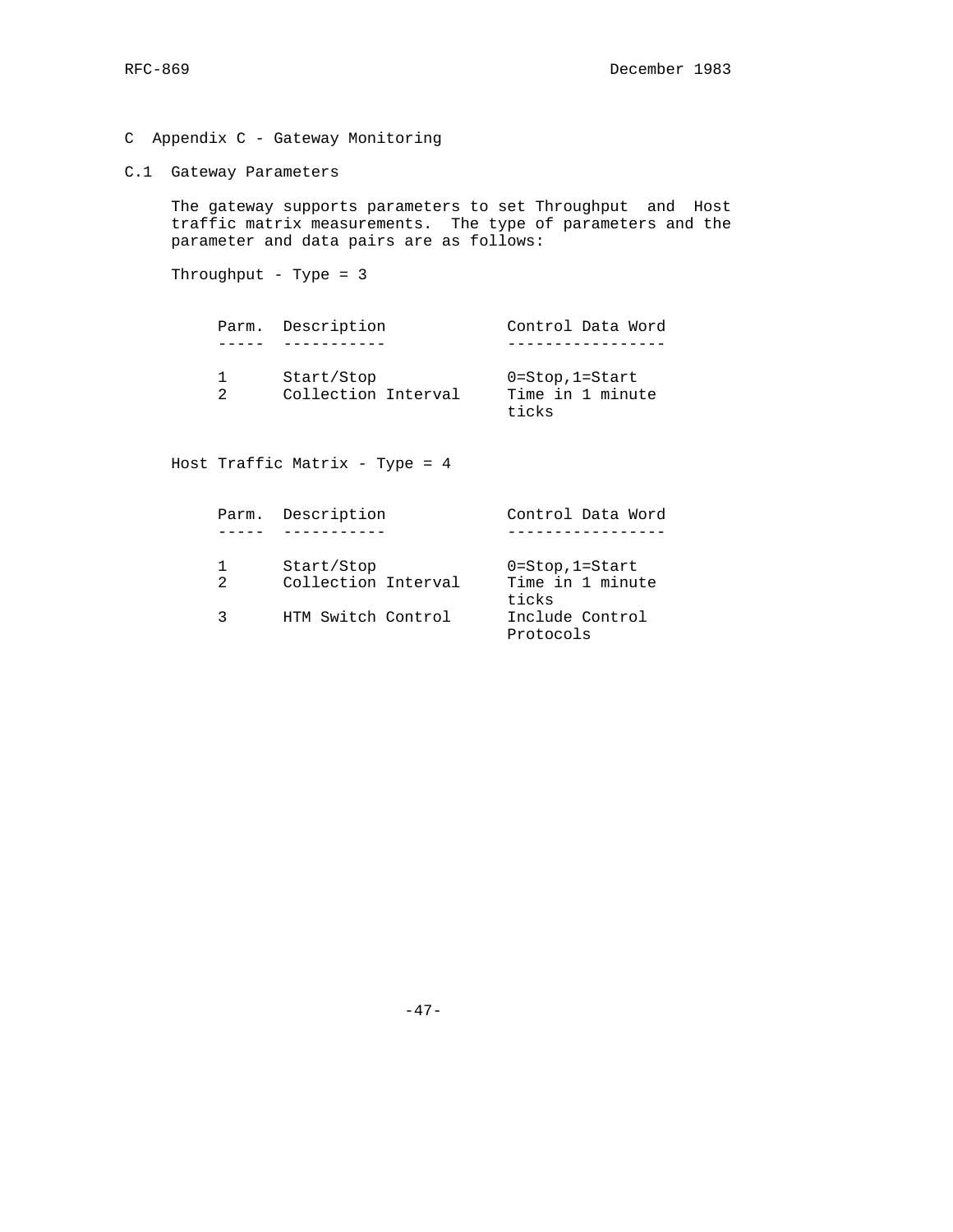# C Appendix C - Gateway Monitoring

## C.1 Gateway Parameters

The gateway supports parameters to set Throughput and Host traffic matrix measurements. The type of parameters and the parameter and data pairs are as follows:

Throughput - Type = 3

| Parm. | Description | Control Data Word |
| --- | --- | --- |
| 1 | Start/Stop | 0=Stop,1=Start |
| 2 | Collection Interval | Time in 1 minute ticks |

Host Traffic Matrix - Type = 4

| Parm. | Description | Control Data Word |
| --- | --- | --- |
| 1 | Start/Stop | 0=Stop,1=Start |
| 2 | Collection Interval | Time in 1 minute ticks |
| 3 | HTM Switch Control | Include Control Protocols |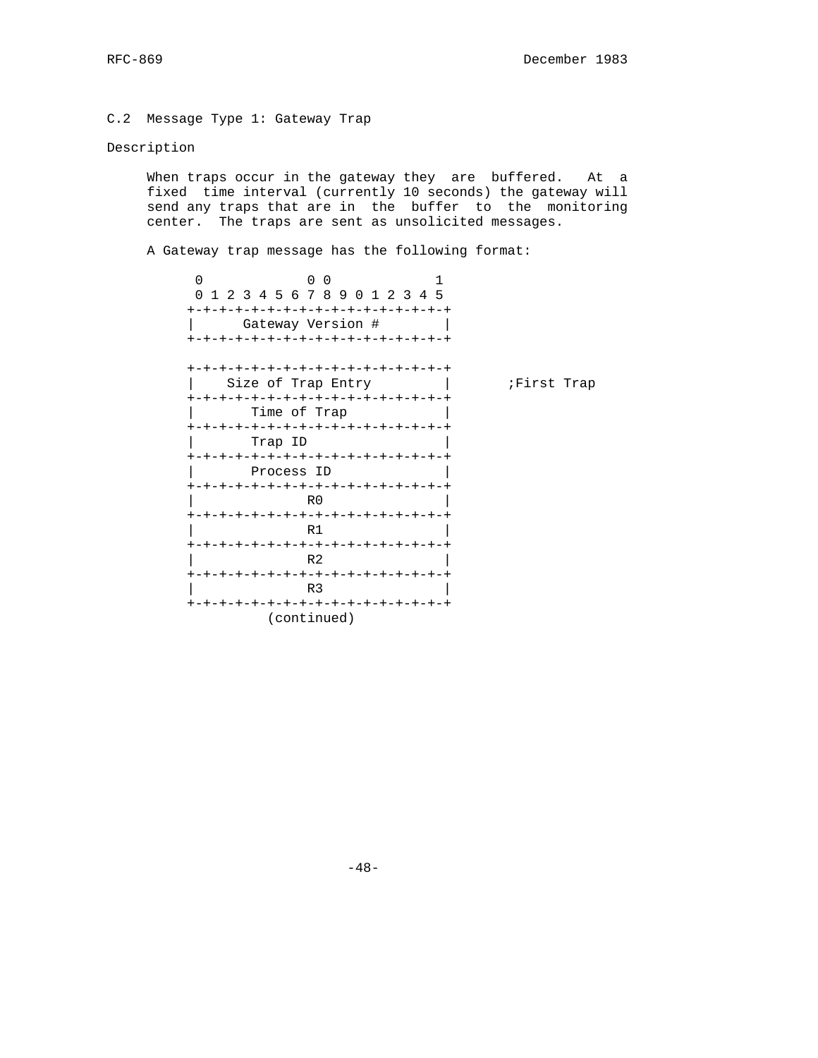## C.2 Message Type 1: Gateway Trap

Description

When traps occur in the gateway they are buffered. At a fixed time interval (currently 10 seconds) the gateway will send any traps that are in the buffer to the monitoring center. The traps are sent as unsolicited messages.

A Gateway trap message has the following format:

```
 0           0 0           1
 0 1 2 3 4 5 6 7 8 9 0 1 2 3 4 5
+-+-+-+-+-+-+-+-+-+-+-+-+-+-+-+-+
|      Gateway Version #        |
+-+-+-+-+-+-+-+-+-+-+-+-+-+-+-+-+

+-+-+-+-+-+-+-+-+-+-+-+-+-+-+-+-+
|    Size of Trap Entry         |       ;First Trap
+-+-+-+-+-+-+-+-+-+-+-+-+-+-+-+-+
|       Time of Trap            |
+-+-+-+-+-+-+-+-+-+-+-+-+-+-+-+-+
|       Trap ID                 |
+-+-+-+-+-+-+-+-+-+-+-+-+-+-+-+-+
|       Process ID              |
+-+-+-+-+-+-+-+-+-+-+-+-+-+-+-+-+
|              R0               |
+-+-+-+-+-+-+-+-+-+-+-+-+-+-+-+-+
|              R1               |
+-+-+-+-+-+-+-+-+-+-+-+-+-+-+-+-+
|              R2               |
+-+-+-+-+-+-+-+-+-+-+-+-+-+-+-+-+
|              R3               |
+-+-+-+-+-+-+-+-+-+-+-+-+-+-+-+-+
          (continued)
```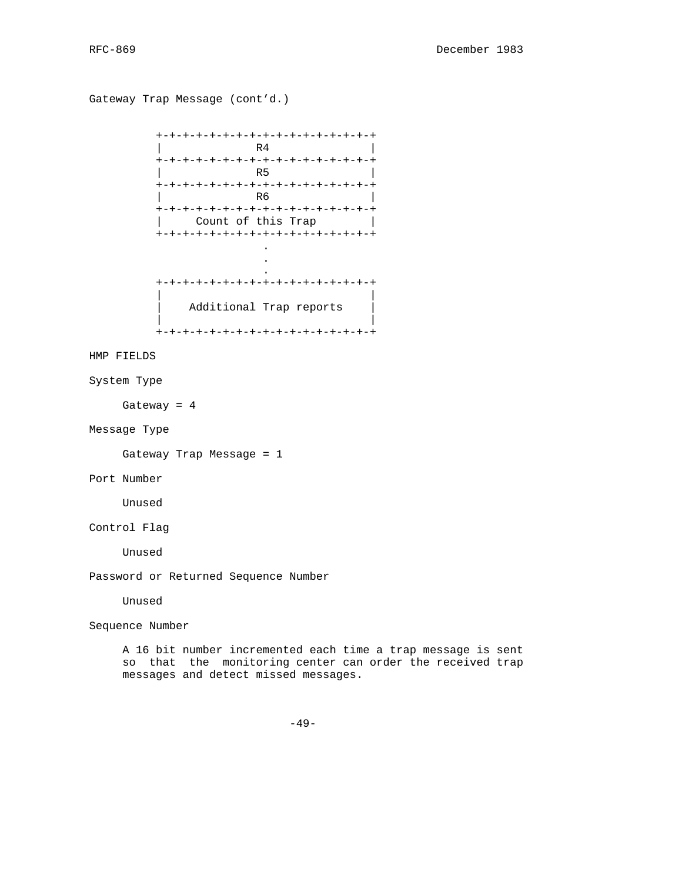Gateway Trap Message (cont'd.)

```
+-+-+-+-+-+-+-+-+-+-+-+-+-+-+-+-+
|              R4               |
+-+-+-+-+-+-+-+-+-+-+-+-+-+-+-+-+
|              R5               |
+-+-+-+-+-+-+-+-+-+-+-+-+-+-+-+-+
|              R6               |
+-+-+-+-+-+-+-+-+-+-+-+-+-+-+-+-+
|     Count of this Trap        |
+-+-+-+-+-+-+-+-+-+-+-+-+-+-+-+-+
               .
               .
               .
+-+-+-+-+-+-+-+-+-+-+-+-+-+-+-+-+
|                               |
|    Additional Trap reports    |
|                               |
+-+-+-+-+-+-+-+-+-+-+-+-+-+-+-+-+
```

HMP FIELDS

System Type

Gateway = 4

Message Type

Gateway Trap Message = 1

Port Number

Unused

Control Flag

Unused

Password or Returned Sequence Number

Unused

Sequence Number

A 16 bit number incremented each time a trap message is sent so that the monitoring center can order the received trap messages and detect missed messages.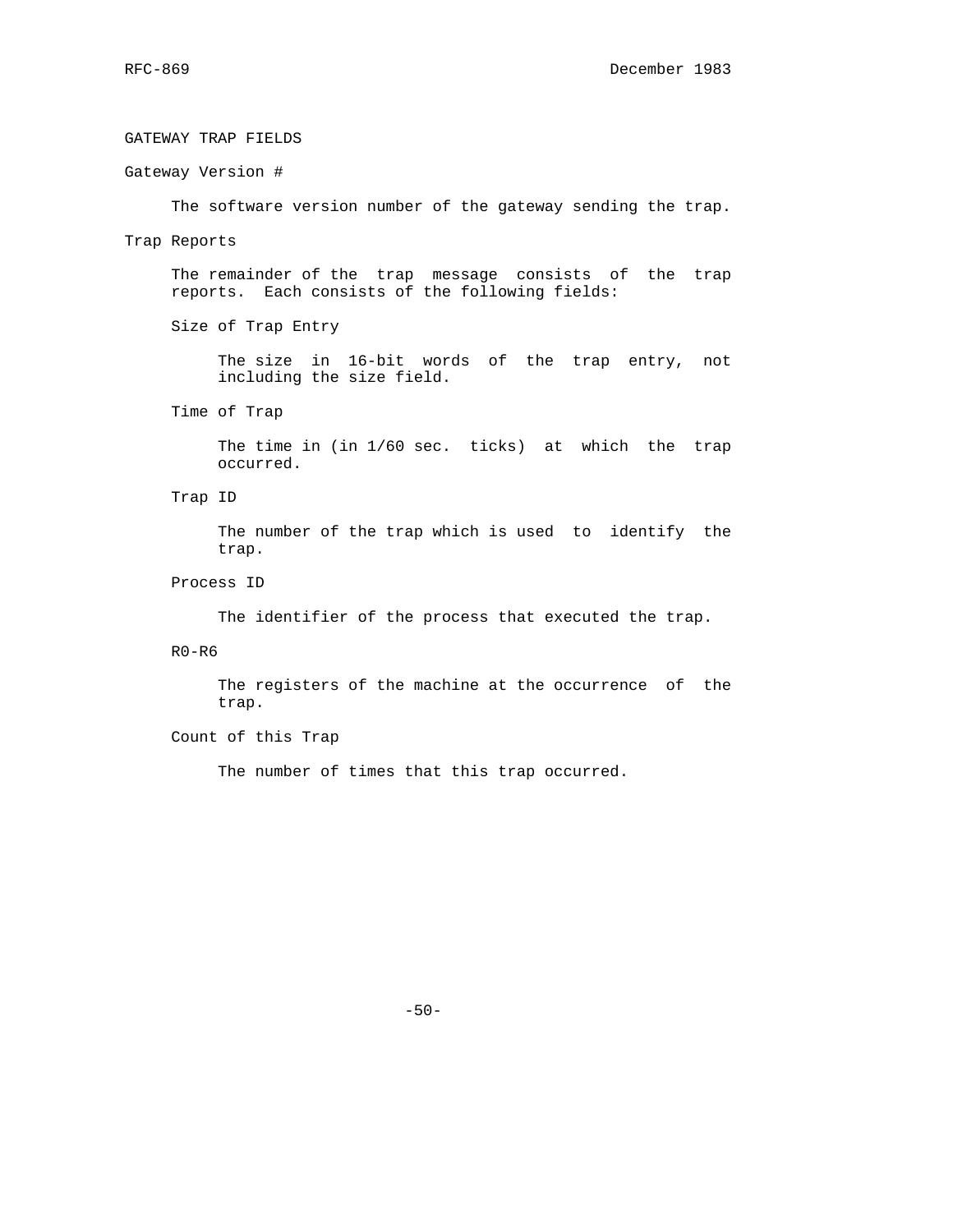## GATEWAY TRAP FIELDS

### Gateway Version #

The software version number of the gateway sending the trap.

### Trap Reports

The remainder of the trap message consists of the trap reports. Each consists of the following fields:

#### Size of Trap Entry

The size in 16-bit words of the trap entry, not including the size field.

#### Time of Trap

The time in (in 1/60 sec. ticks) at which the trap occurred.

#### Trap ID

The number of the trap which is used to identify the trap.

#### Process ID

The identifier of the process that executed the trap.

#### R0-R6

The registers of the machine at the occurrence of the trap.

#### Count of this Trap

The number of times that this trap occurred.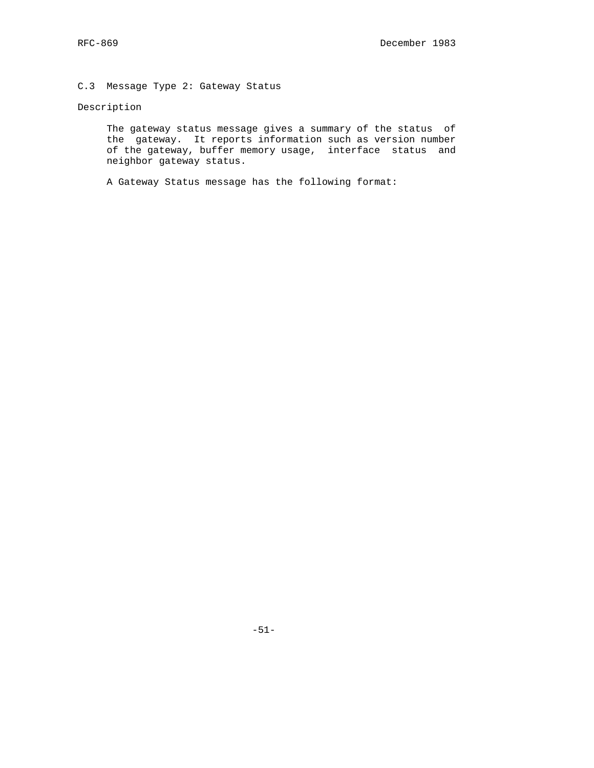## C.3 Message Type 2: Gateway Status

### Description

The gateway status message gives a summary of the status of the gateway. It reports information such as version number of the gateway, buffer memory usage, interface status and neighbor gateway status.

A Gateway Status message has the following format: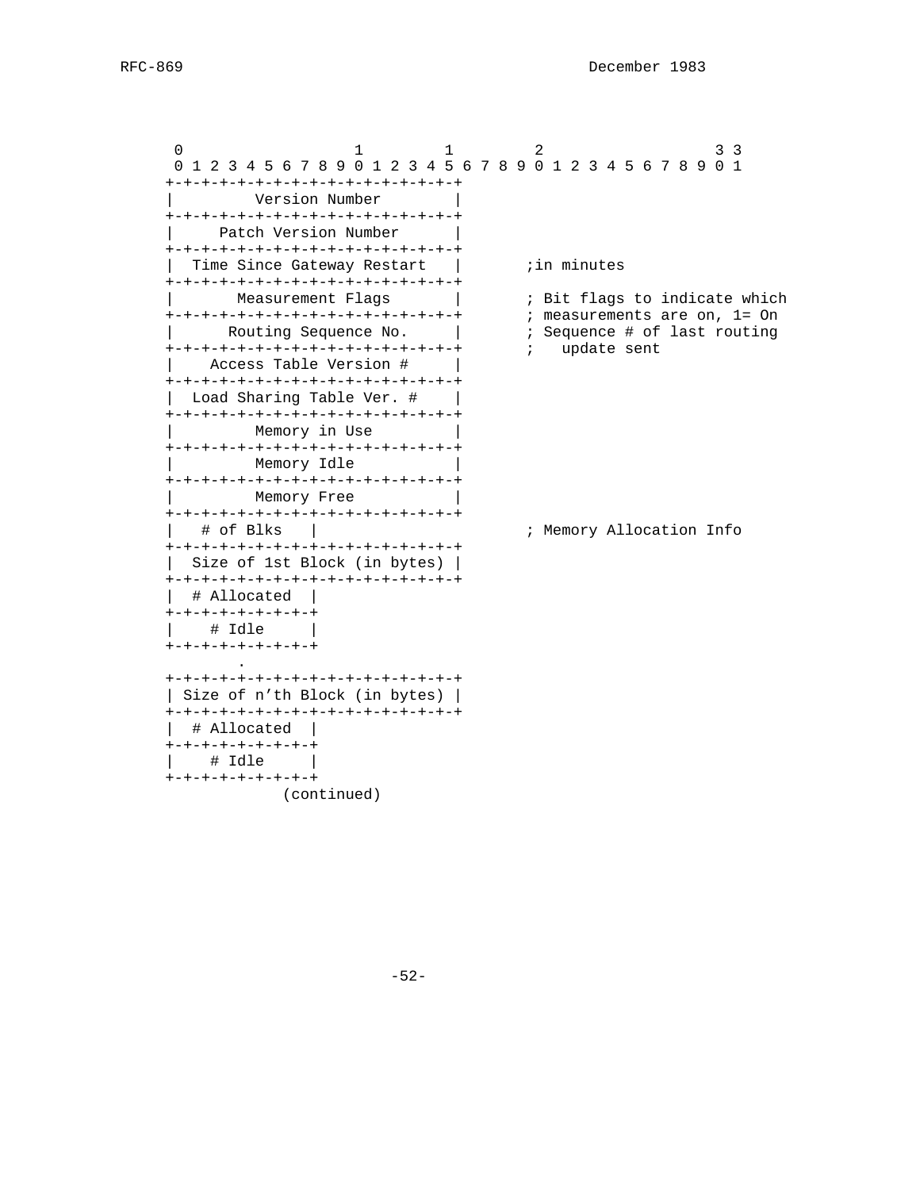```
 0                   1         1         2                   3 3
 0 1 2 3 4 5 6 7 8 9 0 1 2 3 4 5 6 7 8 9 0 1 2 3 4 5 6 7 8 9 0 1
+-+-+-+-+-+-+-+-+-+-+-+-+-+-+-+-+
|         Version Number        |
+-+-+-+-+-+-+-+-+-+-+-+-+-+-+-+-+
|     Patch Version Number      |
+-+-+-+-+-+-+-+-+-+-+-+-+-+-+-+-+
|  Time Since Gateway Restart   |       ;in minutes
+-+-+-+-+-+-+-+-+-+-+-+-+-+-+-+-+
|       Measurement Flags       |       ; Bit flags to indicate which
+-+-+-+-+-+-+-+-+-+-+-+-+-+-+-+-+       ; measurements are on, 1= On
|      Routing Sequence No.     |       ; Sequence # of last routing
+-+-+-+-+-+-+-+-+-+-+-+-+-+-+-+-+       ;   update sent
|    Access Table Version #     |
+-+-+-+-+-+-+-+-+-+-+-+-+-+-+-+-+
|  Load Sharing Table Ver. #    |
+-+-+-+-+-+-+-+-+-+-+-+-+-+-+-+-+
|         Memory in Use         |
+-+-+-+-+-+-+-+-+-+-+-+-+-+-+-+-+
|         Memory Idle           |
+-+-+-+-+-+-+-+-+-+-+-+-+-+-+-+-+
|         Memory Free           |
+-+-+-+-+-+-+-+-+-+-+-+-+-+-+-+-+
|   # of Blks   |                       ; Memory Allocation Info
+-+-+-+-+-+-+-+-+-+-+-+-+-+-+-+-+
|  Size of 1st Block (in bytes) |
+-+-+-+-+-+-+-+-+-+-+-+-+-+-+-+-+
|  # Allocated  |
+-+-+-+-+-+-+-+-+
|    # Idle     |
+-+-+-+-+-+-+-+-+
        .
+-+-+-+-+-+-+-+-+-+-+-+-+-+-+-+-+
| Size of n'th Block (in bytes) |
+-+-+-+-+-+-+-+-+-+-+-+-+-+-+-+-+
|  # Allocated  |
+-+-+-+-+-+-+-+-+
|    # Idle     |
+-+-+-+-+-+-+-+-+
            (continued)
```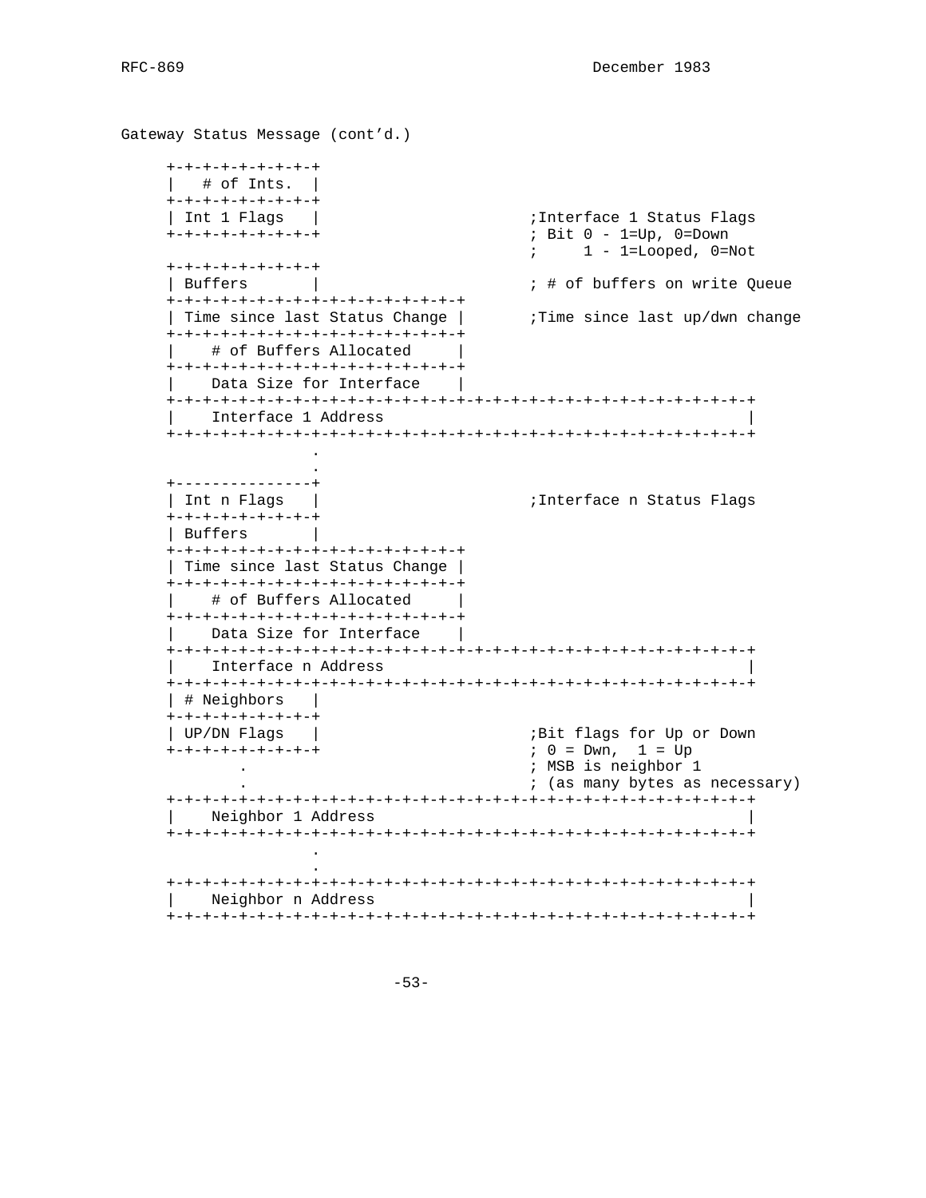Gateway Status Message (cont'd.)

```
     +-+-+-+-+-+-+-+-+
     |   # of Ints.  |
     +-+-+-+-+-+-+-+-+
     | Int 1 Flags   |                      ;Interface 1 Status Flags
     +-+-+-+-+-+-+-+-+                      ; Bit 0 - 1=Up, 0=Down
                                            ;     1 - 1=Looped, 0=Not
     +-+-+-+-+-+-+-+-+
     | Buffers       |                      ; # of buffers on write Queue
     +-+-+-+-+-+-+-+-+-+-+-+-+-+-+-+-+
     | Time since last Status Change |      ;Time since last up/dwn change
     +-+-+-+-+-+-+-+-+-+-+-+-+-+-+-+-+
     |    # of Buffers Allocated     |
     +-+-+-+-+-+-+-+-+-+-+-+-+-+-+-+-+
     |    Data Size for Interface    |
     +-+-+-+-+-+-+-+-+-+-+-+-+-+-+-+-+-+-+-+-+-+-+-+-+-+-+-+-+-+-+-+-+
     |    Interface 1 Address                                        |
     +-+-+-+-+-+-+-+-+-+-+-+-+-+-+-+-+-+-+-+-+-+-+-+-+-+-+-+-+-+-+-+-+
                     .
                     .
     +---------------+
     | Int n Flags   |                      ;Interface n Status Flags
     +-+-+-+-+-+-+-+-+
     | Buffers       |
     +-+-+-+-+-+-+-+-+-+-+-+-+-+-+-+-+
     | Time since last Status Change |
     +-+-+-+-+-+-+-+-+-+-+-+-+-+-+-+-+
     |    # of Buffers Allocated     |
     +-+-+-+-+-+-+-+-+-+-+-+-+-+-+-+-+
     |    Data Size for Interface    |
     +-+-+-+-+-+-+-+-+-+-+-+-+-+-+-+-+-+-+-+-+-+-+-+-+-+-+-+-+-+-+-+-+
     |    Interface n Address                                        |
     +-+-+-+-+-+-+-+-+-+-+-+-+-+-+-+-+-+-+-+-+-+-+-+-+-+-+-+-+-+-+-+-+
     | # Neighbors   |
     +-+-+-+-+-+-+-+-+
     | UP/DN Flags   |                      ;Bit flags for Up or Down
     +-+-+-+-+-+-+-+-+                      ; 0 = Dwn,  1 = Up
             .                              ; MSB is neighbor 1
             .                              ; (as many bytes as necessary)
     +-+-+-+-+-+-+-+-+-+-+-+-+-+-+-+-+-+-+-+-+-+-+-+-+-+-+-+-+-+-+-+-+
     |    Neighbor 1 Address                                         |
     +-+-+-+-+-+-+-+-+-+-+-+-+-+-+-+-+-+-+-+-+-+-+-+-+-+-+-+-+-+-+-+-+
                     .
                     .
     +-+-+-+-+-+-+-+-+-+-+-+-+-+-+-+-+-+-+-+-+-+-+-+-+-+-+-+-+-+-+-+-+
     |    Neighbor n Address                                         |
     +-+-+-+-+-+-+-+-+-+-+-+-+-+-+-+-+-+-+-+-+-+-+-+-+-+-+-+-+-+-+-+-+
```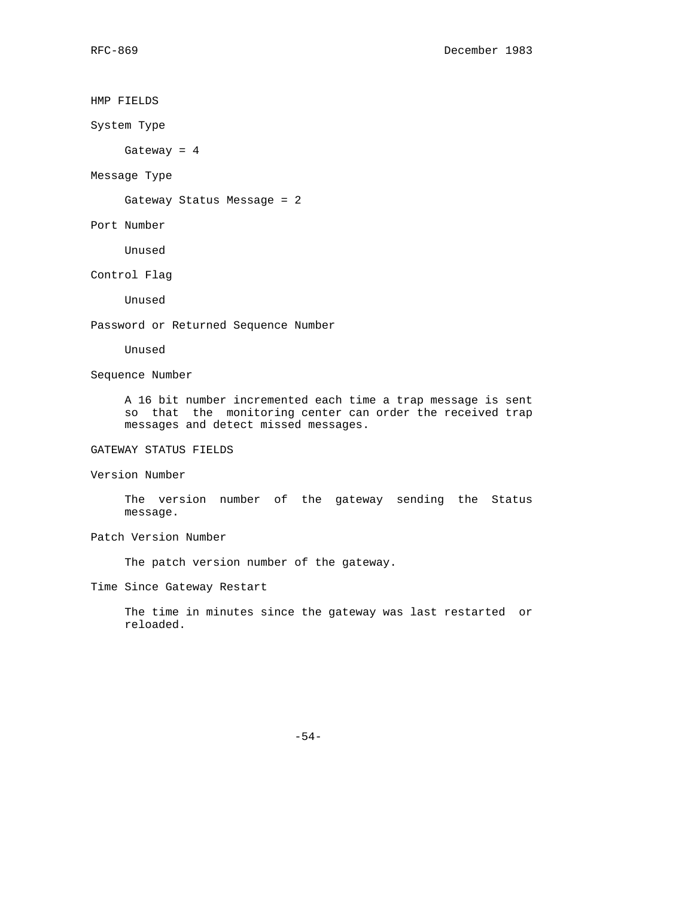HMP FIELDS

System Type

Gateway = 4

Message Type

Gateway Status Message = 2

Port Number

Unused

Control Flag

Unused

Password or Returned Sequence Number

Unused

Sequence Number

A 16 bit number incremented each time a trap message is sent so that the monitoring center can order the received trap messages and detect missed messages.

GATEWAY STATUS FIELDS

Version Number

The version number of the gateway sending the Status message.

Patch Version Number

The patch version number of the gateway.

Time Since Gateway Restart

The time in minutes since the gateway was last restarted or reloaded.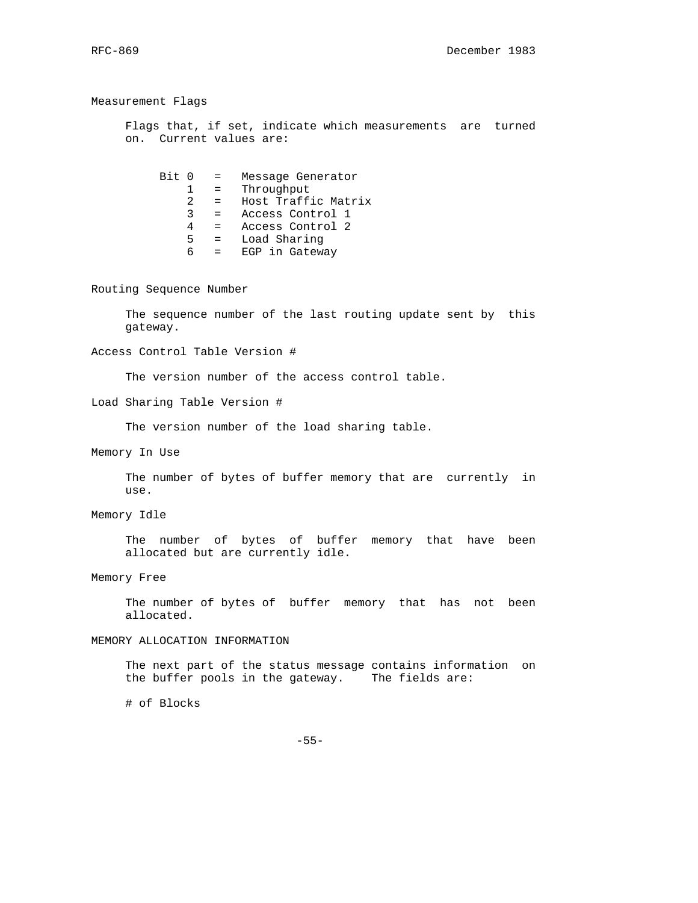Measurement Flags

Flags that, if set, indicate which measurements are turned on. Current values are:

```
Bit 0   =   Message Generator
    1   =   Throughput
    2   =   Host Traffic Matrix
    3   =   Access Control 1
    4   =   Access Control 2
    5   =   Load Sharing
    6   =   EGP in Gateway
```

Routing Sequence Number

The sequence number of the last routing update sent by this gateway.

Access Control Table Version #

The version number of the access control table.

Load Sharing Table Version #

The version number of the load sharing table.

Memory In Use

The number of bytes of buffer memory that are currently in use.

Memory Idle

The number of bytes of buffer memory that have been allocated but are currently idle.

Memory Free

The number of bytes of buffer memory that has not been allocated.

MEMORY ALLOCATION INFORMATION

The next part of the status message contains information on the buffer pools in the gateway. The fields are:

# of Blocks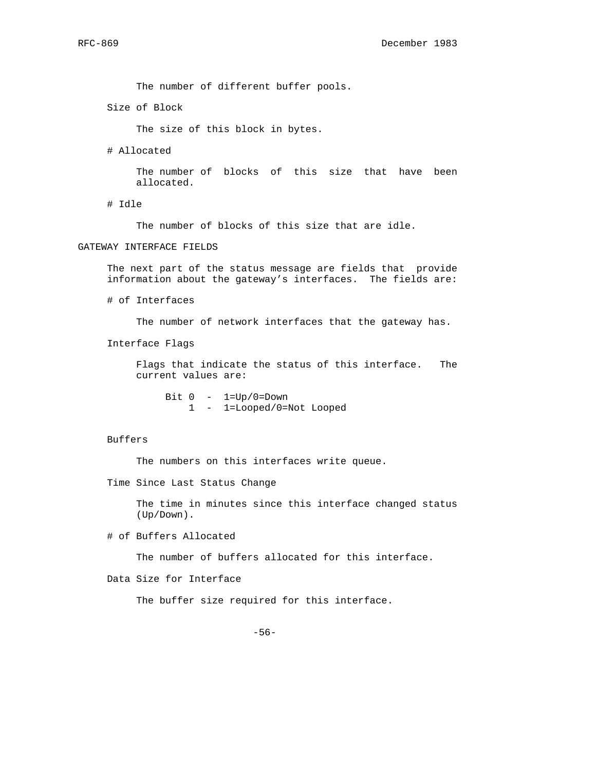The number of different buffer pools.

Size of Block

The size of this block in bytes.

# Allocated

The number of blocks of this size that have been allocated.

# Idle

The number of blocks of this size that are idle.

## GATEWAY INTERFACE FIELDS

The next part of the status message are fields that provide information about the gateway's interfaces. The fields are:

# of Interfaces

The number of network interfaces that the gateway has.

Interface Flags

Flags that indicate the status of this interface. The current values are:

```
Bit 0  -  1=Up/0=Down
    1  -  1=Looped/0=Not Looped
```

Buffers

The numbers on this interfaces write queue.

Time Since Last Status Change

The time in minutes since this interface changed status (Up/Down).

# of Buffers Allocated

The number of buffers allocated for this interface.

Data Size for Interface

The buffer size required for this interface.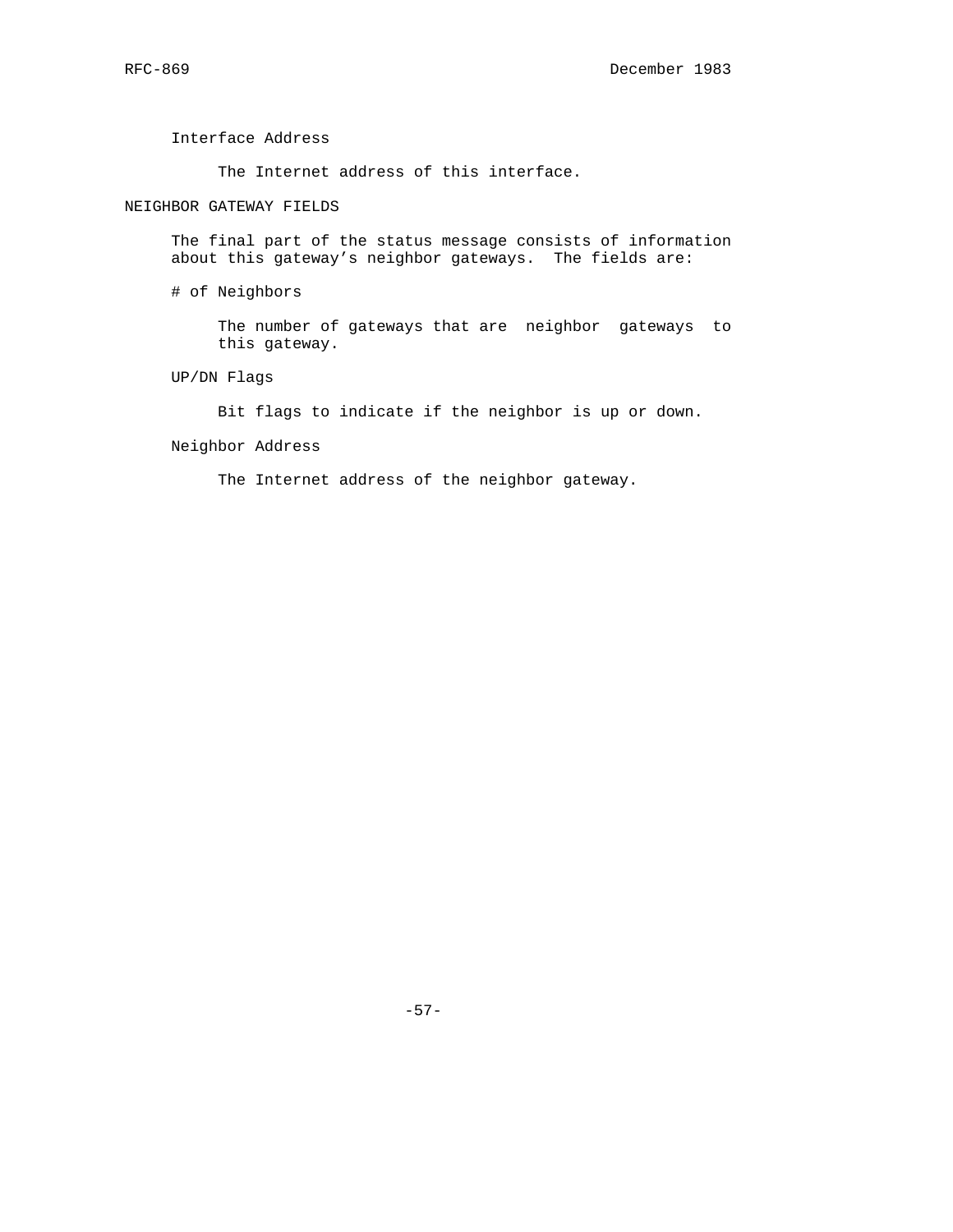Interface Address

The Internet address of this interface.

## NEIGHBOR GATEWAY FIELDS

The final part of the status message consists of information about this gateway's neighbor gateways. The fields are:

# of Neighbors

The number of gateways that are neighbor gateways to this gateway.

UP/DN Flags

Bit flags to indicate if the neighbor is up or down.

Neighbor Address

The Internet address of the neighbor gateway.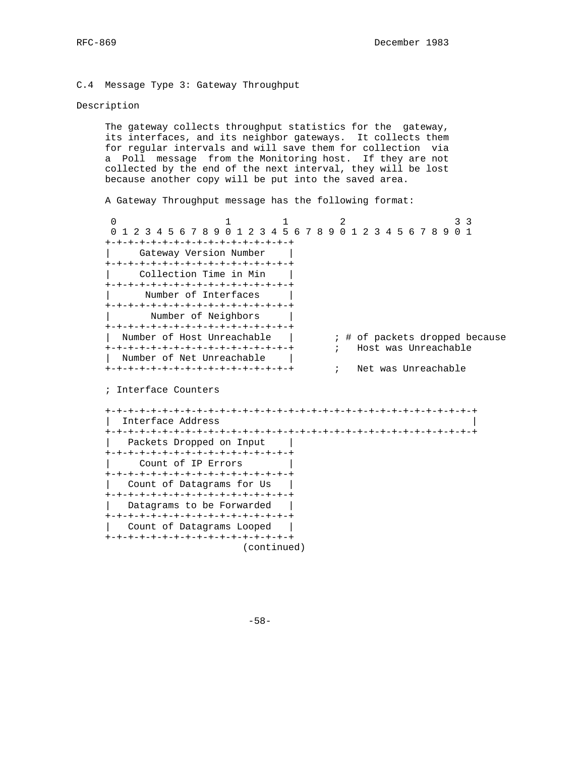## C.4 Message Type 3: Gateway Throughput

Description

The gateway collects throughput statistics for the gateway, its interfaces, and its neighbor gateways. It collects them for regular intervals and will save them for collection via a Poll message from the Monitoring host. If they are not collected by the end of the next interval, they will be lost because another copy will be put into the saved area.

A Gateway Throughput message has the following format:

```
 0                   1         1         2                   3 3
 0 1 2 3 4 5 6 7 8 9 0 1 2 3 4 5 6 7 8 9 0 1 2 3 4 5 6 7 8 9 0 1
+-+-+-+-+-+-+-+-+-+-+-+-+-+-+-+-+
|     Gateway Version Number    |
+-+-+-+-+-+-+-+-+-+-+-+-+-+-+-+-+
|     Collection Time in Min    |
+-+-+-+-+-+-+-+-+-+-+-+-+-+-+-+-+
|      Number of Interfaces     |
+-+-+-+-+-+-+-+-+-+-+-+-+-+-+-+-+
|       Number of Neighbors     |
+-+-+-+-+-+-+-+-+-+-+-+-+-+-+-+-+
|  Number of Host Unreachable   |       ; # of packets dropped because
+-+-+-+-+-+-+-+-+-+-+-+-+-+-+-+-+       ;   Host was Unreachable
|  Number of Net Unreachable    |
+-+-+-+-+-+-+-+-+-+-+-+-+-+-+-+-+       ;   Net was Unreachable

; Interface Counters

+-+-+-+-+-+-+-+-+-+-+-+-+-+-+-+-+-+-+-+-+-+-+-+-+-+-+-+-+-+-+-+-+
|  Interface Address                                            |
+-+-+-+-+-+-+-+-+-+-+-+-+-+-+-+-+-+-+-+-+-+-+-+-+-+-+-+-+-+-+-+-+
|   Packets Dropped on Input    |
+-+-+-+-+-+-+-+-+-+-+-+-+-+-+-+-+
|     Count of IP Errors        |
+-+-+-+-+-+-+-+-+-+-+-+-+-+-+-+-+
|   Count of Datagrams for Us   |
+-+-+-+-+-+-+-+-+-+-+-+-+-+-+-+-+
|   Datagrams to be Forwarded   |
+-+-+-+-+-+-+-+-+-+-+-+-+-+-+-+-+
|   Count of Datagrams Looped   |
+-+-+-+-+-+-+-+-+-+-+-+-+-+-+-+-+
                        (continued)
```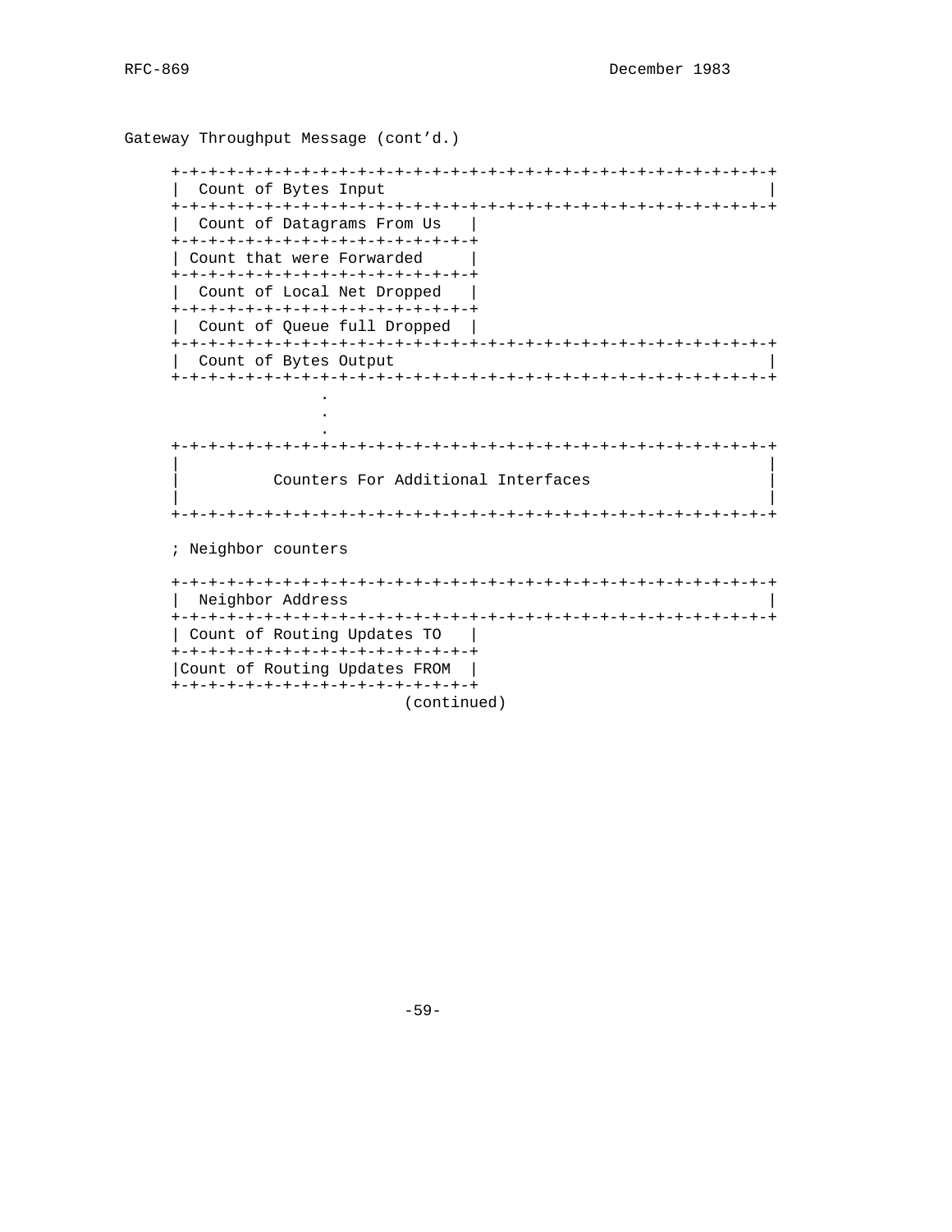Gateway Throughput Message (cont'd.)

```
+-+-+-+-+-+-+-+-+-+-+-+-+-+-+-+-+-+-+-+-+-+-+-+-+-+-+-+-+-+-+-+-+-+
|  Count of Bytes Input                                           |
+-+-+-+-+-+-+-+-+-+-+-+-+-+-+-+-+-+-+-+-+-+-+-+-+-+-+-+-+-+-+-+-+-+
|  Count of Datagrams From Us   |
+-+-+-+-+-+-+-+-+-+-+-+-+-+-+-+-+
| Count that were Forwarded     |
+-+-+-+-+-+-+-+-+-+-+-+-+-+-+-+-+
|  Count of Local Net Dropped   |
+-+-+-+-+-+-+-+-+-+-+-+-+-+-+-+-+
|  Count of Queue full Dropped  |
+-+-+-+-+-+-+-+-+-+-+-+-+-+-+-+-+-+-+-+-+-+-+-+-+-+-+-+-+-+-+-+-+-+
|  Count of Bytes Output                                          |
+-+-+-+-+-+-+-+-+-+-+-+-+-+-+-+-+-+-+-+-+-+-+-+-+-+-+-+-+-+-+-+-+-+
               .
               .
               .
+-+-+-+-+-+-+-+-+-+-+-+-+-+-+-+-+-+-+-+-+-+-+-+-+-+-+-+-+-+-+-+-+-+
|                                                                 |
|          Counters For Additional Interfaces                     |
|                                                                 |
+-+-+-+-+-+-+-+-+-+-+-+-+-+-+-+-+-+-+-+-+-+-+-+-+-+-+-+-+-+-+-+-+-+

; Neighbor counters

+-+-+-+-+-+-+-+-+-+-+-+-+-+-+-+-+-+-+-+-+-+-+-+-+-+-+-+-+-+-+-+-+-+
|  Neighbor Address                                               |
+-+-+-+-+-+-+-+-+-+-+-+-+-+-+-+-+-+-+-+-+-+-+-+-+-+-+-+-+-+-+-+-+-+
| Count of Routing Updates TO   |
+-+-+-+-+-+-+-+-+-+-+-+-+-+-+-+-+
|Count of Routing Updates FROM  |
+-+-+-+-+-+-+-+-+-+-+-+-+-+-+-+-+
                         (continued)
```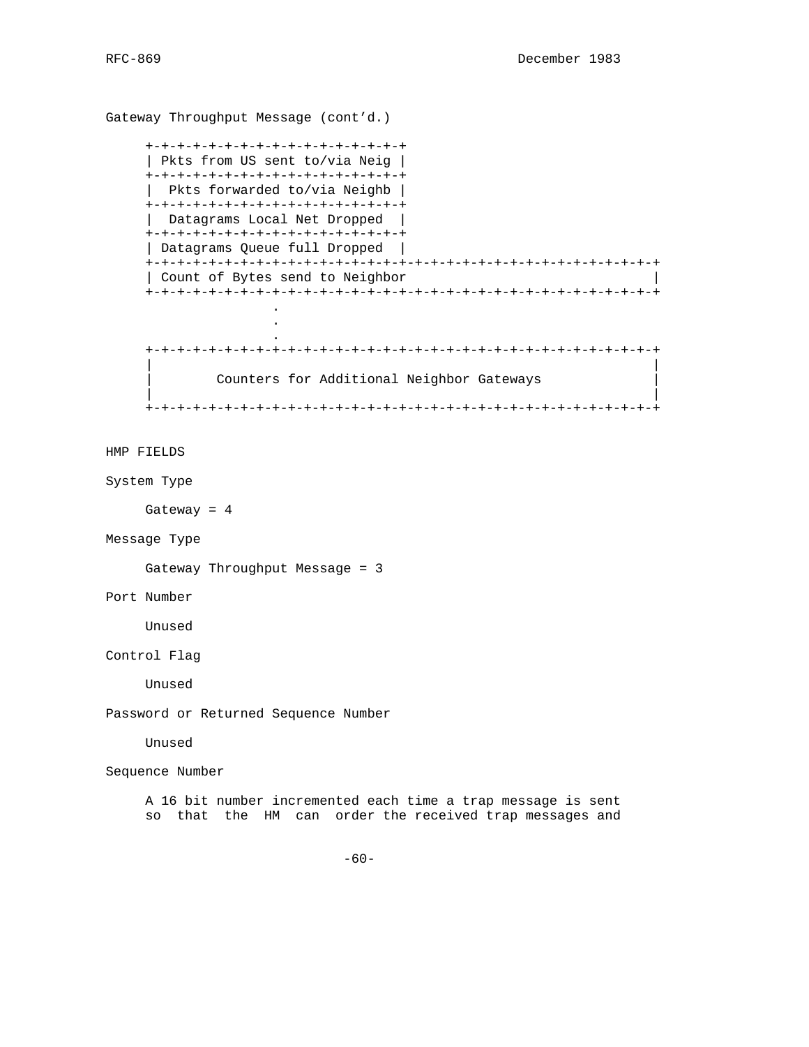Gateway Throughput Message (cont'd.)

```
     +-+-+-+-+-+-+-+-+-+-+-+-+-+-+-+-+
     | Pkts from US sent to/via Neig |
     +-+-+-+-+-+-+-+-+-+-+-+-+-+-+-+-+
     |  Pkts forwarded to/via Neighb |
     +-+-+-+-+-+-+-+-+-+-+-+-+-+-+-+-+
     |  Datagrams Local Net Dropped  |
     +-+-+-+-+-+-+-+-+-+-+-+-+-+-+-+-+
     | Datagrams Queue full Dropped  |
     +-+-+-+-+-+-+-+-+-+-+-+-+-+-+-+-+-+-+-+-+-+-+-+-+-+-+-+-+-+-+-+-+
     | Count of Bytes send to Neighbor                               |
     +-+-+-+-+-+-+-+-+-+-+-+-+-+-+-+-+-+-+-+-+-+-+-+-+-+-+-+-+-+-+-+-+
                     .
                     .
                     .
     +-+-+-+-+-+-+-+-+-+-+-+-+-+-+-+-+-+-+-+-+-+-+-+-+-+-+-+-+-+-+-+-+
     |                                                               |
     |        Counters for Additional Neighbor Gateways              |
     |                                                               |
     +-+-+-+-+-+-+-+-+-+-+-+-+-+-+-+-+-+-+-+-+-+-+-+-+-+-+-+-+-+-+-+-+
```

HMP FIELDS

System Type

Gateway = 4

Message Type

Gateway Throughput Message = 3

Port Number

Unused

Control Flag

Unused

Password or Returned Sequence Number

Unused

Sequence Number

A 16 bit number incremented each time a trap message is sent so that the HM can order the received trap messages and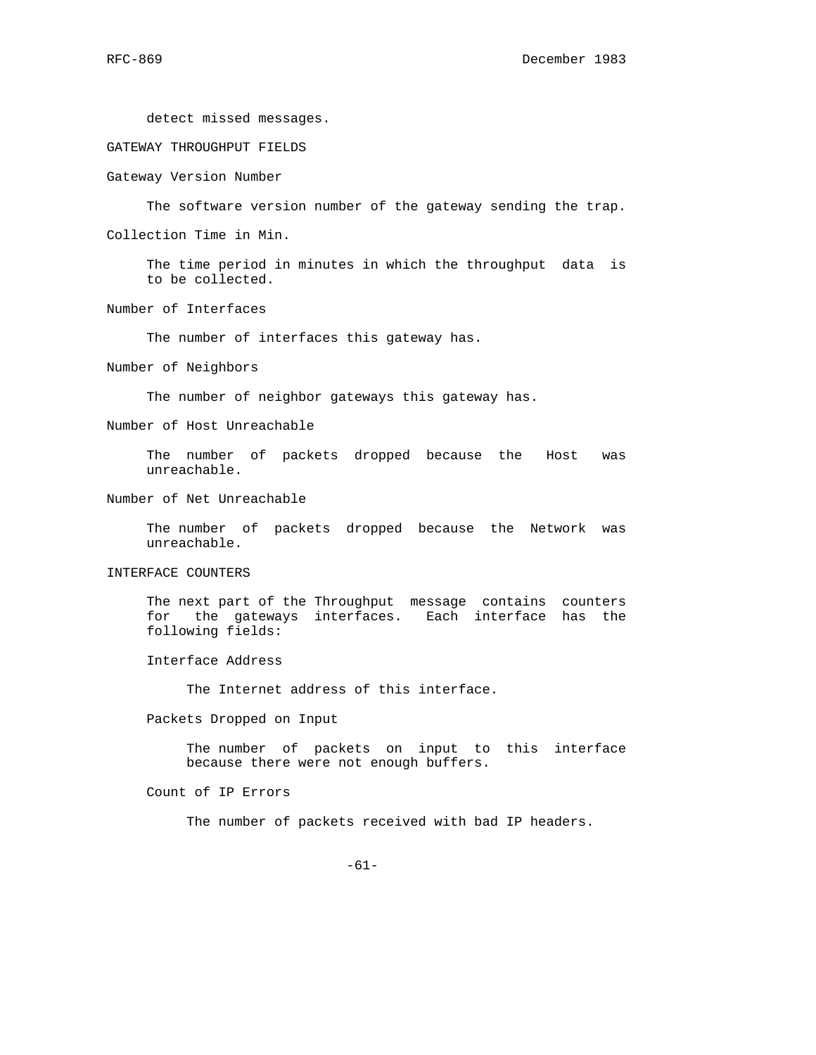detect missed messages.

GATEWAY THROUGHPUT FIELDS

Gateway Version Number

The software version number of the gateway sending the trap.

Collection Time in Min.

The time period in minutes in which the throughput data is to be collected.

Number of Interfaces

The number of interfaces this gateway has.

Number of Neighbors

The number of neighbor gateways this gateway has.

Number of Host Unreachable

The number of packets dropped because the Host was unreachable.

Number of Net Unreachable

The number of packets dropped because the Network was unreachable.

INTERFACE COUNTERS

The next part of the Throughput message contains counters for the gateways interfaces. Each interface has the following fields:

Interface Address

The Internet address of this interface.

Packets Dropped on Input

The number of packets on input to this interface because there were not enough buffers.

Count of IP Errors

The number of packets received with bad IP headers.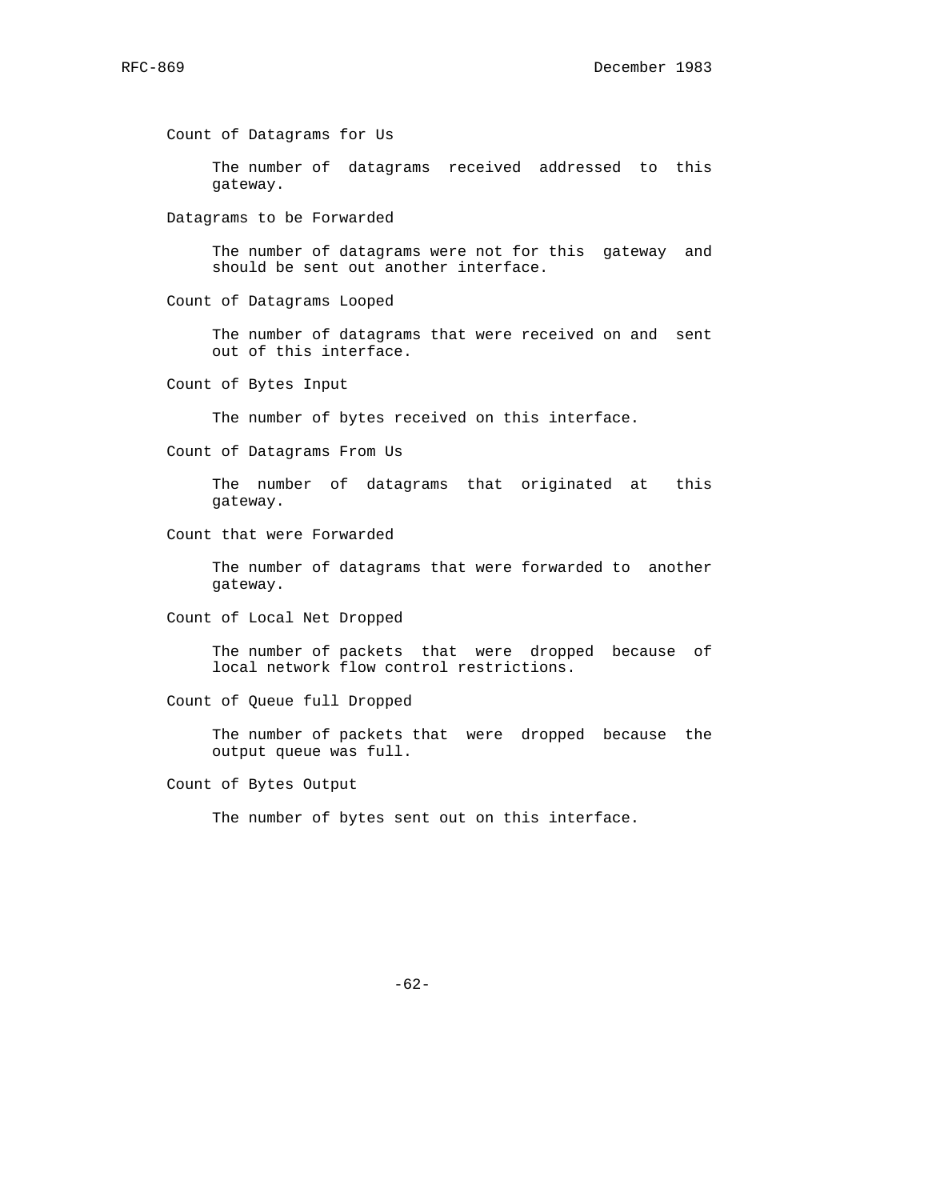Count of Datagrams for Us

The number of datagrams received addressed to this gateway.

Datagrams to be Forwarded

The number of datagrams were not for this gateway and should be sent out another interface.

Count of Datagrams Looped

The number of datagrams that were received on and sent out of this interface.

Count of Bytes Input

The number of bytes received on this interface.

Count of Datagrams From Us

The number of datagrams that originated at this gateway.

Count that were Forwarded

The number of datagrams that were forwarded to another gateway.

Count of Local Net Dropped

The number of packets that were dropped because of local network flow control restrictions.

Count of Queue full Dropped

The number of packets that were dropped because the output queue was full.

Count of Bytes Output

The number of bytes sent out on this interface.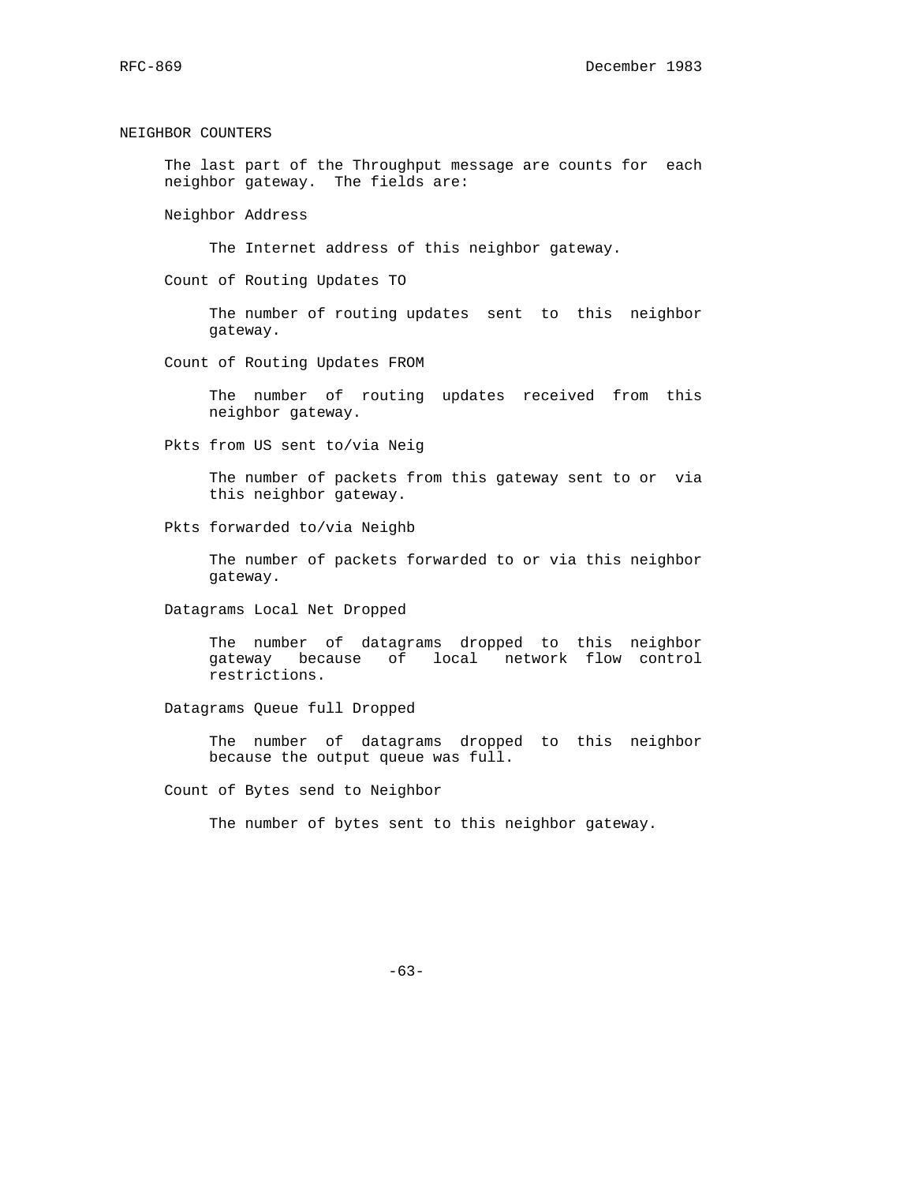## NEIGHBOR COUNTERS

The last part of the Throughput message are counts for each neighbor gateway. The fields are:

Neighbor Address

The Internet address of this neighbor gateway.

Count of Routing Updates TO

The number of routing updates sent to this neighbor gateway.

Count of Routing Updates FROM

The number of routing updates received from this neighbor gateway.

Pkts from US sent to/via Neig

The number of packets from this gateway sent to or via this neighbor gateway.

Pkts forwarded to/via Neighb

The number of packets forwarded to or via this neighbor gateway.

Datagrams Local Net Dropped

The number of datagrams dropped to this neighbor gateway because of local network flow control restrictions.

Datagrams Queue full Dropped

The number of datagrams dropped to this neighbor because the output queue was full.

Count of Bytes send to Neighbor

The number of bytes sent to this neighbor gateway.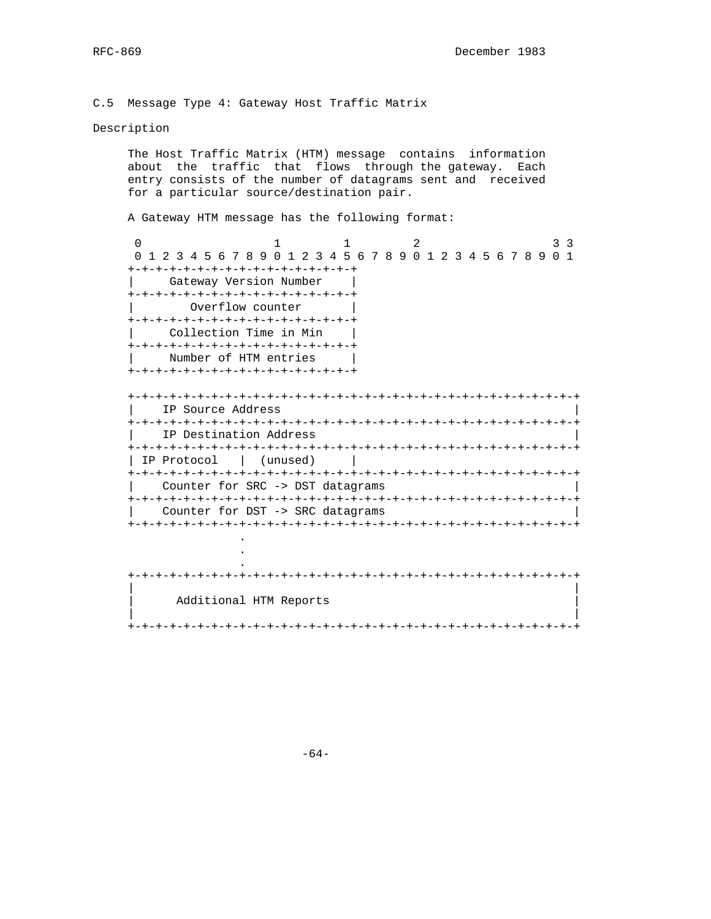### C.5 Message Type 4: Gateway Host Traffic Matrix

Description

The Host Traffic Matrix (HTM) message contains information about the traffic that flows through the gateway. Each entry consists of the number of datagrams sent and received for a particular source/destination pair.

A Gateway HTM message has the following format:

```
 0                   1         1         2                   3 3
 0 1 2 3 4 5 6 7 8 9 0 1 2 3 4 5 6 7 8 9 0 1 2 3 4 5 6 7 8 9 0 1
+-+-+-+-+-+-+-+-+-+-+-+-+-+-+-+-+
|     Gateway Version Number    |
+-+-+-+-+-+-+-+-+-+-+-+-+-+-+-+-+
|        Overflow counter       |
+-+-+-+-+-+-+-+-+-+-+-+-+-+-+-+-+
|     Collection Time in Min    |
+-+-+-+-+-+-+-+-+-+-+-+-+-+-+-+-+
|     Number of HTM entries     |
+-+-+-+-+-+-+-+-+-+-+-+-+-+-+-+-+

+-+-+-+-+-+-+-+-+-+-+-+-+-+-+-+-+-+-+-+-+-+-+-+-+-+-+-+-+-+-+-+-+
|    IP Source Address                                          |
+-+-+-+-+-+-+-+-+-+-+-+-+-+-+-+-+-+-+-+-+-+-+-+-+-+-+-+-+-+-+-+-+
|    IP Destination Address                                     |
+-+-+-+-+-+-+-+-+-+-+-+-+-+-+-+-+-+-+-+-+-+-+-+-+-+-+-+-+-+-+-+-+
| IP Protocol   |  (unused)     |
+-+-+-+-+-+-+-+-+-+-+-+-+-+-+-+-+-+-+-+-+-+-+-+-+-+-+-+-+-+-+-+-+
|    Counter for SRC -> DST datagrams                           |
+-+-+-+-+-+-+-+-+-+-+-+-+-+-+-+-+-+-+-+-+-+-+-+-+-+-+-+-+-+-+-+-+
|    Counter for DST -> SRC datagrams                           |
+-+-+-+-+-+-+-+-+-+-+-+-+-+-+-+-+-+-+-+-+-+-+-+-+-+-+-+-+-+-+-+-+
                .
                .
                .
+-+-+-+-+-+-+-+-+-+-+-+-+-+-+-+-+-+-+-+-+-+-+-+-+-+-+-+-+-+-+-+-+
|                                                               |
|      Additional HTM Reports                                   |
|                                                               |
+-+-+-+-+-+-+-+-+-+-+-+-+-+-+-+-+-+-+-+-+-+-+-+-+-+-+-+-+-+-+-+-+
```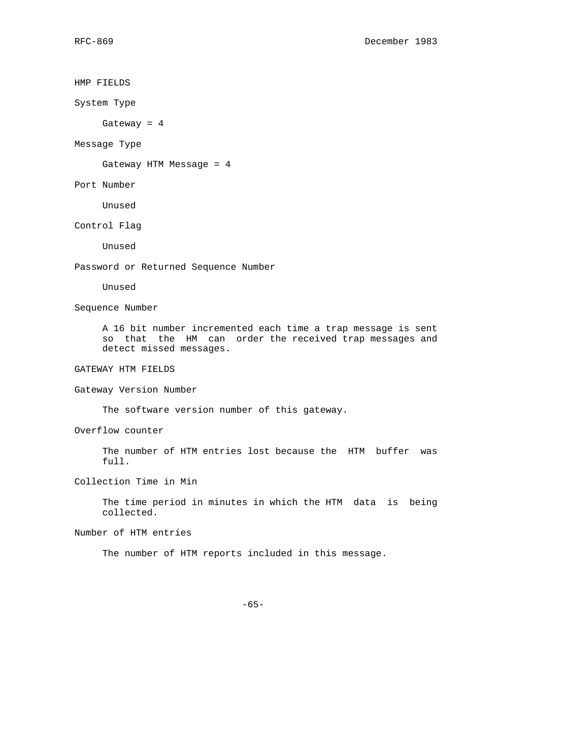HMP FIELDS

System Type

Gateway = 4

Message Type

Gateway HTM Message = 4

Port Number

Unused

Control Flag

Unused

Password or Returned Sequence Number

Unused

Sequence Number

A 16 bit number incremented each time a trap message is sent so that the HM can order the received trap messages and detect missed messages.

GATEWAY HTM FIELDS

Gateway Version Number

The software version number of this gateway.

Overflow counter

The number of HTM entries lost because the HTM buffer was full.

Collection Time in Min

The time period in minutes in which the HTM data is being collected.

Number of HTM entries

The number of HTM reports included in this message.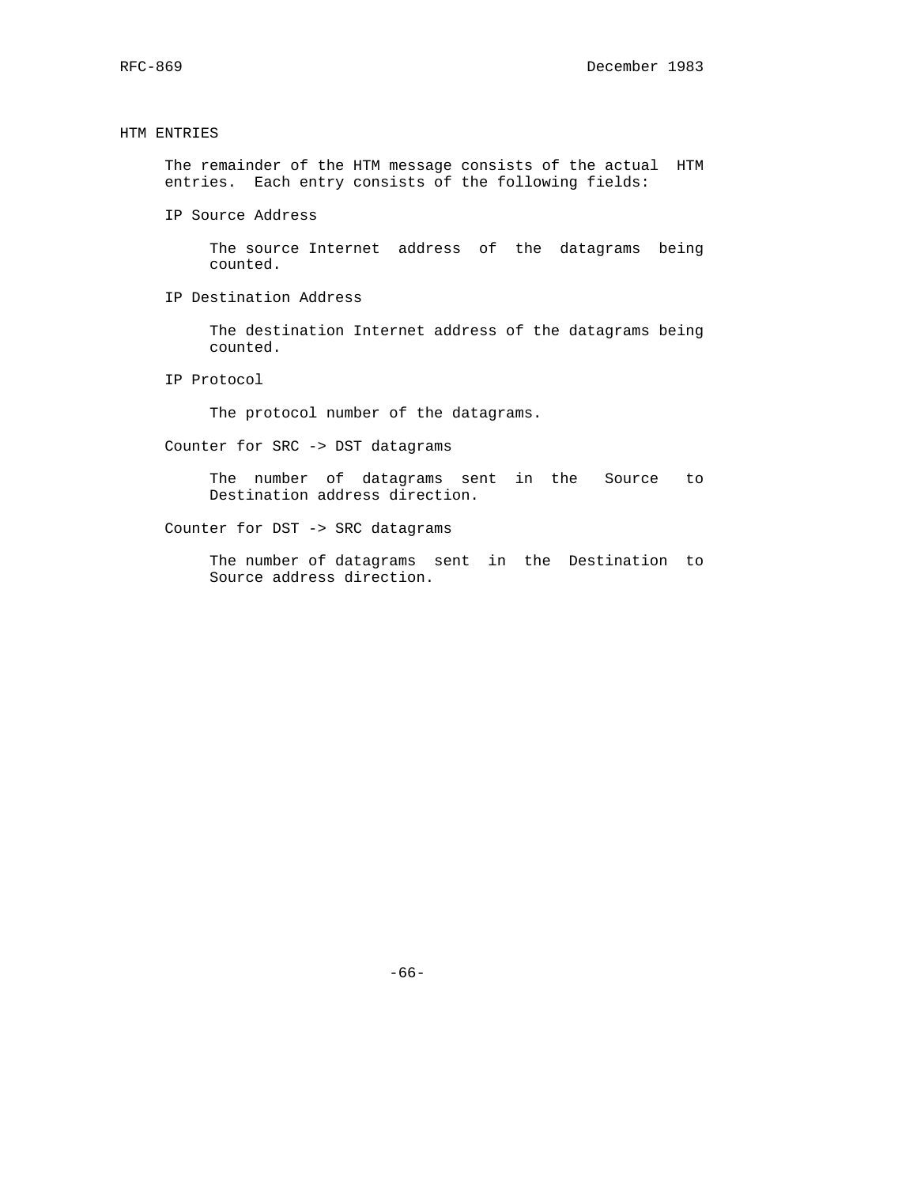## HTM ENTRIES

The remainder of the HTM message consists of the actual HTM entries. Each entry consists of the following fields:

IP Source Address

The source Internet address of the datagrams being counted.

IP Destination Address

The destination Internet address of the datagrams being counted.

IP Protocol

The protocol number of the datagrams.

Counter for SRC -> DST datagrams

The number of datagrams sent in the Source to Destination address direction.

Counter for DST -> SRC datagrams

The number of datagrams sent in the Destination to Source address direction.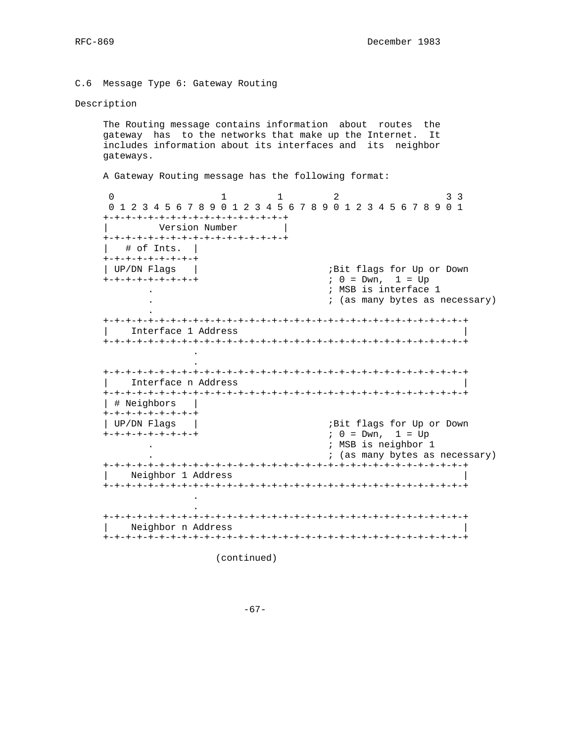## C.6 Message Type 6: Gateway Routing

Description

The Routing message contains information about routes the gateway has to the networks that make up the Internet. It includes information about its interfaces and its neighbor gateways.

A Gateway Routing message has the following format:

```
 0                   1         1         2                   3 3
 0 1 2 3 4 5 6 7 8 9 0 1 2 3 4 5 6 7 8 9 0 1 2 3 4 5 6 7 8 9 0 1
+-+-+-+-+-+-+-+-+-+-+-+-+-+-+-+-+
|         Version Number        |
+-+-+-+-+-+-+-+-+-+-+-+-+-+-+-+-+
|   # of Ints.  |
+-+-+-+-+-+-+-+-+
| UP/DN Flags   |                        ;Bit flags for Up or Down
+-+-+-+-+-+-+-+-+                        ; 0 = Dwn,  1 = Up
        .                                ; MSB is interface 1
        .                                ; (as many bytes as necessary)
        .
+-+-+-+-+-+-+-+-+-+-+-+-+-+-+-+-+-+-+-+-+-+-+-+-+-+-+-+-+-+-+-+-+
|    Interface 1 Address                                        |
+-+-+-+-+-+-+-+-+-+-+-+-+-+-+-+-+-+-+-+-+-+-+-+-+-+-+-+-+-+-+-+-+
               .
               .
+-+-+-+-+-+-+-+-+-+-+-+-+-+-+-+-+-+-+-+-+-+-+-+-+-+-+-+-+-+-+-+-+
|    Interface n Address                                        |
+-+-+-+-+-+-+-+-+-+-+-+-+-+-+-+-+-+-+-+-+-+-+-+-+-+-+-+-+-+-+-+-+
| # Neighbors   |
+-+-+-+-+-+-+-+-+
| UP/DN Flags   |                        ;Bit flags for Up or Down
+-+-+-+-+-+-+-+-+                        ; 0 = Dwn,  1 = Up
        .                                ; MSB is neighbor 1
        .                                ; (as many bytes as necessary)
+-+-+-+-+-+-+-+-+-+-+-+-+-+-+-+-+-+-+-+-+-+-+-+-+-+-+-+-+-+-+-+-+
|    Neighbor 1 Address                                         |
+-+-+-+-+-+-+-+-+-+-+-+-+-+-+-+-+-+-+-+-+-+-+-+-+-+-+-+-+-+-+-+-+
               .
               .
+-+-+-+-+-+-+-+-+-+-+-+-+-+-+-+-+-+-+-+-+-+-+-+-+-+-+-+-+-+-+-+-+
|    Neighbor n Address                                         |
+-+-+-+-+-+-+-+-+-+-+-+-+-+-+-+-+-+-+-+-+-+-+-+-+-+-+-+-+-+-+-+-+

                    (continued)
```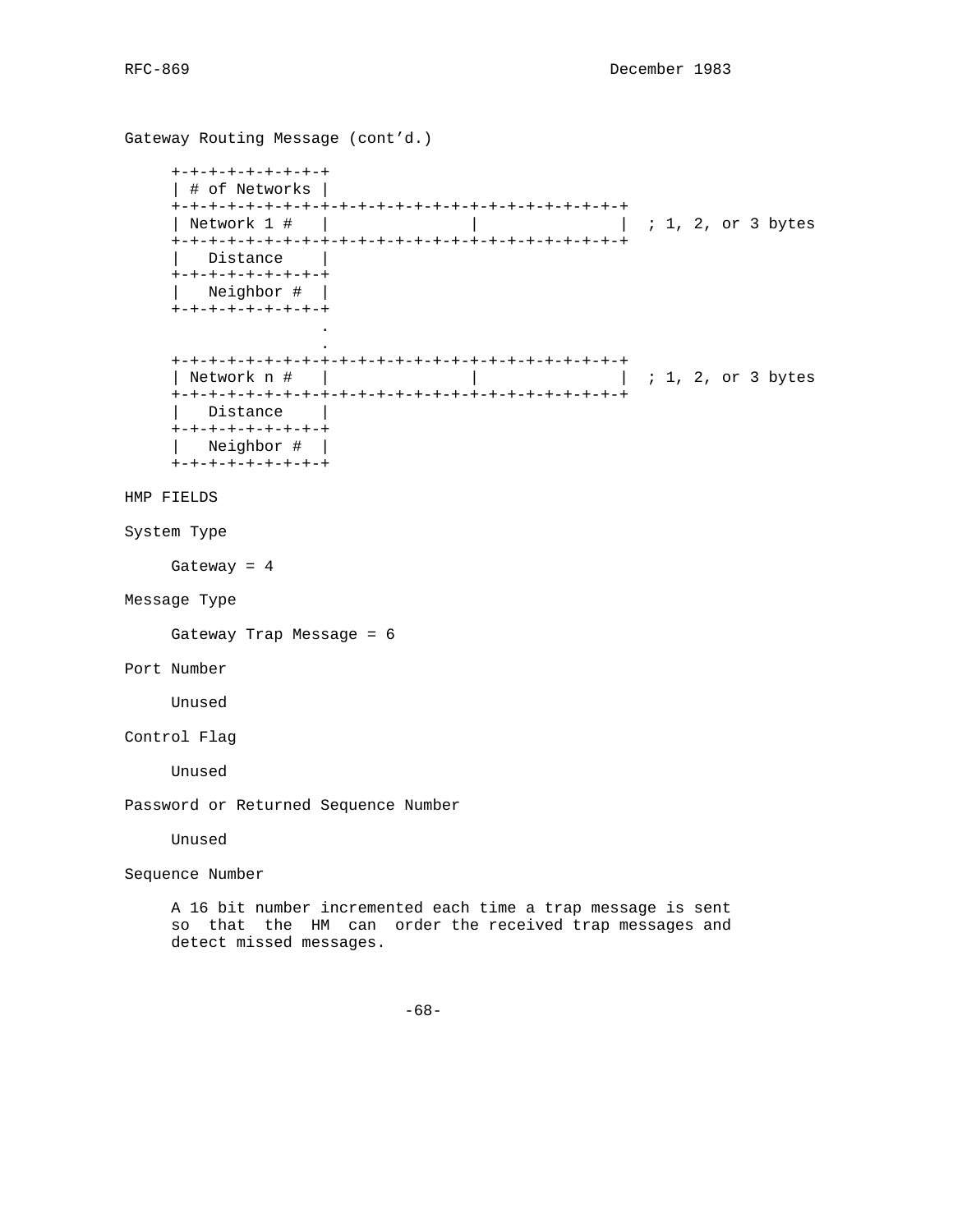Gateway Routing Message (cont'd.)

```
     +-+-+-+-+-+-+-+-+
     | # of Networks |
     +-+-+-+-+-+-+-+-+-+-+-+-+-+-+-+-+-+-+-+-+-+-+-+-+
     | Network 1 #   |               |               |  ; 1, 2, or 3 bytes
     +-+-+-+-+-+-+-+-+-+-+-+-+-+-+-+-+-+-+-+-+-+-+-+-+
     |   Distance    |
     +-+-+-+-+-+-+-+-+
     |   Neighbor #  |
     +-+-+-+-+-+-+-+-+
                     .
                     .
     +-+-+-+-+-+-+-+-+-+-+-+-+-+-+-+-+-+-+-+-+-+-+-+-+
     | Network n #   |               |               |  ; 1, 2, or 3 bytes
     +-+-+-+-+-+-+-+-+-+-+-+-+-+-+-+-+-+-+-+-+-+-+-+-+
     |   Distance    |
     +-+-+-+-+-+-+-+-+
     |   Neighbor #  |
     +-+-+-+-+-+-+-+-+
```

HMP FIELDS

System Type

Gateway = 4

Message Type

Gateway Trap Message = 6

Port Number

Unused

Control Flag

Unused

Password or Returned Sequence Number

Unused

Sequence Number

A 16 bit number incremented each time a trap message is sent so that the HM can order the received trap messages and detect missed messages.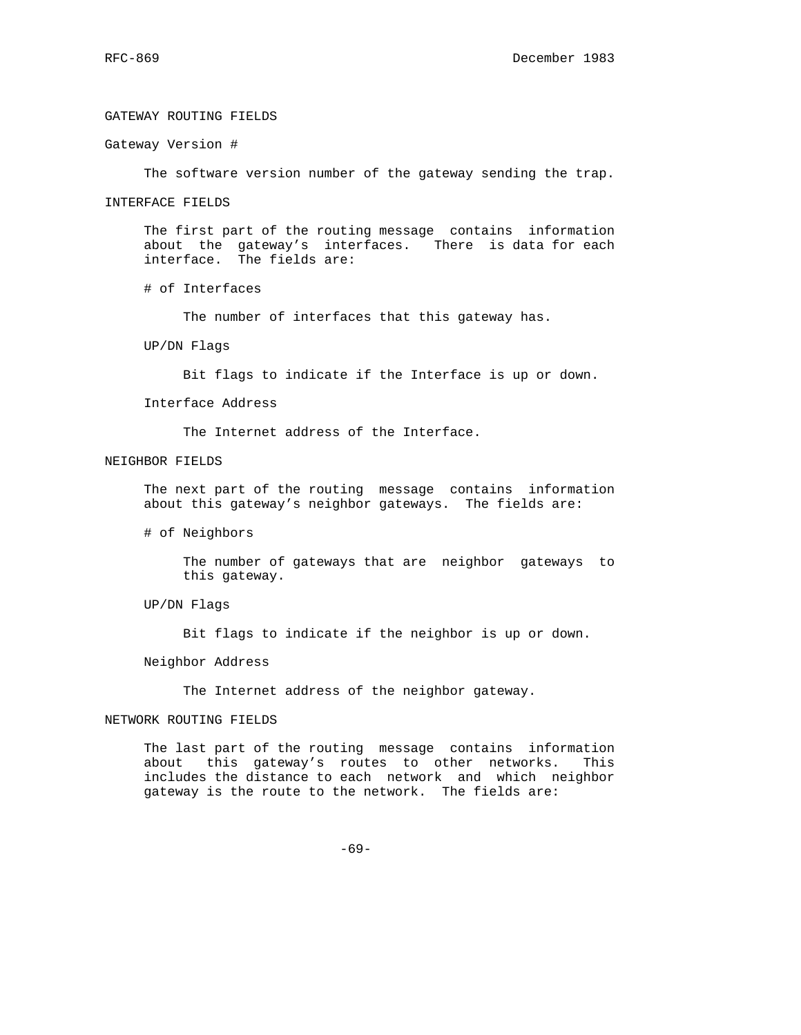## GATEWAY ROUTING FIELDS

### Gateway Version #

The software version number of the gateway sending the trap.

### INTERFACE FIELDS

The first part of the routing message contains information about the gateway's interfaces. There is data for each interface. The fields are:

#### # of Interfaces

The number of interfaces that this gateway has.

#### UP/DN Flags

Bit flags to indicate if the Interface is up or down.

#### Interface Address

The Internet address of the Interface.

### NEIGHBOR FIELDS

The next part of the routing message contains information about this gateway's neighbor gateways. The fields are:

#### # of Neighbors

The number of gateways that are neighbor gateways to this gateway.

#### UP/DN Flags

Bit flags to indicate if the neighbor is up or down.

#### Neighbor Address

The Internet address of the neighbor gateway.

### NETWORK ROUTING FIELDS

The last part of the routing message contains information about this gateway's routes to other networks. This includes the distance to each network and which neighbor gateway is the route to the network. The fields are: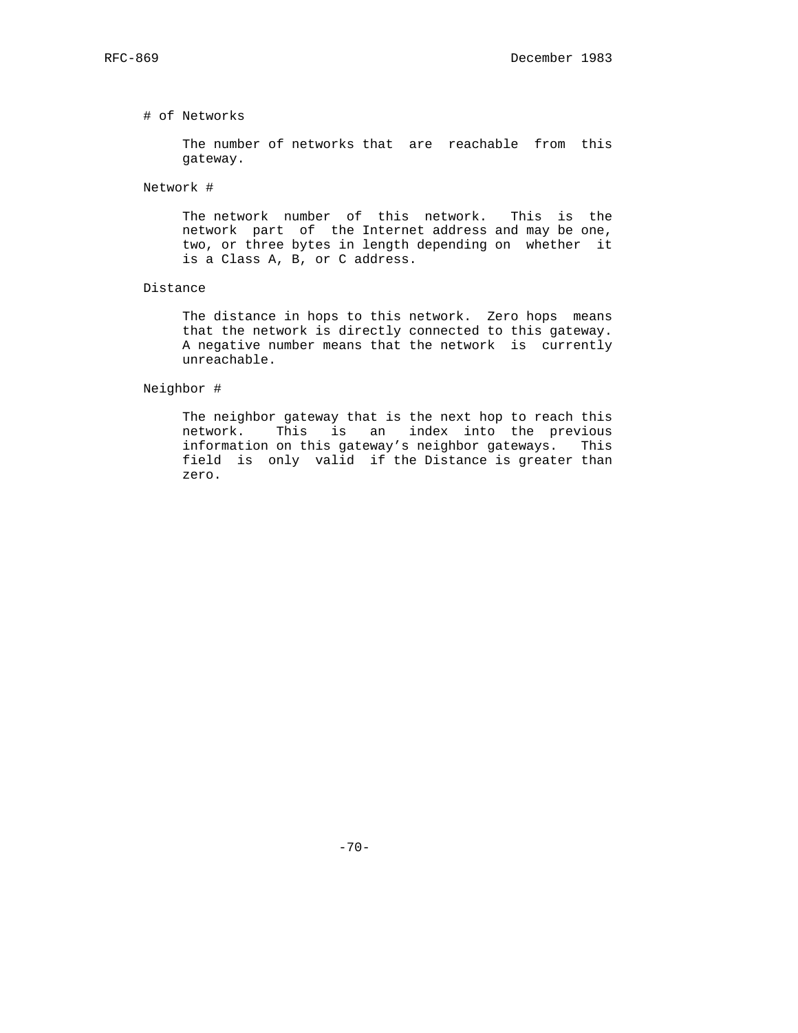# of Networks

The number of networks that are reachable from this gateway.

Network #

The network number of this network. This is the network part of the Internet address and may be one, two, or three bytes in length depending on whether it is a Class A, B, or C address.

Distance

The distance in hops to this network. Zero hops means that the network is directly connected to this gateway. A negative number means that the network is currently unreachable.

Neighbor #

The neighbor gateway that is the next hop to reach this network. This is an index into the previous information on this gateway's neighbor gateways. This field is only valid if the Distance is greater than zero.